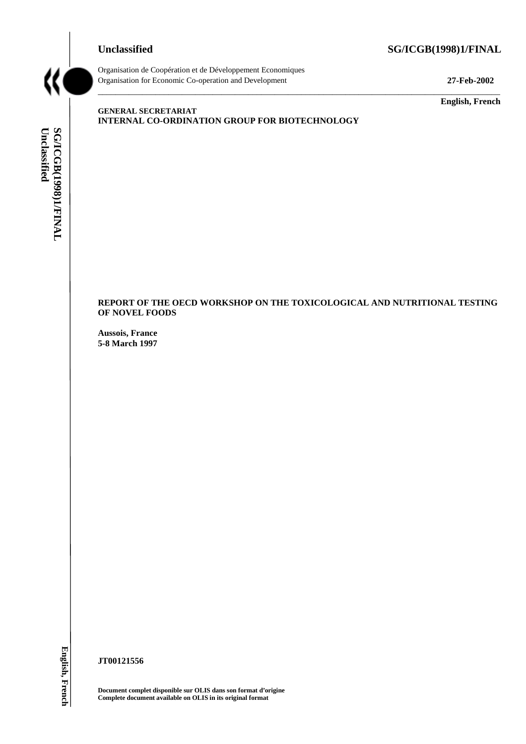**Unclassified** **SG/ICGB(1998)1/FINAL**

Organisation de Coopération et de Développement Economiques
Organisation for Economic Co-operation and Development **27-Feb-2002**

**English, French**

**GENERAL SECRETARIAT**
**INTERNAL CO-ORDINATION GROUP FOR BIOTECHNOLOGY**

**REPORT OF THE OECD WORKSHOP ON THE TOXICOLOGICAL AND NUTRITIONAL TESTING OF NOVEL FOODS**

**Aussois, France**
**5-8 March 1997**

**JT00121556**

**Document complet disponible sur OLIS dans son format d'origine**
**Complete document available on OLIS in its original format**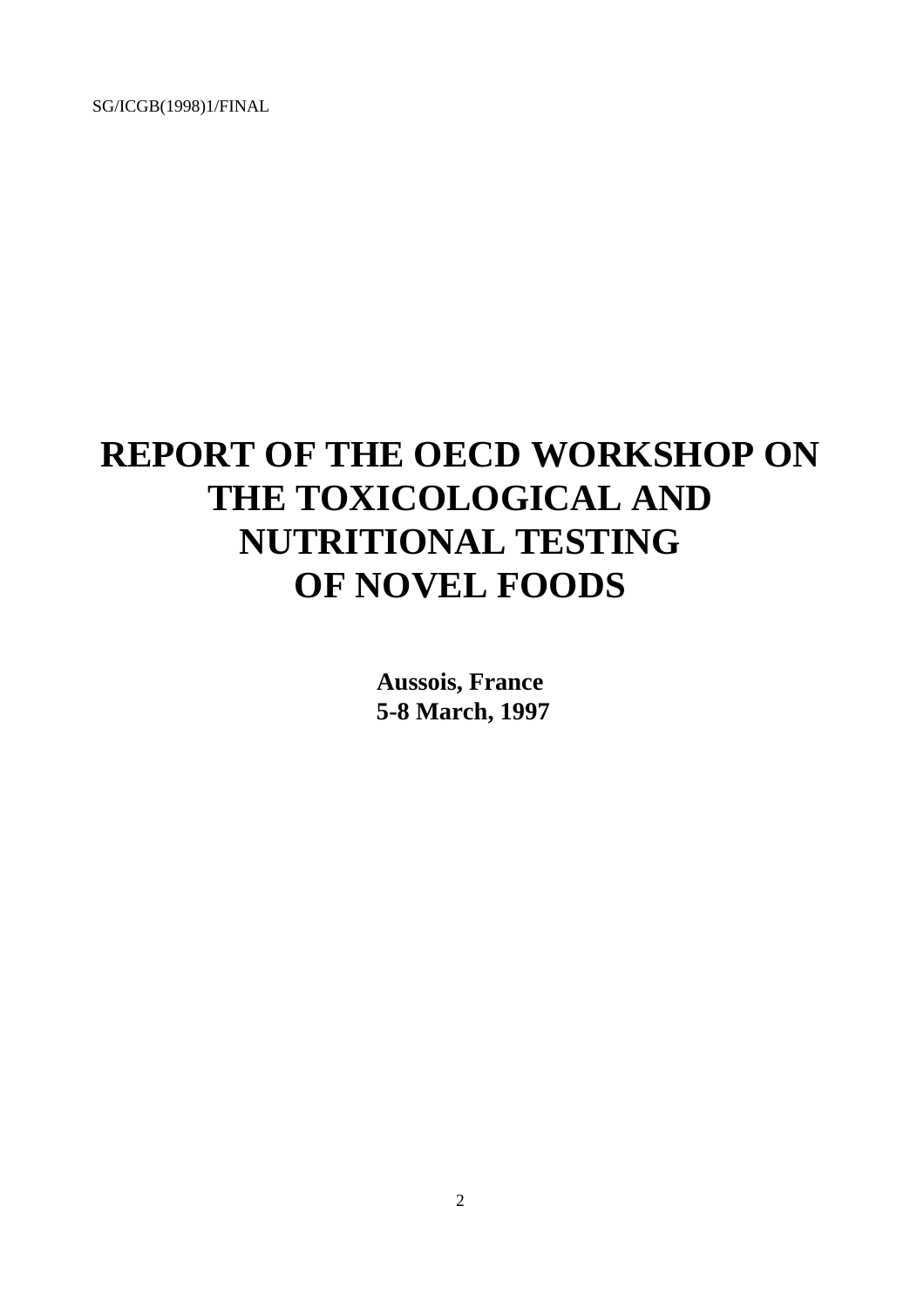SG/ICGB(1998)1/FINAL

# REPORT OF THE OECD WORKSHOP ON THE TOXICOLOGICAL AND NUTRITIONAL TESTING OF NOVEL FOODS

**Aussois, France**
**5-8 March, 1997**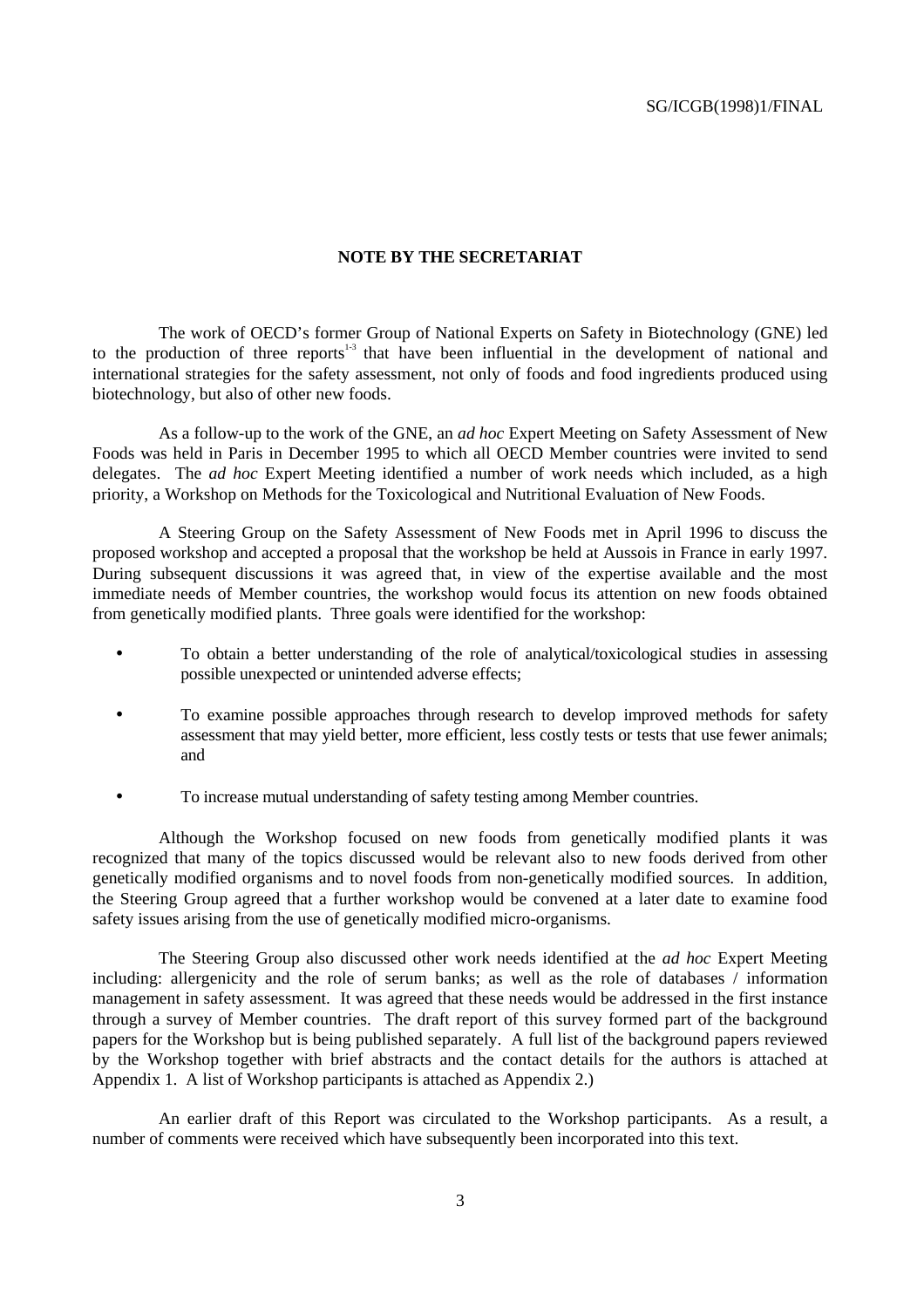## NOTE BY THE SECRETARIAT

The work of OECD's former Group of National Experts on Safety in Biotechnology (GNE) led to the production of three reports[1-3] that have been influential in the development of national and international strategies for the safety assessment, not only of foods and food ingredients produced using biotechnology, but also of other new foods.

As a follow-up to the work of the GNE, an *ad hoc* Expert Meeting on Safety Assessment of New Foods was held in Paris in December 1995 to which all OECD Member countries were invited to send delegates. The *ad hoc* Expert Meeting identified a number of work needs which included, as a high priority, a Workshop on Methods for the Toxicological and Nutritional Evaluation of New Foods.

A Steering Group on the Safety Assessment of New Foods met in April 1996 to discuss the proposed workshop and accepted a proposal that the workshop be held at Aussois in France in early 1997. During subsequent discussions it was agreed that, in view of the expertise available and the most immediate needs of Member countries, the workshop would focus its attention on new foods obtained from genetically modified plants. Three goals were identified for the workshop:

- To obtain a better understanding of the role of analytical/toxicological studies in assessing possible unexpected or unintended adverse effects;
- To examine possible approaches through research to develop improved methods for safety assessment that may yield better, more efficient, less costly tests or tests that use fewer animals; and
- To increase mutual understanding of safety testing among Member countries.

Although the Workshop focused on new foods from genetically modified plants it was recognized that many of the topics discussed would be relevant also to new foods derived from other genetically modified organisms and to novel foods from non-genetically modified sources. In addition, the Steering Group agreed that a further workshop would be convened at a later date to examine food safety issues arising from the use of genetically modified micro-organisms.

The Steering Group also discussed other work needs identified at the *ad hoc* Expert Meeting including: allergenicity and the role of serum banks; as well as the role of databases / information management in safety assessment. It was agreed that these needs would be addressed in the first instance through a survey of Member countries. The draft report of this survey formed part of the background papers for the Workshop but is being published separately. A full list of the background papers reviewed by the Workshop together with brief abstracts and the contact details for the authors is attached at Appendix 1. A list of Workshop participants is attached as Appendix 2.)

An earlier draft of this Report was circulated to the Workshop participants. As a result, a number of comments were received which have subsequently been incorporated into this text.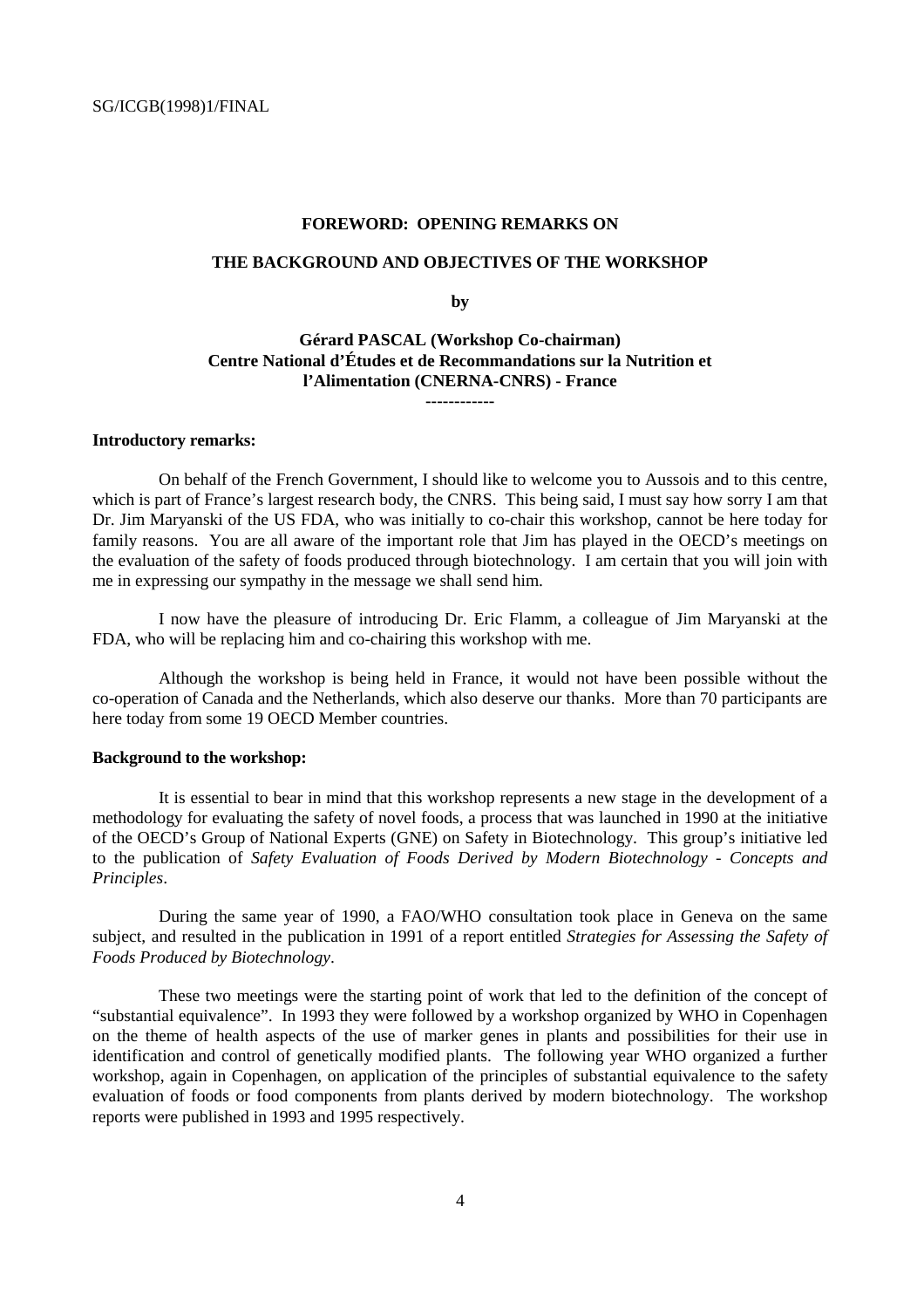# FOREWORD: OPENING REMARKS ON

# THE BACKGROUND AND OBJECTIVES OF THE WORKSHOP

**by**

**Gérard PASCAL (Workshop Co-chairman)**
**Centre National d'Études et de Recommandations sur la Nutrition et l'Alimentation (CNERNA-CNRS) - France**

------------

**Introductory remarks:**

On behalf of the French Government, I should like to welcome you to Aussois and to this centre, which is part of France's largest research body, the CNRS. This being said, I must say how sorry I am that Dr. Jim Maryanski of the US FDA, who was initially to co-chair this workshop, cannot be here today for family reasons. You are all aware of the important role that Jim has played in the OECD's meetings on the evaluation of the safety of foods produced through biotechnology. I am certain that you will join with me in expressing our sympathy in the message we shall send him.

I now have the pleasure of introducing Dr. Eric Flamm, a colleague of Jim Maryanski at the FDA, who will be replacing him and co-chairing this workshop with me.

Although the workshop is being held in France, it would not have been possible without the co-operation of Canada and the Netherlands, which also deserve our thanks. More than 70 participants are here today from some 19 OECD Member countries.

**Background to the workshop:**

It is essential to bear in mind that this workshop represents a new stage in the development of a methodology for evaluating the safety of novel foods, a process that was launched in 1990 at the initiative of the OECD's Group of National Experts (GNE) on Safety in Biotechnology. This group's initiative led to the publication of *Safety Evaluation of Foods Derived by Modern Biotechnology - Concepts and Principles*.

During the same year of 1990, a FAO/WHO consultation took place in Geneva on the same subject, and resulted in the publication in 1991 of a report entitled *Strategies for Assessing the Safety of Foods Produced by Biotechnology*.

These two meetings were the starting point of work that led to the definition of the concept of "substantial equivalence". In 1993 they were followed by a workshop organized by WHO in Copenhagen on the theme of health aspects of the use of marker genes in plants and possibilities for their use in identification and control of genetically modified plants. The following year WHO organized a further workshop, again in Copenhagen, on application of the principles of substantial equivalence to the safety evaluation of foods or food components from plants derived by modern biotechnology. The workshop reports were published in 1993 and 1995 respectively.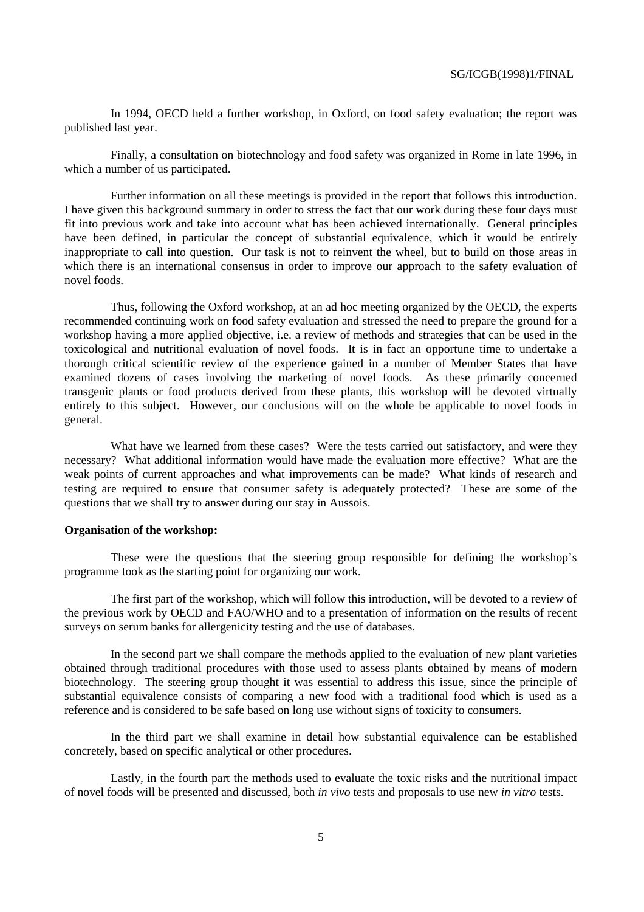In 1994, OECD held a further workshop, in Oxford, on food safety evaluation; the report was published last year.

Finally, a consultation on biotechnology and food safety was organized in Rome in late 1996, in which a number of us participated.

Further information on all these meetings is provided in the report that follows this introduction. I have given this background summary in order to stress the fact that our work during these four days must fit into previous work and take into account what has been achieved internationally. General principles have been defined, in particular the concept of substantial equivalence, which it would be entirely inappropriate to call into question. Our task is not to reinvent the wheel, but to build on those areas in which there is an international consensus in order to improve our approach to the safety evaluation of novel foods.

Thus, following the Oxford workshop, at an ad hoc meeting organized by the OECD, the experts recommended continuing work on food safety evaluation and stressed the need to prepare the ground for a workshop having a more applied objective, i.e. a review of methods and strategies that can be used in the toxicological and nutritional evaluation of novel foods. It is in fact an opportune time to undertake a thorough critical scientific review of the experience gained in a number of Member States that have examined dozens of cases involving the marketing of novel foods. As these primarily concerned transgenic plants or food products derived from these plants, this workshop will be devoted virtually entirely to this subject. However, our conclusions will on the whole be applicable to novel foods in general.

What have we learned from these cases? Were the tests carried out satisfactory, and were they necessary? What additional information would have made the evaluation more effective? What are the weak points of current approaches and what improvements can be made? What kinds of research and testing are required to ensure that consumer safety is adequately protected? These are some of the questions that we shall try to answer during our stay in Aussois.

**Organisation of the workshop:**

These were the questions that the steering group responsible for defining the workshop's programme took as the starting point for organizing our work.

The first part of the workshop, which will follow this introduction, will be devoted to a review of the previous work by OECD and FAO/WHO and to a presentation of information on the results of recent surveys on serum banks for allergenicity testing and the use of databases.

In the second part we shall compare the methods applied to the evaluation of new plant varieties obtained through traditional procedures with those used to assess plants obtained by means of modern biotechnology. The steering group thought it was essential to address this issue, since the principle of substantial equivalence consists of comparing a new food with a traditional food which is used as a reference and is considered to be safe based on long use without signs of toxicity to consumers.

In the third part we shall examine in detail how substantial equivalence can be established concretely, based on specific analytical or other procedures.

Lastly, in the fourth part the methods used to evaluate the toxic risks and the nutritional impact of novel foods will be presented and discussed, both *in vivo* tests and proposals to use new *in vitro* tests.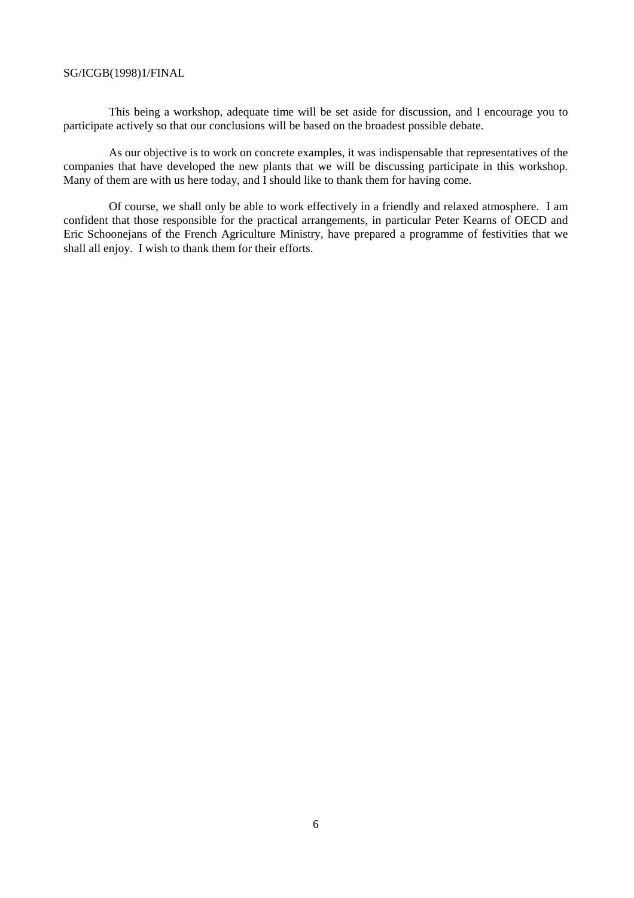This being a workshop, adequate time will be set aside for discussion, and I encourage you to participate actively so that our conclusions will be based on the broadest possible debate.

As our objective is to work on concrete examples, it was indispensable that representatives of the companies that have developed the new plants that we will be discussing participate in this workshop. Many of them are with us here today, and I should like to thank them for having come.

Of course, we shall only be able to work effectively in a friendly and relaxed atmosphere. I am confident that those responsible for the practical arrangements, in particular Peter Kearns of OECD and Eric Schoonejans of the French Agriculture Ministry, have prepared a programme of festivities that we shall all enjoy. I wish to thank them for their efforts.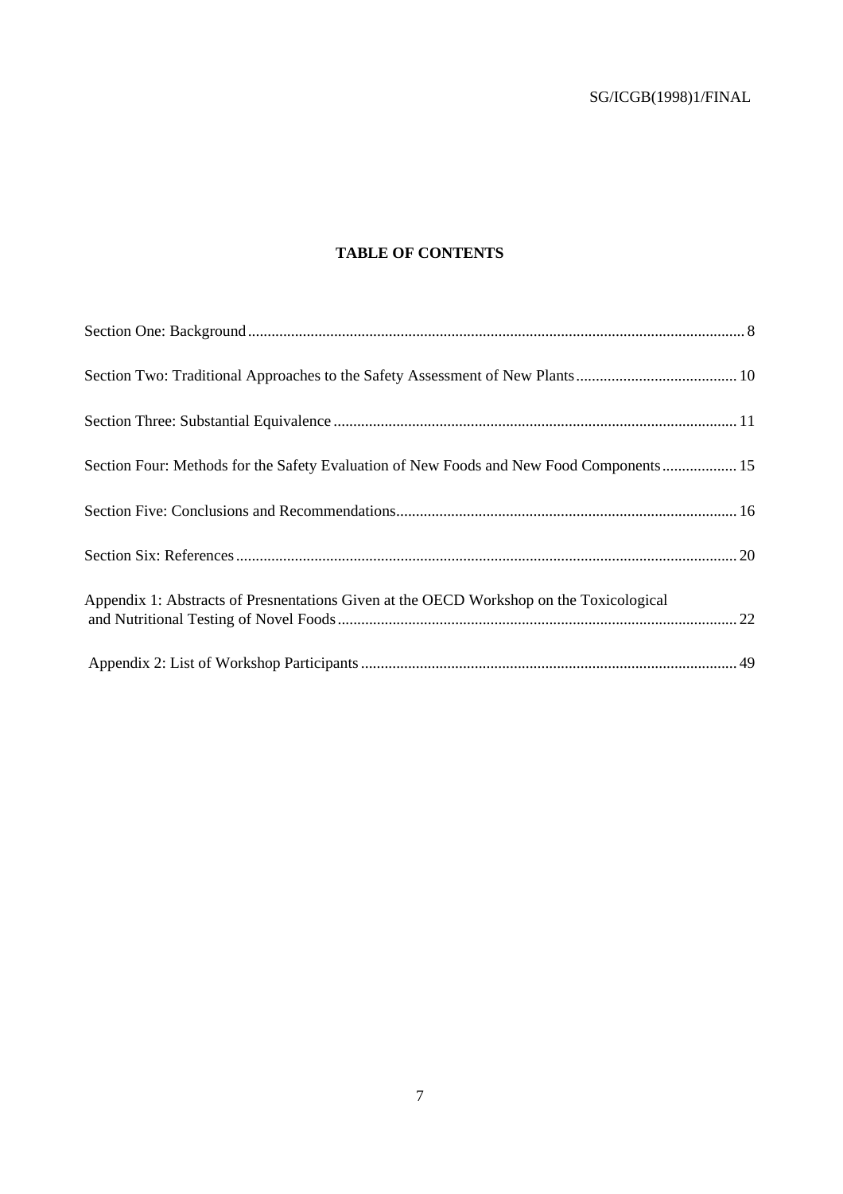## TABLE OF CONTENTS

Section One: Background ........ 8

Section Two: Traditional Approaches to the Safety Assessment of New Plants ........ 10

Section Three: Substantial Equivalence ........ 11

Section Four: Methods for the Safety Evaluation of New Foods and New Food Components ........ 15

Section Five: Conclusions and Recommendations ........ 16

Section Six: References ........ 20

Appendix 1: Abstracts of Presnentations Given at the OECD Workshop on the Toxicological and Nutritional Testing of Novel Foods ........ 22

Appendix 2: List of Workshop Participants ........ 49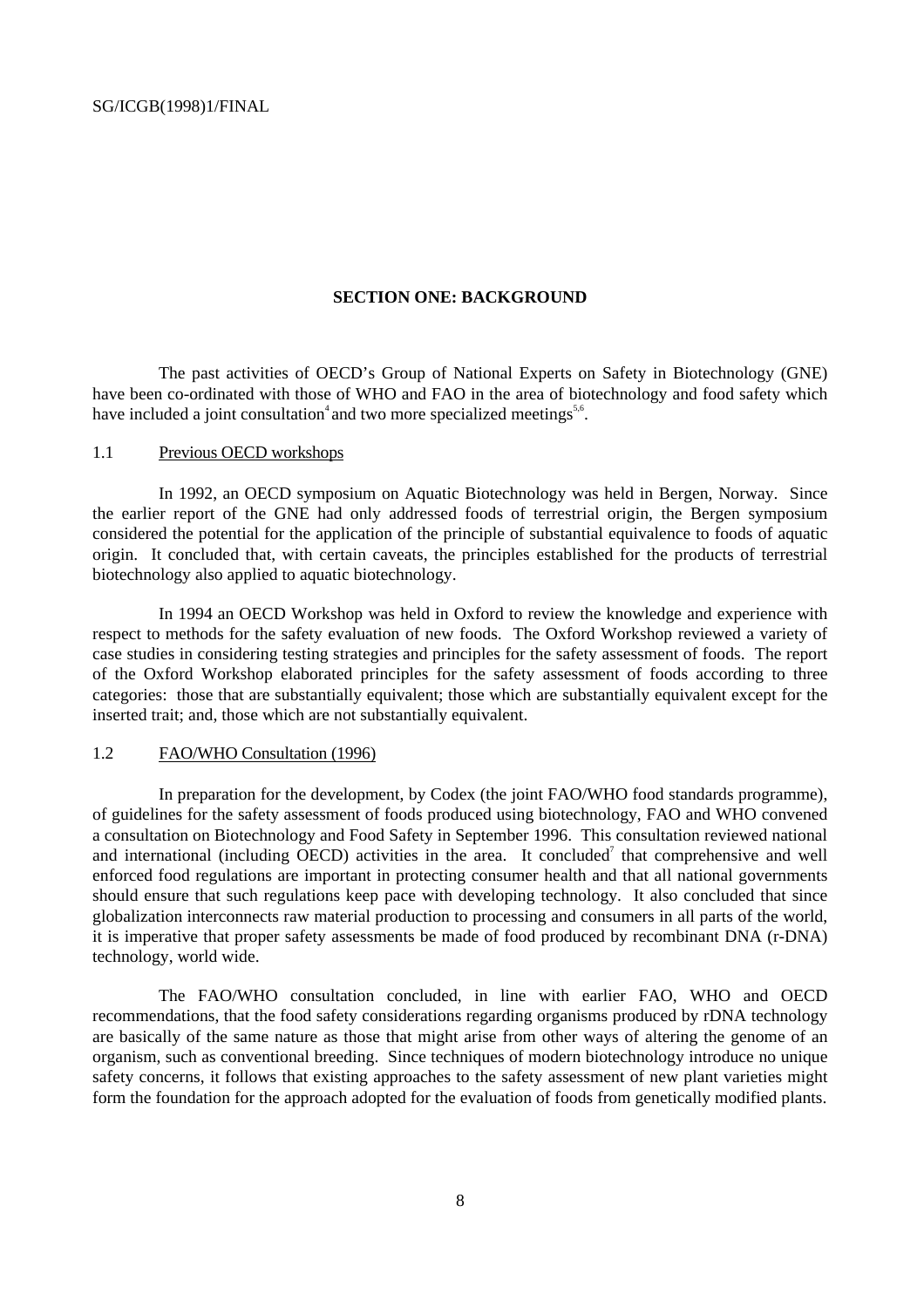## SECTION ONE: BACKGROUND

The past activities of OECD's Group of National Experts on Safety in Biotechnology (GNE) have been co-ordinated with those of WHO and FAO in the area of biotechnology and food safety which have included a joint consultation[4] and two more specialized meetings[5,6].

### 1.1 Previous OECD workshops

In 1992, an OECD symposium on Aquatic Biotechnology was held in Bergen, Norway. Since the earlier report of the GNE had only addressed foods of terrestrial origin, the Bergen symposium considered the potential for the application of the principle of substantial equivalence to foods of aquatic origin. It concluded that, with certain caveats, the principles established for the products of terrestrial biotechnology also applied to aquatic biotechnology.

In 1994 an OECD Workshop was held in Oxford to review the knowledge and experience with respect to methods for the safety evaluation of new foods. The Oxford Workshop reviewed a variety of case studies in considering testing strategies and principles for the safety assessment of foods. The report of the Oxford Workshop elaborated principles for the safety assessment of foods according to three categories: those that are substantially equivalent; those which are substantially equivalent except for the inserted trait; and, those which are not substantially equivalent.

### 1.2 FAO/WHO Consultation (1996)

In preparation for the development, by Codex (the joint FAO/WHO food standards programme), of guidelines for the safety assessment of foods produced using biotechnology, FAO and WHO convened a consultation on Biotechnology and Food Safety in September 1996. This consultation reviewed national and international (including OECD) activities in the area. It concluded[7] that comprehensive and well enforced food regulations are important in protecting consumer health and that all national governments should ensure that such regulations keep pace with developing technology. It also concluded that since globalization interconnects raw material production to processing and consumers in all parts of the world, it is imperative that proper safety assessments be made of food produced by recombinant DNA (r-DNA) technology, world wide.

The FAO/WHO consultation concluded, in line with earlier FAO, WHO and OECD recommendations, that the food safety considerations regarding organisms produced by rDNA technology are basically of the same nature as those that might arise from other ways of altering the genome of an organism, such as conventional breeding. Since techniques of modern biotechnology introduce no unique safety concerns, it follows that existing approaches to the safety assessment of new plant varieties might form the foundation for the approach adopted for the evaluation of foods from genetically modified plants.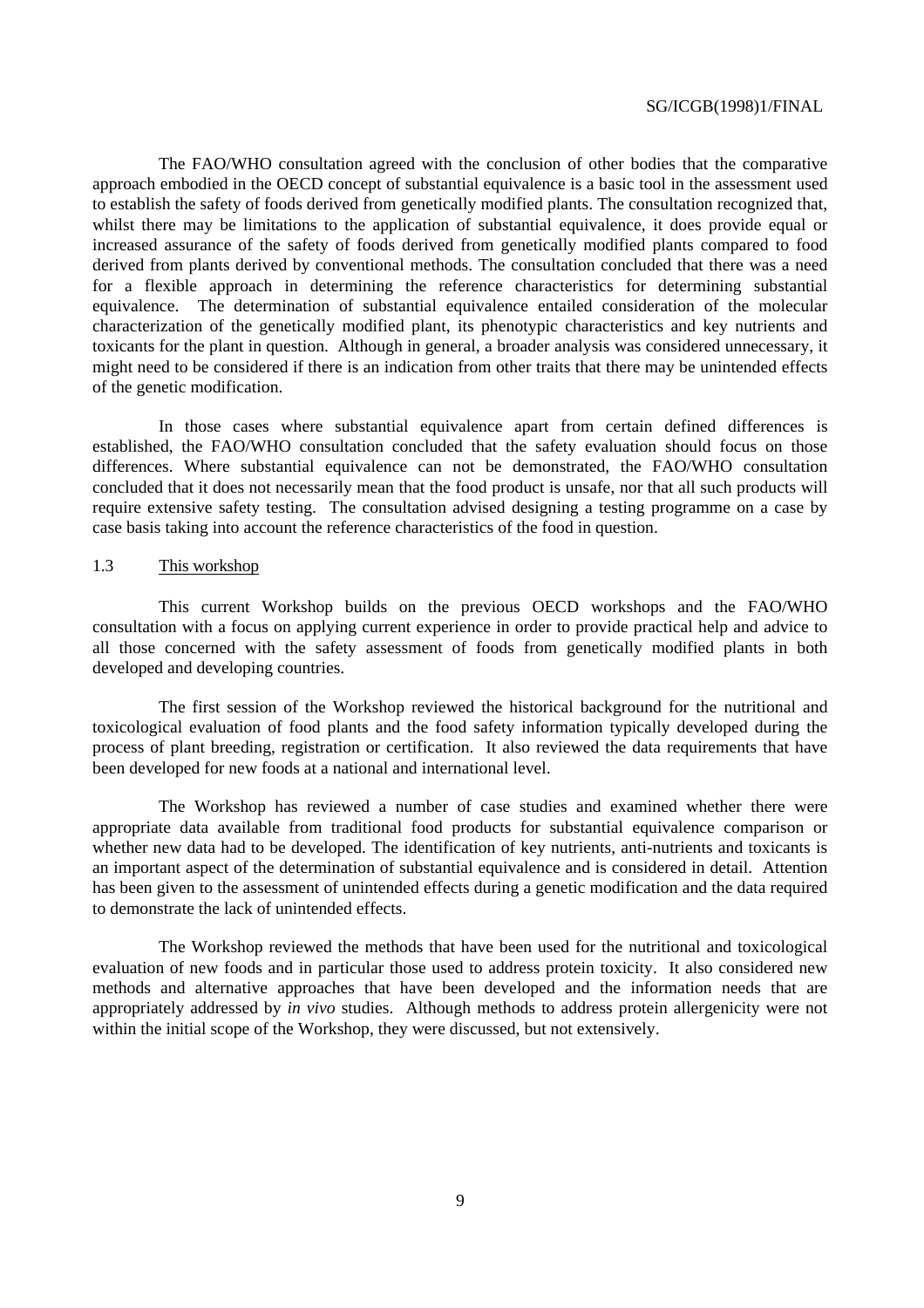The FAO/WHO consultation agreed with the conclusion of other bodies that the comparative approach embodied in the OECD concept of substantial equivalence is a basic tool in the assessment used to establish the safety of foods derived from genetically modified plants. The consultation recognized that, whilst there may be limitations to the application of substantial equivalence, it does provide equal or increased assurance of the safety of foods derived from genetically modified plants compared to food derived from plants derived by conventional methods. The consultation concluded that there was a need for a flexible approach in determining the reference characteristics for determining substantial equivalence. The determination of substantial equivalence entailed consideration of the molecular characterization of the genetically modified plant, its phenotypic characteristics and key nutrients and toxicants for the plant in question. Although in general, a broader analysis was considered unnecessary, it might need to be considered if there is an indication from other traits that there may be unintended effects of the genetic modification.

In those cases where substantial equivalence apart from certain defined differences is established, the FAO/WHO consultation concluded that the safety evaluation should focus on those differences. Where substantial equivalence can not be demonstrated, the FAO/WHO consultation concluded that it does not necessarily mean that the food product is unsafe, nor that all such products will require extensive safety testing. The consultation advised designing a testing programme on a case by case basis taking into account the reference characteristics of the food in question.

### 1.3 This workshop

This current Workshop builds on the previous OECD workshops and the FAO/WHO consultation with a focus on applying current experience in order to provide practical help and advice to all those concerned with the safety assessment of foods from genetically modified plants in both developed and developing countries.

The first session of the Workshop reviewed the historical background for the nutritional and toxicological evaluation of food plants and the food safety information typically developed during the process of plant breeding, registration or certification. It also reviewed the data requirements that have been developed for new foods at a national and international level.

The Workshop has reviewed a number of case studies and examined whether there were appropriate data available from traditional food products for substantial equivalence comparison or whether new data had to be developed. The identification of key nutrients, anti-nutrients and toxicants is an important aspect of the determination of substantial equivalence and is considered in detail. Attention has been given to the assessment of unintended effects during a genetic modification and the data required to demonstrate the lack of unintended effects.

The Workshop reviewed the methods that have been used for the nutritional and toxicological evaluation of new foods and in particular those used to address protein toxicity. It also considered new methods and alternative approaches that have been developed and the information needs that are appropriately addressed by *in vivo* studies. Although methods to address protein allergenicity were not within the initial scope of the Workshop, they were discussed, but not extensively.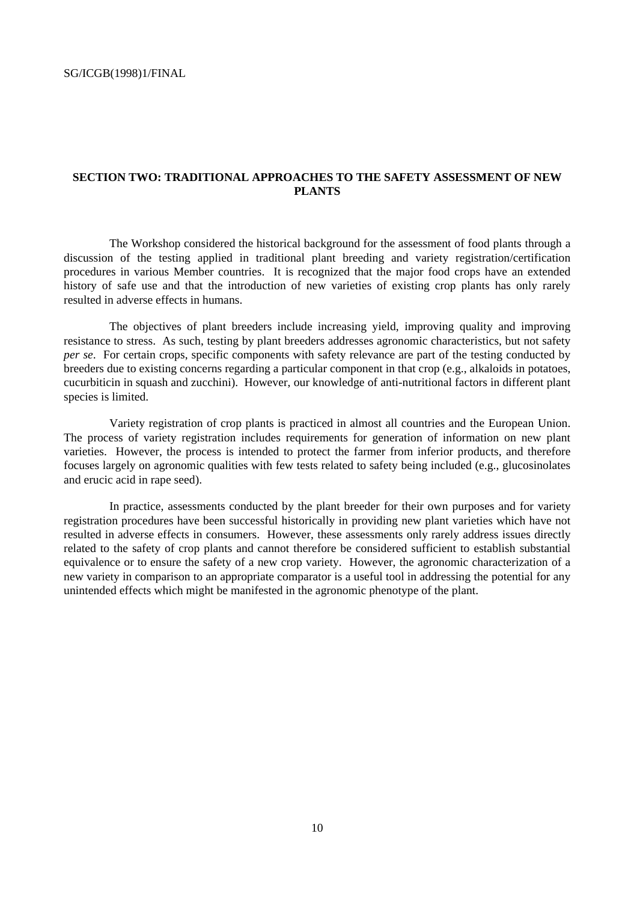## SECTION TWO: TRADITIONAL APPROACHES TO THE SAFETY ASSESSMENT OF NEW PLANTS

The Workshop considered the historical background for the assessment of food plants through a discussion of the testing applied in traditional plant breeding and variety registration/certification procedures in various Member countries. It is recognized that the major food crops have an extended history of safe use and that the introduction of new varieties of existing crop plants has only rarely resulted in adverse effects in humans.

The objectives of plant breeders include increasing yield, improving quality and improving resistance to stress. As such, testing by plant breeders addresses agronomic characteristics, but not safety *per se*. For certain crops, specific components with safety relevance are part of the testing conducted by breeders due to existing concerns regarding a particular component in that crop (e.g., alkaloids in potatoes, cucurbiticin in squash and zucchini). However, our knowledge of anti-nutritional factors in different plant species is limited.

Variety registration of crop plants is practiced in almost all countries and the European Union. The process of variety registration includes requirements for generation of information on new plant varieties. However, the process is intended to protect the farmer from inferior products, and therefore focuses largely on agronomic qualities with few tests related to safety being included (e.g., glucosinolates and erucic acid in rape seed).

In practice, assessments conducted by the plant breeder for their own purposes and for variety registration procedures have been successful historically in providing new plant varieties which have not resulted in adverse effects in consumers. However, these assessments only rarely address issues directly related to the safety of crop plants and cannot therefore be considered sufficient to establish substantial equivalence or to ensure the safety of a new crop variety. However, the agronomic characterization of a new variety in comparison to an appropriate comparator is a useful tool in addressing the potential for any unintended effects which might be manifested in the agronomic phenotype of the plant.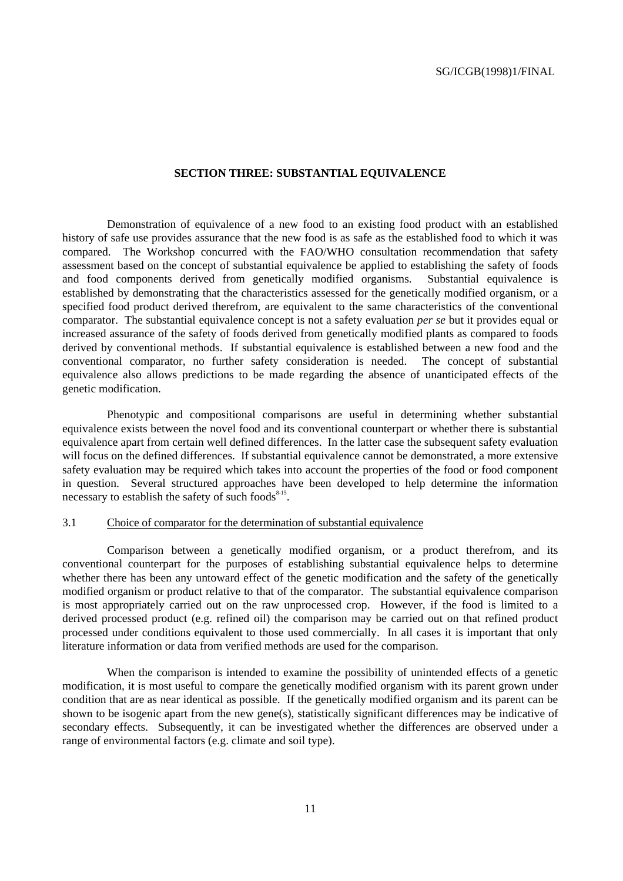## SECTION THREE: SUBSTANTIAL EQUIVALENCE

Demonstration of equivalence of a new food to an existing food product with an established history of safe use provides assurance that the new food is as safe as the established food to which it was compared. The Workshop concurred with the FAO/WHO consultation recommendation that safety assessment based on the concept of substantial equivalence be applied to establishing the safety of foods and food components derived from genetically modified organisms. Substantial equivalence is established by demonstrating that the characteristics assessed for the genetically modified organism, or a specified food product derived therefrom, are equivalent to the same characteristics of the conventional comparator. The substantial equivalence concept is not a safety evaluation *per se* but it provides equal or increased assurance of the safety of foods derived from genetically modified plants as compared to foods derived by conventional methods. If substantial equivalence is established between a new food and the conventional comparator, no further safety consideration is needed. The concept of substantial equivalence also allows predictions to be made regarding the absence of unanticipated effects of the genetic modification.

Phenotypic and compositional comparisons are useful in determining whether substantial equivalence exists between the novel food and its conventional counterpart or whether there is substantial equivalence apart from certain well defined differences. In the latter case the subsequent safety evaluation will focus on the defined differences. If substantial equivalence cannot be demonstrated, a more extensive safety evaluation may be required which takes into account the properties of the food or food component in question. Several structured approaches have been developed to help determine the information necessary to establish the safety of such foods[8-15].

### 3.1 Choice of comparator for the determination of substantial equivalence

Comparison between a genetically modified organism, or a product therefrom, and its conventional counterpart for the purposes of establishing substantial equivalence helps to determine whether there has been any untoward effect of the genetic modification and the safety of the genetically modified organism or product relative to that of the comparator. The substantial equivalence comparison is most appropriately carried out on the raw unprocessed crop. However, if the food is limited to a derived processed product (e.g. refined oil) the comparison may be carried out on that refined product processed under conditions equivalent to those used commercially. In all cases it is important that only literature information or data from verified methods are used for the comparison.

When the comparison is intended to examine the possibility of unintended effects of a genetic modification, it is most useful to compare the genetically modified organism with its parent grown under condition that are as near identical as possible. If the genetically modified organism and its parent can be shown to be isogenic apart from the new gene(s), statistically significant differences may be indicative of secondary effects. Subsequently, it can be investigated whether the differences are observed under a range of environmental factors (e.g. climate and soil type).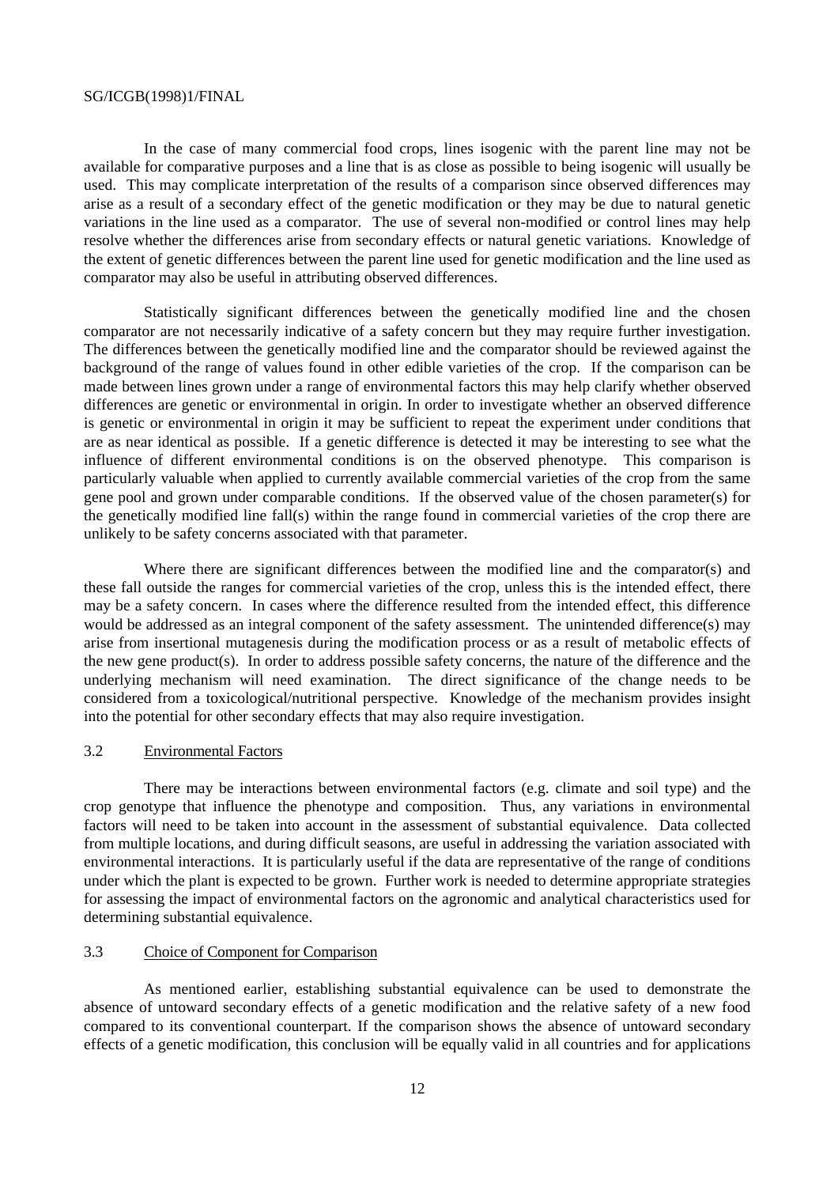In the case of many commercial food crops, lines isogenic with the parent line may not be available for comparative purposes and a line that is as close as possible to being isogenic will usually be used. This may complicate interpretation of the results of a comparison since observed differences may arise as a result of a secondary effect of the genetic modification or they may be due to natural genetic variations in the line used as a comparator. The use of several non-modified or control lines may help resolve whether the differences arise from secondary effects or natural genetic variations. Knowledge of the extent of genetic differences between the parent line used for genetic modification and the line used as comparator may also be useful in attributing observed differences.

Statistically significant differences between the genetically modified line and the chosen comparator are not necessarily indicative of a safety concern but they may require further investigation. The differences between the genetically modified line and the comparator should be reviewed against the background of the range of values found in other edible varieties of the crop. If the comparison can be made between lines grown under a range of environmental factors this may help clarify whether observed differences are genetic or environmental in origin. In order to investigate whether an observed difference is genetic or environmental in origin it may be sufficient to repeat the experiment under conditions that are as near identical as possible. If a genetic difference is detected it may be interesting to see what the influence of different environmental conditions is on the observed phenotype. This comparison is particularly valuable when applied to currently available commercial varieties of the crop from the same gene pool and grown under comparable conditions. If the observed value of the chosen parameter(s) for the genetically modified line fall(s) within the range found in commercial varieties of the crop there are unlikely to be safety concerns associated with that parameter.

Where there are significant differences between the modified line and the comparator(s) and these fall outside the ranges for commercial varieties of the crop, unless this is the intended effect, there may be a safety concern. In cases where the difference resulted from the intended effect, this difference would be addressed as an integral component of the safety assessment. The unintended difference(s) may arise from insertional mutagenesis during the modification process or as a result of metabolic effects of the new gene product(s). In order to address possible safety concerns, the nature of the difference and the underlying mechanism will need examination. The direct significance of the change needs to be considered from a toxicological/nutritional perspective. Knowledge of the mechanism provides insight into the potential for other secondary effects that may also require investigation.

### 3.2 Environmental Factors

There may be interactions between environmental factors (e.g. climate and soil type) and the crop genotype that influence the phenotype and composition. Thus, any variations in environmental factors will need to be taken into account in the assessment of substantial equivalence. Data collected from multiple locations, and during difficult seasons, are useful in addressing the variation associated with environmental interactions. It is particularly useful if the data are representative of the range of conditions under which the plant is expected to be grown. Further work is needed to determine appropriate strategies for assessing the impact of environmental factors on the agronomic and analytical characteristics used for determining substantial equivalence.

### 3.3 Choice of Component for Comparison

As mentioned earlier, establishing substantial equivalence can be used to demonstrate the absence of untoward secondary effects of a genetic modification and the relative safety of a new food compared to its conventional counterpart. If the comparison shows the absence of untoward secondary effects of a genetic modification, this conclusion will be equally valid in all countries and for applications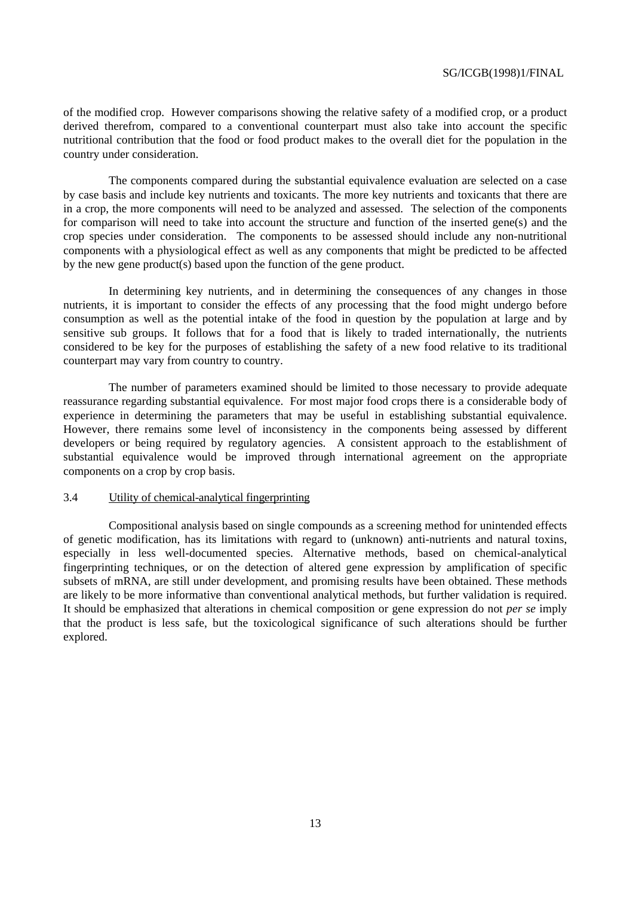of the modified crop. However comparisons showing the relative safety of a modified crop, or a product derived therefrom, compared to a conventional counterpart must also take into account the specific nutritional contribution that the food or food product makes to the overall diet for the population in the country under consideration.

The components compared during the substantial equivalence evaluation are selected on a case by case basis and include key nutrients and toxicants. The more key nutrients and toxicants that there are in a crop, the more components will need to be analyzed and assessed. The selection of the components for comparison will need to take into account the structure and function of the inserted gene(s) and the crop species under consideration. The components to be assessed should include any non-nutritional components with a physiological effect as well as any components that might be predicted to be affected by the new gene product(s) based upon the function of the gene product.

In determining key nutrients, and in determining the consequences of any changes in those nutrients, it is important to consider the effects of any processing that the food might undergo before consumption as well as the potential intake of the food in question by the population at large and by sensitive sub groups. It follows that for a food that is likely to traded internationally, the nutrients considered to be key for the purposes of establishing the safety of a new food relative to its traditional counterpart may vary from country to country.

The number of parameters examined should be limited to those necessary to provide adequate reassurance regarding substantial equivalence. For most major food crops there is a considerable body of experience in determining the parameters that may be useful in establishing substantial equivalence. However, there remains some level of inconsistency in the components being assessed by different developers or being required by regulatory agencies. A consistent approach to the establishment of substantial equivalence would be improved through international agreement on the appropriate components on a crop by crop basis.

### 3.4 Utility of chemical-analytical fingerprinting

Compositional analysis based on single compounds as a screening method for unintended effects of genetic modification, has its limitations with regard to (unknown) anti-nutrients and natural toxins, especially in less well-documented species. Alternative methods, based on chemical-analytical fingerprinting techniques, or on the detection of altered gene expression by amplification of specific subsets of mRNA, are still under development, and promising results have been obtained. These methods are likely to be more informative than conventional analytical methods, but further validation is required. It should be emphasized that alterations in chemical composition or gene expression do not *per se* imply that the product is less safe, but the toxicological significance of such alterations should be further explored.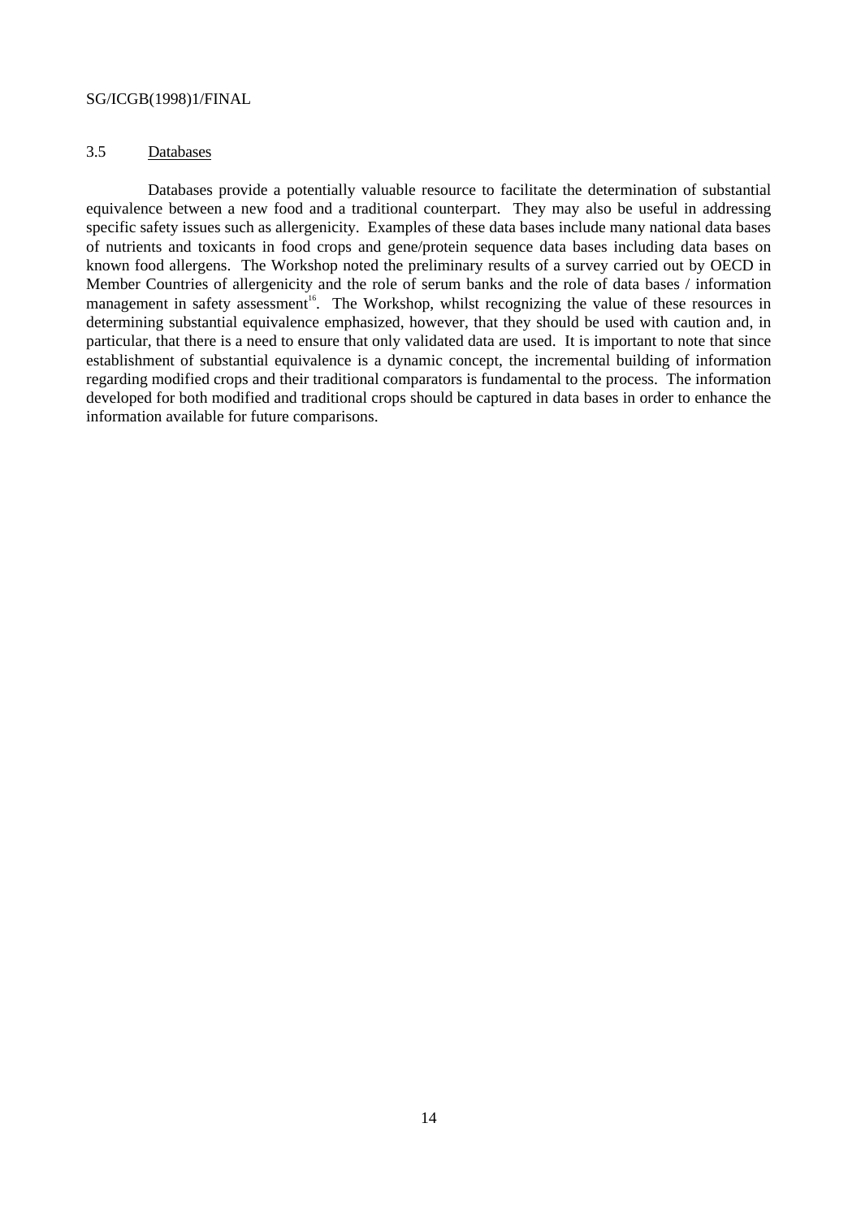### 3.5 Databases

Databases provide a potentially valuable resource to facilitate the determination of substantial equivalence between a new food and a traditional counterpart. They may also be useful in addressing specific safety issues such as allergenicity. Examples of these data bases include many national data bases of nutrients and toxicants in food crops and gene/protein sequence data bases including data bases on known food allergens. The Workshop noted the preliminary results of a survey carried out by OECD in Member Countries of allergenicity and the role of serum banks and the role of data bases / information management in safety assessment[16]. The Workshop, whilst recognizing the value of these resources in determining substantial equivalence emphasized, however, that they should be used with caution and, in particular, that there is a need to ensure that only validated data are used. It is important to note that since establishment of substantial equivalence is a dynamic concept, the incremental building of information regarding modified crops and their traditional comparators is fundamental to the process. The information developed for both modified and traditional crops should be captured in data bases in order to enhance the information available for future comparisons.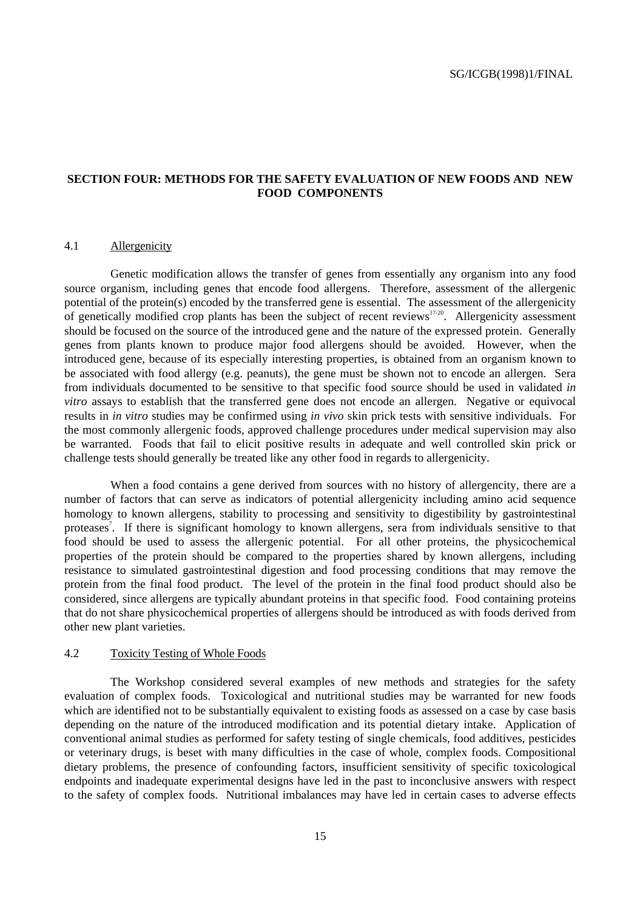## SECTION FOUR: METHODS FOR THE SAFETY EVALUATION OF NEW FOODS AND NEW FOOD COMPONENTS

### 4.1 Allergenicity

Genetic modification allows the transfer of genes from essentially any organism into any food source organism, including genes that encode food allergens. Therefore, assessment of the allergenic potential of the protein(s) encoded by the transferred gene is essential. The assessment of the allergenicity of genetically modified crop plants has been the subject of recent reviews[17-20]. Allergenicity assessment should be focused on the source of the introduced gene and the nature of the expressed protein. Generally genes from plants known to produce major food allergens should be avoided. However, when the introduced gene, because of its especially interesting properties, is obtained from an organism known to be associated with food allergy (e.g. peanuts), the gene must be shown not to encode an allergen. Sera from individuals documented to be sensitive to that specific food source should be used in validated *in vitro* assays to establish that the transferred gene does not encode an allergen. Negative or equivocal results in *in vitro* studies may be confirmed using *in vivo* skin prick tests with sensitive individuals. For the most commonly allergenic foods, approved challenge procedures under medical supervision may also be warranted. Foods that fail to elicit positive results in adequate and well controlled skin prick or challenge tests should generally be treated like any other food in regards to allergenicity.

When a food contains a gene derived from sources with no history of allergencity, there are a number of factors that can serve as indicators of potential allergenicity including amino acid sequence homology to known allergens, stability to processing and sensitivity to digestibility by gastrointestinal proteases[7]. If there is significant homology to known allergens, sera from individuals sensitive to that food should be used to assess the allergenic potential. For all other proteins, the physicochemical properties of the protein should be compared to the properties shared by known allergens, including resistance to simulated gastrointestinal digestion and food processing conditions that may remove the protein from the final food product. The level of the protein in the final food product should also be considered, since allergens are typically abundant proteins in that specific food. Food containing proteins that do not share physicochemical properties of allergens should be introduced as with foods derived from other new plant varieties.

### 4.2 Toxicity Testing of Whole Foods

The Workshop considered several examples of new methods and strategies for the safety evaluation of complex foods. Toxicological and nutritional studies may be warranted for new foods which are identified not to be substantially equivalent to existing foods as assessed on a case by case basis depending on the nature of the introduced modification and its potential dietary intake. Application of conventional animal studies as performed for safety testing of single chemicals, food additives, pesticides or veterinary drugs, is beset with many difficulties in the case of whole, complex foods. Compositional dietary problems, the presence of confounding factors, insufficient sensitivity of specific toxicological endpoints and inadequate experimental designs have led in the past to inconclusive answers with respect to the safety of complex foods. Nutritional imbalances may have led in certain cases to adverse effects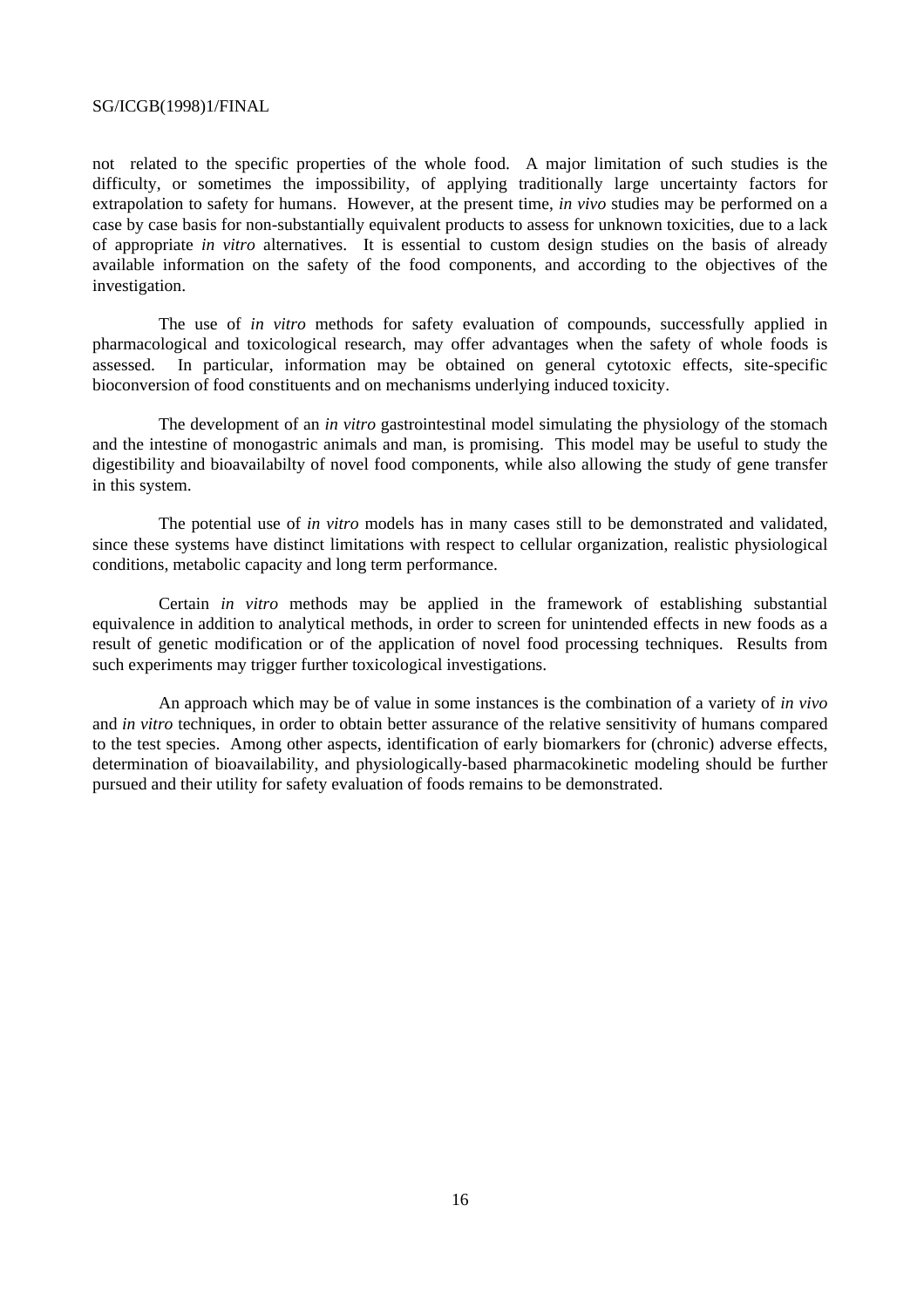not related to the specific properties of the whole food. A major limitation of such studies is the difficulty, or sometimes the impossibility, of applying traditionally large uncertainty factors for extrapolation to safety for humans. However, at the present time, *in vivo* studies may be performed on a case by case basis for non-substantially equivalent products to assess for unknown toxicities, due to a lack of appropriate *in vitro* alternatives. It is essential to custom design studies on the basis of already available information on the safety of the food components, and according to the objectives of the investigation.

The use of *in vitro* methods for safety evaluation of compounds, successfully applied in pharmacological and toxicological research, may offer advantages when the safety of whole foods is assessed. In particular, information may be obtained on general cytotoxic effects, site-specific bioconversion of food constituents and on mechanisms underlying induced toxicity.

The development of an *in vitro* gastrointestinal model simulating the physiology of the stomach and the intestine of monogastric animals and man, is promising. This model may be useful to study the digestibility and bioavailabilty of novel food components, while also allowing the study of gene transfer in this system.

The potential use of *in vitro* models has in many cases still to be demonstrated and validated, since these systems have distinct limitations with respect to cellular organization, realistic physiological conditions, metabolic capacity and long term performance.

Certain *in vitro* methods may be applied in the framework of establishing substantial equivalence in addition to analytical methods, in order to screen for unintended effects in new foods as a result of genetic modification or of the application of novel food processing techniques. Results from such experiments may trigger further toxicological investigations.

An approach which may be of value in some instances is the combination of a variety of *in vivo* and *in vitro* techniques, in order to obtain better assurance of the relative sensitivity of humans compared to the test species. Among other aspects, identification of early biomarkers for (chronic) adverse effects, determination of bioavailability, and physiologically-based pharmacokinetic modeling should be further pursued and their utility for safety evaluation of foods remains to be demonstrated.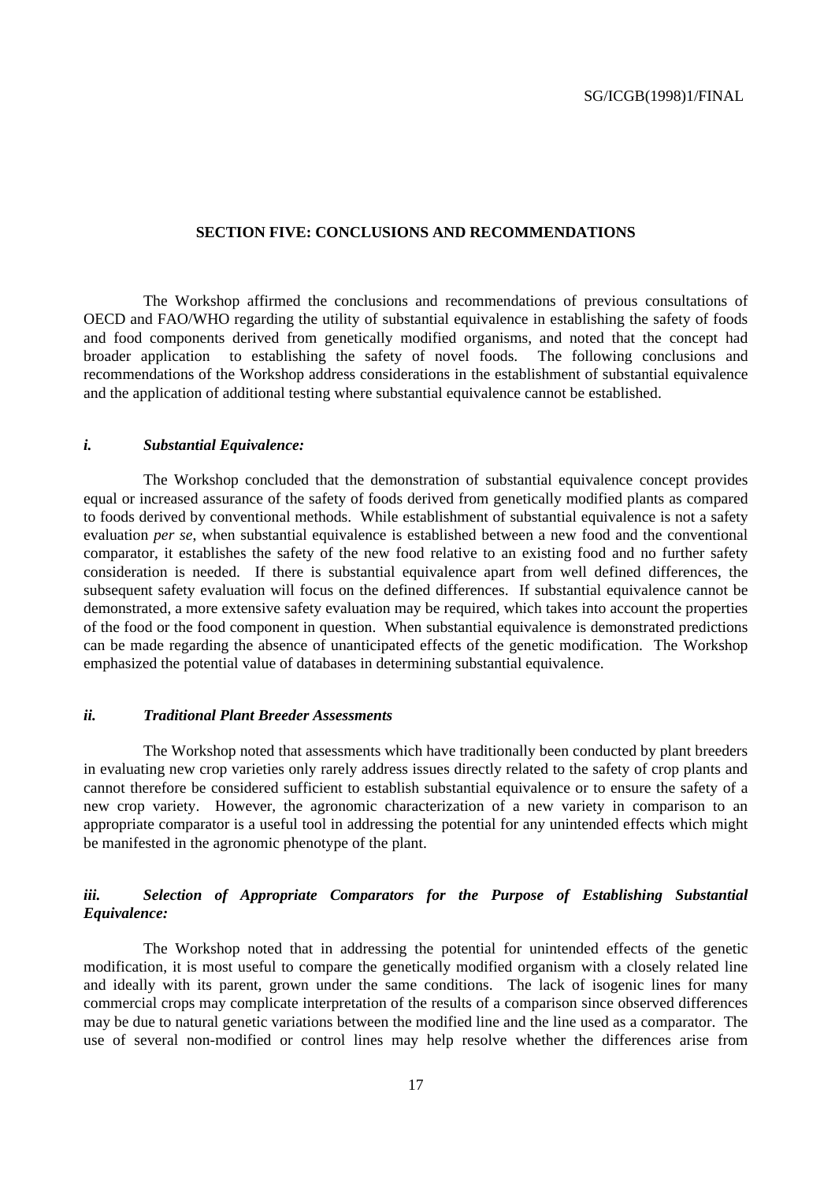## SECTION FIVE: CONCLUSIONS AND RECOMMENDATIONS

The Workshop affirmed the conclusions and recommendations of previous consultations of OECD and FAO/WHO regarding the utility of substantial equivalence in establishing the safety of foods and food components derived from genetically modified organisms, and noted that the concept had broader application to establishing the safety of novel foods. The following conclusions and recommendations of the Workshop address considerations in the establishment of substantial equivalence and the application of additional testing where substantial equivalence cannot be established.

### *i. Substantial Equivalence:*

The Workshop concluded that the demonstration of substantial equivalence concept provides equal or increased assurance of the safety of foods derived from genetically modified plants as compared to foods derived by conventional methods. While establishment of substantial equivalence is not a safety evaluation *per se*, when substantial equivalence is established between a new food and the conventional comparator, it establishes the safety of the new food relative to an existing food and no further safety consideration is needed. If there is substantial equivalence apart from well defined differences, the subsequent safety evaluation will focus on the defined differences. If substantial equivalence cannot be demonstrated, a more extensive safety evaluation may be required, which takes into account the properties of the food or the food component in question. When substantial equivalence is demonstrated predictions can be made regarding the absence of unanticipated effects of the genetic modification. The Workshop emphasized the potential value of databases in determining substantial equivalence.

### *ii. Traditional Plant Breeder Assessments*

The Workshop noted that assessments which have traditionally been conducted by plant breeders in evaluating new crop varieties only rarely address issues directly related to the safety of crop plants and cannot therefore be considered sufficient to establish substantial equivalence or to ensure the safety of a new crop variety. However, the agronomic characterization of a new variety in comparison to an appropriate comparator is a useful tool in addressing the potential for any unintended effects which might be manifested in the agronomic phenotype of the plant.

### *iii. Selection of Appropriate Comparators for the Purpose of Establishing Substantial Equivalence:*

The Workshop noted that in addressing the potential for unintended effects of the genetic modification, it is most useful to compare the genetically modified organism with a closely related line and ideally with its parent, grown under the same conditions. The lack of isogenic lines for many commercial crops may complicate interpretation of the results of a comparison since observed differences may be due to natural genetic variations between the modified line and the line used as a comparator. The use of several non-modified or control lines may help resolve whether the differences arise from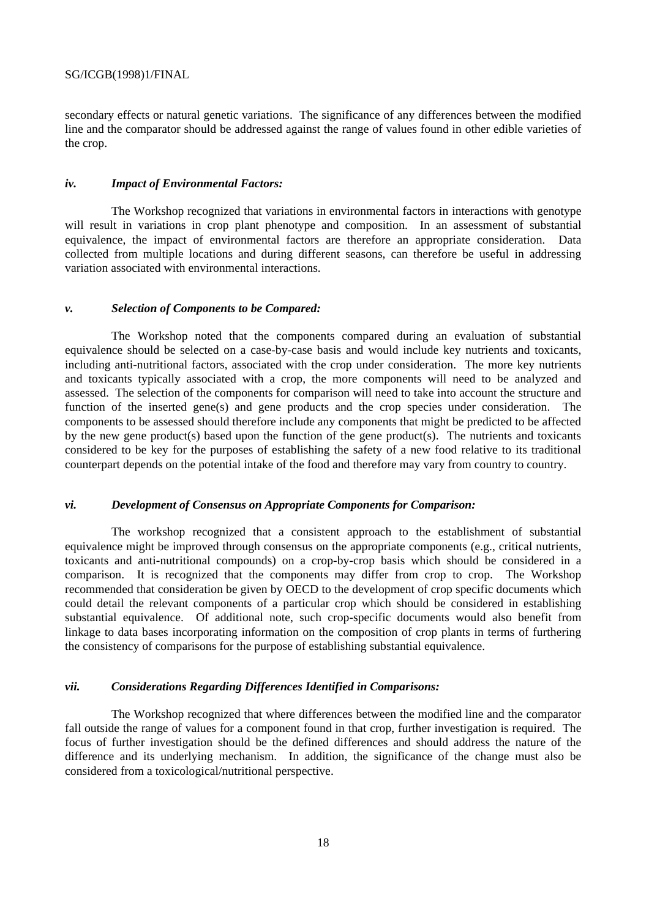secondary effects or natural genetic variations. The significance of any differences between the modified line and the comparator should be addressed against the range of values found in other edible varieties of the crop.

### *iv. Impact of Environmental Factors:*

The Workshop recognized that variations in environmental factors in interactions with genotype will result in variations in crop plant phenotype and composition. In an assessment of substantial equivalence, the impact of environmental factors are therefore an appropriate consideration. Data collected from multiple locations and during different seasons, can therefore be useful in addressing variation associated with environmental interactions.

### *v. Selection of Components to be Compared:*

The Workshop noted that the components compared during an evaluation of substantial equivalence should be selected on a case-by-case basis and would include key nutrients and toxicants, including anti-nutritional factors, associated with the crop under consideration. The more key nutrients and toxicants typically associated with a crop, the more components will need to be analyzed and assessed. The selection of the components for comparison will need to take into account the structure and function of the inserted gene(s) and gene products and the crop species under consideration. The components to be assessed should therefore include any components that might be predicted to be affected by the new gene product(s) based upon the function of the gene product(s). The nutrients and toxicants considered to be key for the purposes of establishing the safety of a new food relative to its traditional counterpart depends on the potential intake of the food and therefore may vary from country to country.

### *vi. Development of Consensus on Appropriate Components for Comparison:*

The workshop recognized that a consistent approach to the establishment of substantial equivalence might be improved through consensus on the appropriate components (e.g., critical nutrients, toxicants and anti-nutritional compounds) on a crop-by-crop basis which should be considered in a comparison. It is recognized that the components may differ from crop to crop. The Workshop recommended that consideration be given by OECD to the development of crop specific documents which could detail the relevant components of a particular crop which should be considered in establishing substantial equivalence. Of additional note, such crop-specific documents would also benefit from linkage to data bases incorporating information on the composition of crop plants in terms of furthering the consistency of comparisons for the purpose of establishing substantial equivalence.

### *vii. Considerations Regarding Differences Identified in Comparisons:*

The Workshop recognized that where differences between the modified line and the comparator fall outside the range of values for a component found in that crop, further investigation is required. The focus of further investigation should be the defined differences and should address the nature of the difference and its underlying mechanism. In addition, the significance of the change must also be considered from a toxicological/nutritional perspective.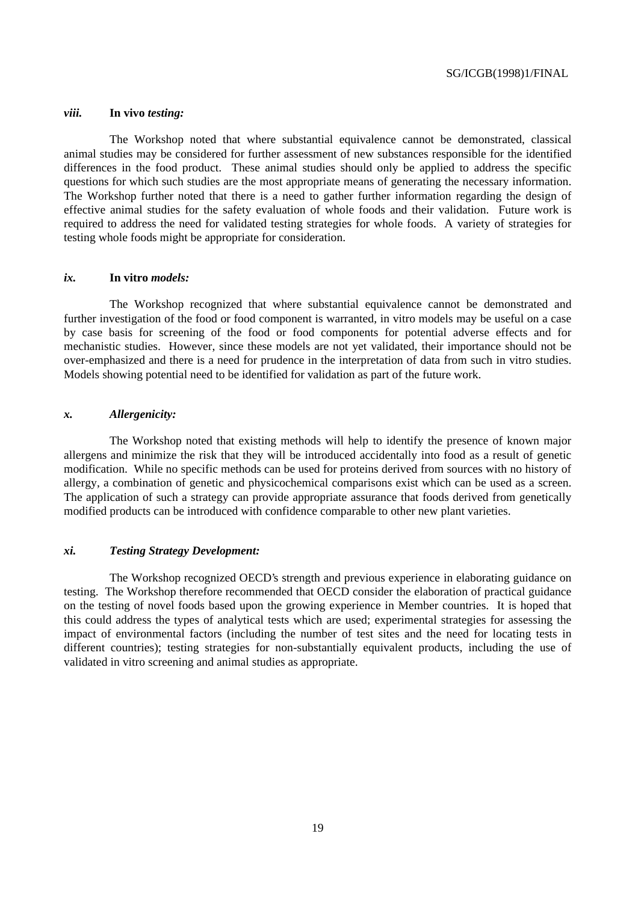***viii.*** **In vivo *testing:***

The Workshop noted that where substantial equivalence cannot be demonstrated, classical animal studies may be considered for further assessment of new substances responsible for the identified differences in the food product. These animal studies should only be applied to address the specific questions for which such studies are the most appropriate means of generating the necessary information. The Workshop further noted that there is a need to gather further information regarding the design of effective animal studies for the safety evaluation of whole foods and their validation. Future work is required to address the need for validated testing strategies for whole foods. A variety of strategies for testing whole foods might be appropriate for consideration.

***ix.*** **In vitro *models:***

The Workshop recognized that where substantial equivalence cannot be demonstrated and further investigation of the food or food component is warranted, in vitro models may be useful on a case by case basis for screening of the food or food components for potential adverse effects and for mechanistic studies. However, since these models are not yet validated, their importance should not be over-emphasized and there is a need for prudence in the interpretation of data from such in vitro studies. Models showing potential need to be identified for validation as part of the future work.

***x.*** ***Allergenicity:***

The Workshop noted that existing methods will help to identify the presence of known major allergens and minimize the risk that they will be introduced accidentally into food as a result of genetic modification. While no specific methods can be used for proteins derived from sources with no history of allergy, a combination of genetic and physicochemical comparisons exist which can be used as a screen. The application of such a strategy can provide appropriate assurance that foods derived from genetically modified products can be introduced with confidence comparable to other new plant varieties.

***xi.*** ***Testing Strategy Development:***

The Workshop recognized OECD's strength and previous experience in elaborating guidance on testing. The Workshop therefore recommended that OECD consider the elaboration of practical guidance on the testing of novel foods based upon the growing experience in Member countries. It is hoped that this could address the types of analytical tests which are used; experimental strategies for assessing the impact of environmental factors (including the number of test sites and the need for locating tests in different countries); testing strategies for non-substantially equivalent products, including the use of validated in vitro screening and animal studies as appropriate.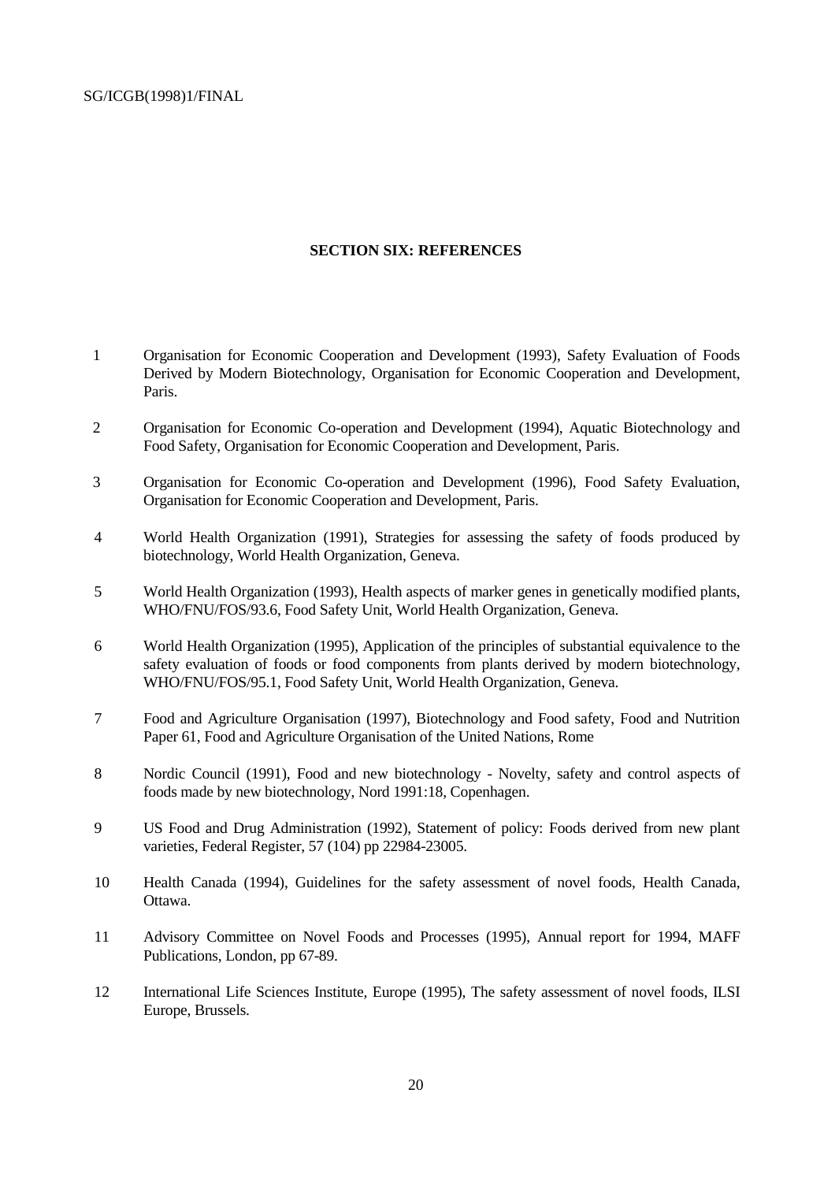## SECTION SIX: REFERENCES

1. Organisation for Economic Cooperation and Development (1993), Safety Evaluation of Foods Derived by Modern Biotechnology, Organisation for Economic Cooperation and Development, Paris.

2. Organisation for Economic Co-operation and Development (1994), Aquatic Biotechnology and Food Safety, Organisation for Economic Cooperation and Development, Paris.

3. Organisation for Economic Co-operation and Development (1996), Food Safety Evaluation, Organisation for Economic Cooperation and Development, Paris.

4. World Health Organization (1991), Strategies for assessing the safety of foods produced by biotechnology, World Health Organization, Geneva.

5. World Health Organization (1993), Health aspects of marker genes in genetically modified plants, WHO/FNU/FOS/93.6, Food Safety Unit, World Health Organization, Geneva.

6. World Health Organization (1995), Application of the principles of substantial equivalence to the safety evaluation of foods or food components from plants derived by modern biotechnology, WHO/FNU/FOS/95.1, Food Safety Unit, World Health Organization, Geneva.

7. Food and Agriculture Organisation (1997), Biotechnology and Food safety, Food and Nutrition Paper 61, Food and Agriculture Organisation of the United Nations, Rome

8. Nordic Council (1991), Food and new biotechnology - Novelty, safety and control aspects of foods made by new biotechnology, Nord 1991:18, Copenhagen.

9. US Food and Drug Administration (1992), Statement of policy: Foods derived from new plant varieties, Federal Register, 57 (104) pp 22984-23005.

10. Health Canada (1994), Guidelines for the safety assessment of novel foods, Health Canada, Ottawa.

11. Advisory Committee on Novel Foods and Processes (1995), Annual report for 1994, MAFF Publications, London, pp 67-89.

12. International Life Sciences Institute, Europe (1995), The safety assessment of novel foods, ILSI Europe, Brussels.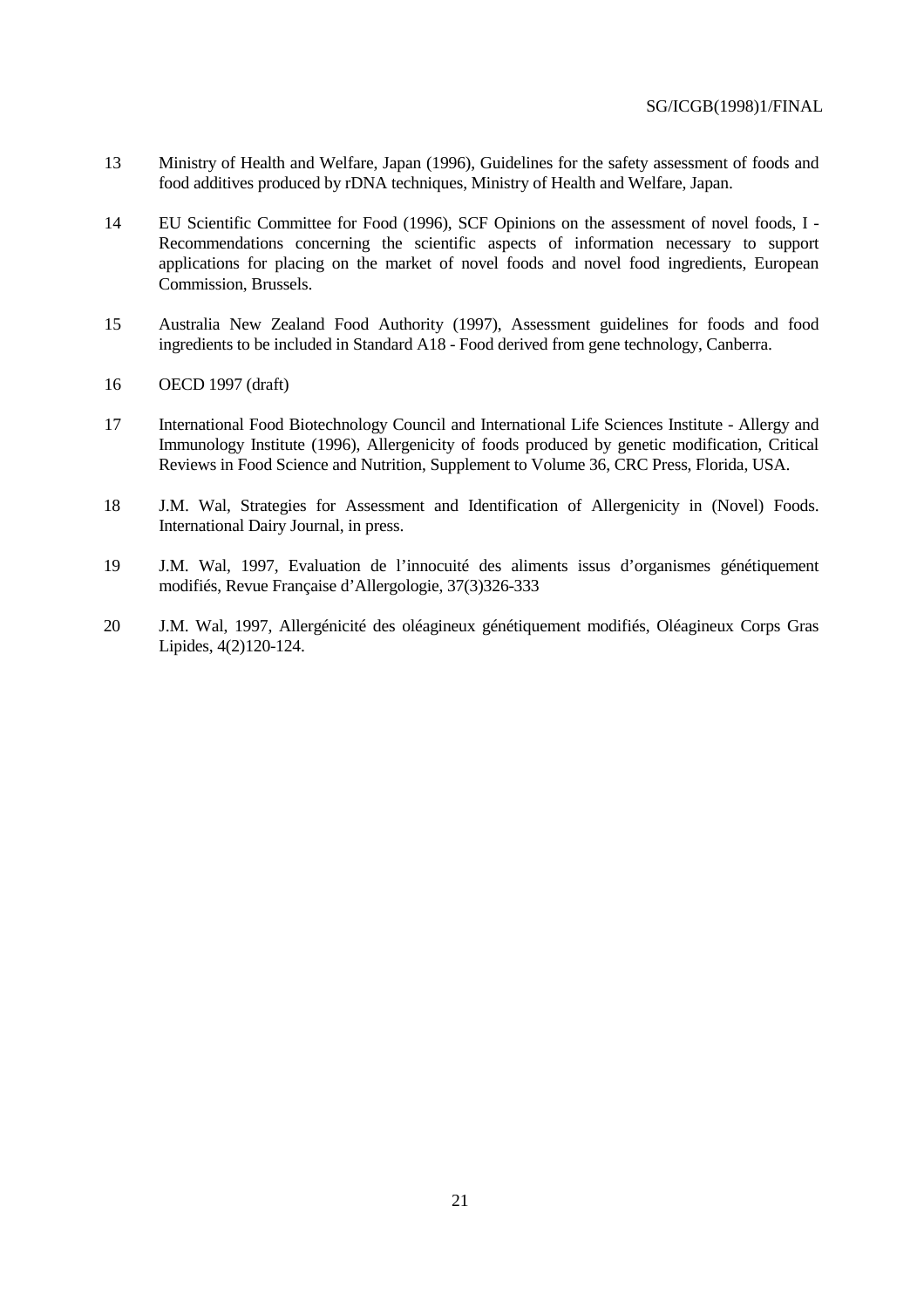13 Ministry of Health and Welfare, Japan (1996), Guidelines for the safety assessment of foods and food additives produced by rDNA techniques, Ministry of Health and Welfare, Japan.

14 EU Scientific Committee for Food (1996), SCF Opinions on the assessment of novel foods, I - Recommendations concerning the scientific aspects of information necessary to support applications for placing on the market of novel foods and novel food ingredients, European Commission, Brussels.

15 Australia New Zealand Food Authority (1997), Assessment guidelines for foods and food ingredients to be included in Standard A18 - Food derived from gene technology, Canberra.

16 OECD 1997 (draft)

17 International Food Biotechnology Council and International Life Sciences Institute - Allergy and Immunology Institute (1996), Allergenicity of foods produced by genetic modification, Critical Reviews in Food Science and Nutrition, Supplement to Volume 36, CRC Press, Florida, USA.

18 J.M. Wal, Strategies for Assessment and Identification of Allergenicity in (Novel) Foods. International Dairy Journal, in press.

19 J.M. Wal, 1997, Evaluation de l'innocuité des aliments issus d'organismes génétiquement modifiés, Revue Française d'Allergologie, 37(3)326-333

20 J.M. Wal, 1997, Allergénicité des oléagineux génétiquement modifiés, Oléagineux Corps Gras Lipides, 4(2)120-124.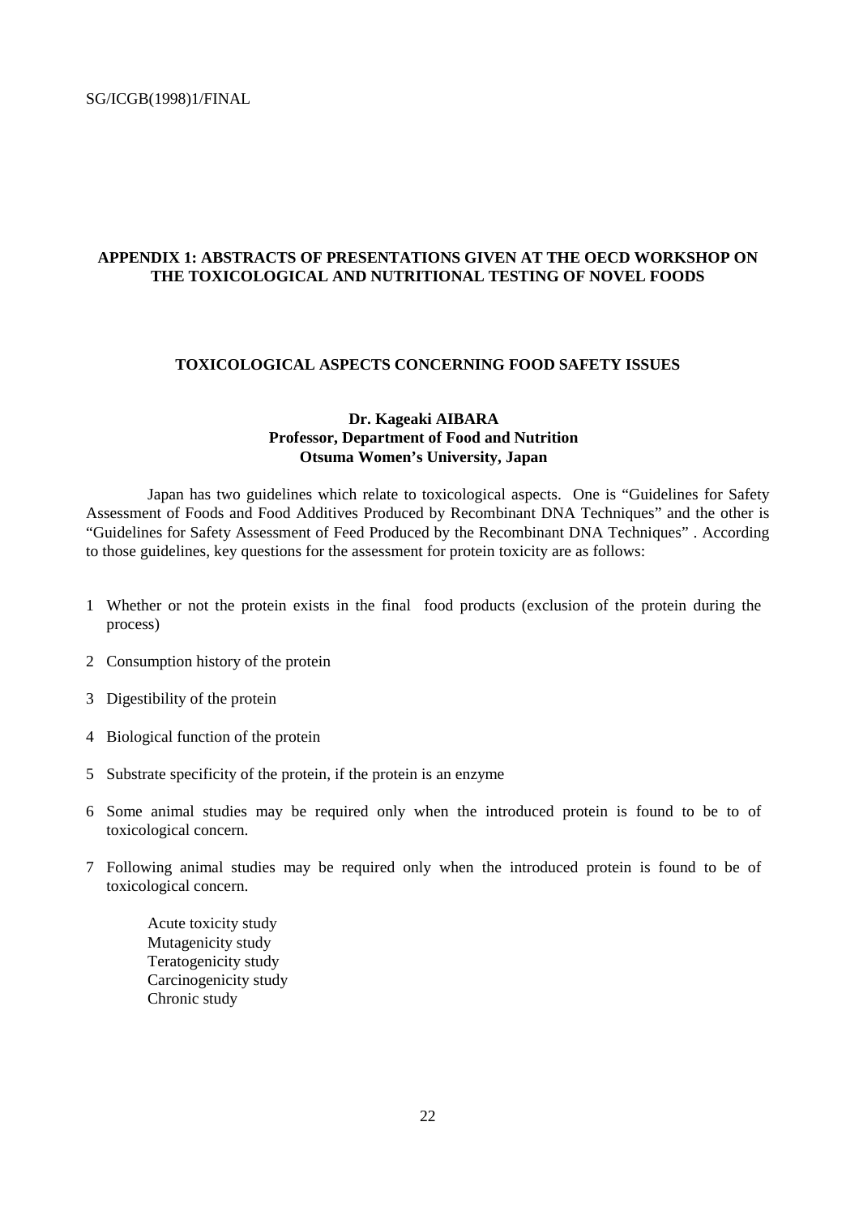# APPENDIX 1: ABSTRACTS OF PRESENTATIONS GIVEN AT THE OECD WORKSHOP ON THE TOXICOLOGICAL AND NUTRITIONAL TESTING OF NOVEL FOODS

## TOXICOLOGICAL ASPECTS CONCERNING FOOD SAFETY ISSUES

**Dr. Kageaki AIBARA**
**Professor, Department of Food and Nutrition**
**Otsuma Women's University, Japan**

Japan has two guidelines which relate to toxicological aspects. One is "Guidelines for Safety Assessment of Foods and Food Additives Produced by Recombinant DNA Techniques" and the other is "Guidelines for Safety Assessment of Feed Produced by the Recombinant DNA Techniques" . According to those guidelines, key questions for the assessment for protein toxicity are as follows:

1. Whether or not the protein exists in the final food products (exclusion of the protein during the process)
2. Consumption history of the protein
3. Digestibility of the protein
4. Biological function of the protein
5. Substrate specificity of the protein, if the protein is an enzyme
6. Some animal studies may be required only when the introduced protein is found to be to of toxicological concern.
7. Following animal studies may be required only when the introduced protein is found to be of toxicological concern.

   Acute toxicity study
   Mutagenicity study
   Teratogenicity study
   Carcinogenicity study
   Chronic study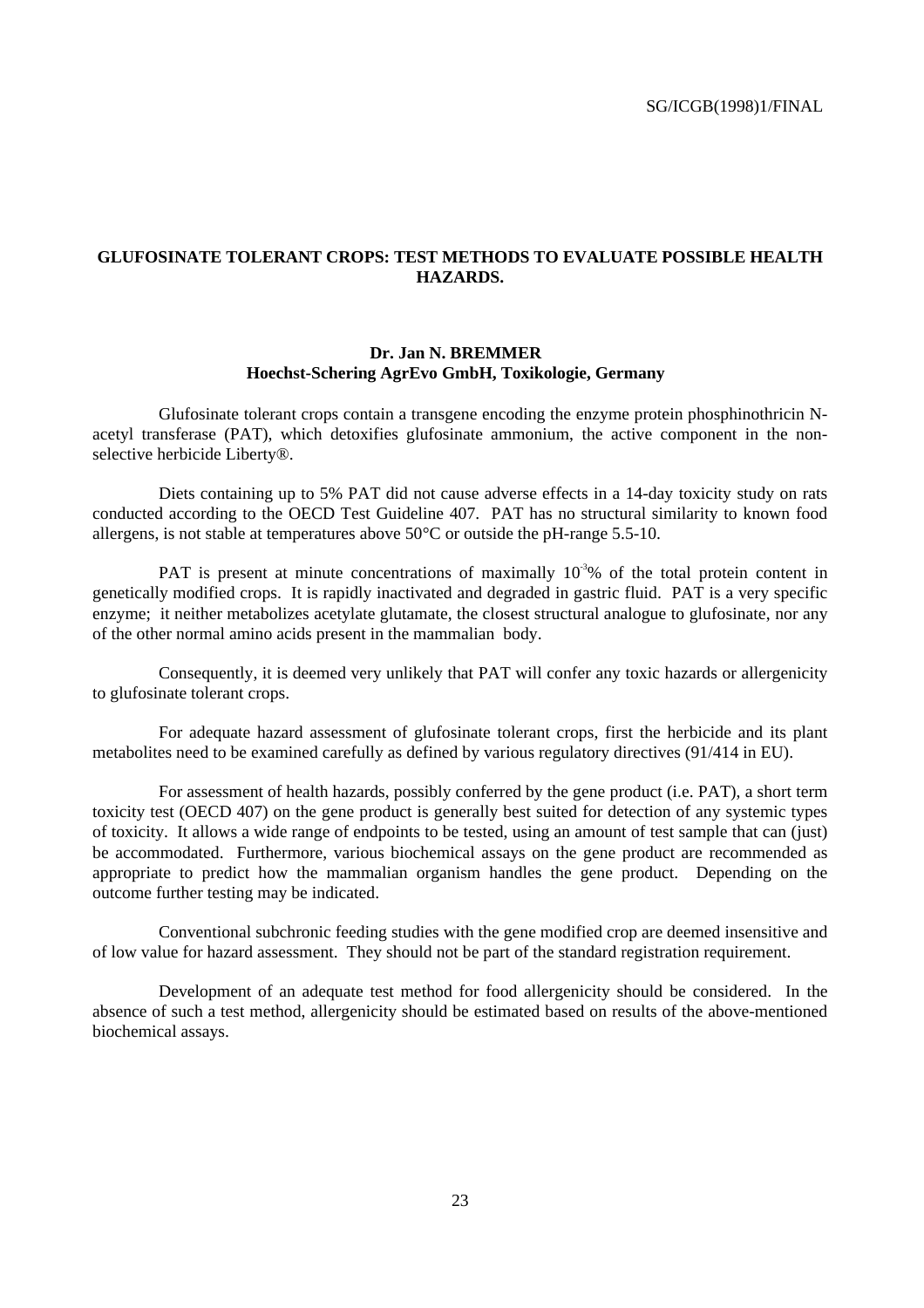## GLUFOSINATE TOLERANT CROPS: TEST METHODS TO EVALUATE POSSIBLE HEALTH HAZARDS.

**Dr. Jan N. BREMMER**
**Hoechst-Schering AgrEvo GmbH, Toxikologie, Germany**

Glufosinate tolerant crops contain a transgene encoding the enzyme protein phosphinothricin N-acetyl transferase (PAT), which detoxifies glufosinate ammonium, the active component in the non-selective herbicide Liberty®.

Diets containing up to 5% PAT did not cause adverse effects in a 14-day toxicity study on rats conducted according to the OECD Test Guideline 407. PAT has no structural similarity to known food allergens, is not stable at temperatures above 50°C or outside the pH-range 5.5-10.

PAT is present at minute concentrations of maximally $10^{-3}$% of the total protein content in genetically modified crops. It is rapidly inactivated and degraded in gastric fluid. PAT is a very specific enzyme; it neither metabolizes acetylate glutamate, the closest structural analogue to glufosinate, nor any of the other normal amino acids present in the mammalian body.

Consequently, it is deemed very unlikely that PAT will confer any toxic hazards or allergenicity to glufosinate tolerant crops.

For adequate hazard assessment of glufosinate tolerant crops, first the herbicide and its plant metabolites need to be examined carefully as defined by various regulatory directives (91/414 in EU).

For assessment of health hazards, possibly conferred by the gene product (i.e. PAT), a short term toxicity test (OECD 407) on the gene product is generally best suited for detection of any systemic types of toxicity. It allows a wide range of endpoints to be tested, using an amount of test sample that can (just) be accommodated. Furthermore, various biochemical assays on the gene product are recommended as appropriate to predict how the mammalian organism handles the gene product. Depending on the outcome further testing may be indicated.

Conventional subchronic feeding studies with the gene modified crop are deemed insensitive and of low value for hazard assessment. They should not be part of the standard registration requirement.

Development of an adequate test method for food allergenicity should be considered. In the absence of such a test method, allergenicity should be estimated based on results of the above-mentioned biochemical assays.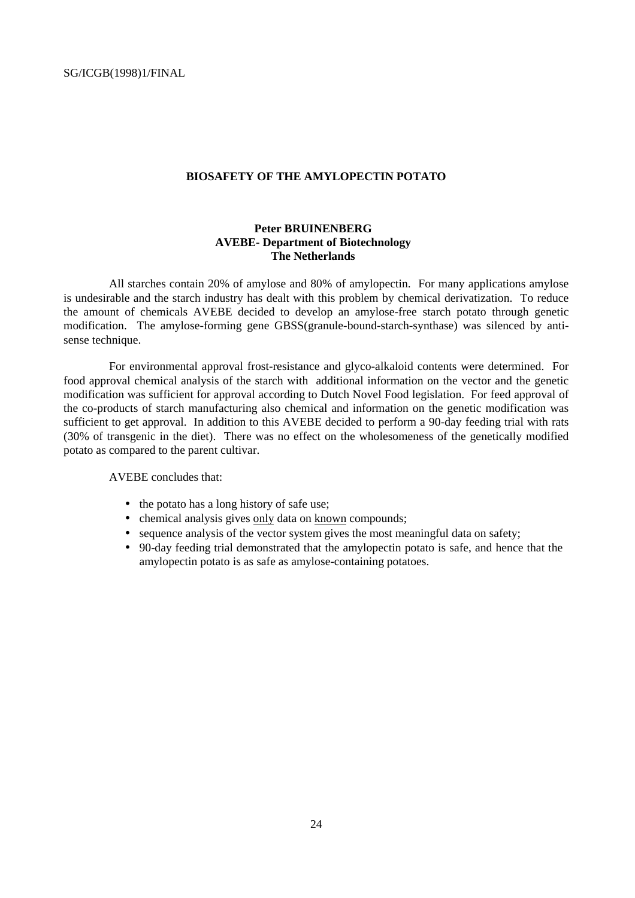## BIOSAFETY OF THE AMYLOPECTIN POTATO

**Peter BRUINENBERG**
**AVEBE- Department of Biotechnology**
**The Netherlands**

All starches contain 20% of amylose and 80% of amylopectin. For many applications amylose is undesirable and the starch industry has dealt with this problem by chemical derivatization. To reduce the amount of chemicals AVEBE decided to develop an amylose-free starch potato through genetic modification. The amylose-forming gene GBSS(granule-bound-starch-synthase) was silenced by anti-sense technique.

For environmental approval frost-resistance and glyco-alkaloid contents were determined. For food approval chemical analysis of the starch with additional information on the vector and the genetic modification was sufficient for approval according to Dutch Novel Food legislation. For feed approval of the co-products of starch manufacturing also chemical and information on the genetic modification was sufficient to get approval. In addition to this AVEBE decided to perform a 90-day feeding trial with rats (30% of transgenic in the diet). There was no effect on the wholesomeness of the genetically modified potato as compared to the parent cultivar.

AVEBE concludes that:

- the potato has a long history of safe use;
- chemical analysis gives <u>only</u> data on <u>known</u> compounds;
- sequence analysis of the vector system gives the most meaningful data on safety;
- 90-day feeding trial demonstrated that the amylopectin potato is safe, and hence that the amylopectin potato is as safe as amylose-containing potatoes.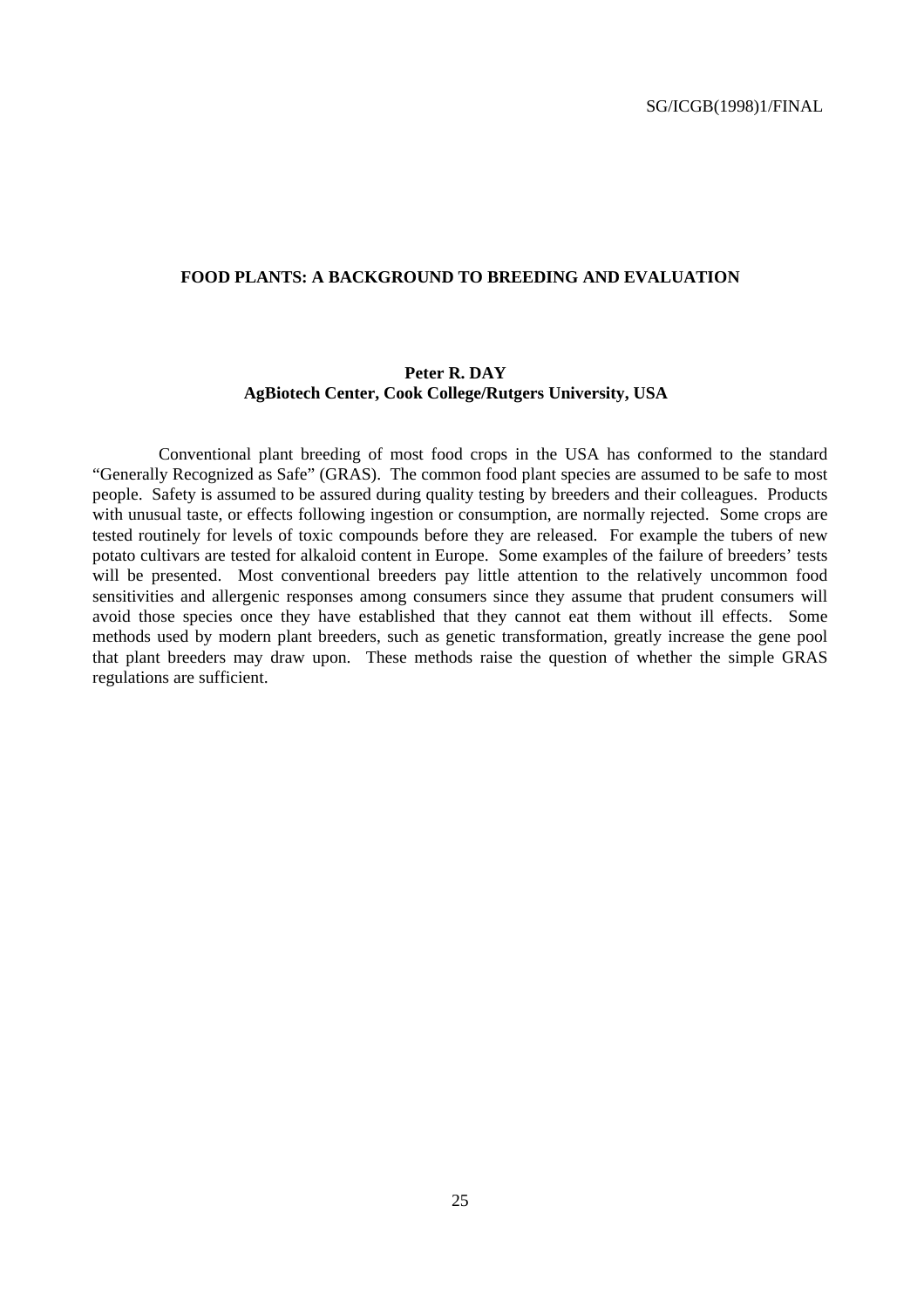# FOOD PLANTS: A BACKGROUND TO BREEDING AND EVALUATION

**Peter R. DAY**
**AgBiotech Center, Cook College/Rutgers University, USA**

Conventional plant breeding of most food crops in the USA has conformed to the standard "Generally Recognized as Safe" (GRAS). The common food plant species are assumed to be safe to most people. Safety is assumed to be assured during quality testing by breeders and their colleagues. Products with unusual taste, or effects following ingestion or consumption, are normally rejected. Some crops are tested routinely for levels of toxic compounds before they are released. For example the tubers of new potato cultivars are tested for alkaloid content in Europe. Some examples of the failure of breeders' tests will be presented. Most conventional breeders pay little attention to the relatively uncommon food sensitivities and allergenic responses among consumers since they assume that prudent consumers will avoid those species once they have established that they cannot eat them without ill effects. Some methods used by modern plant breeders, such as genetic transformation, greatly increase the gene pool that plant breeders may draw upon. These methods raise the question of whether the simple GRAS regulations are sufficient.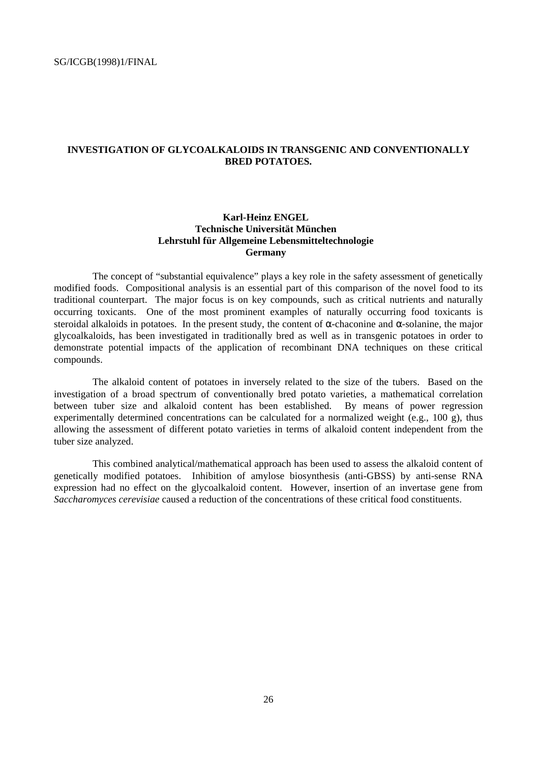## INVESTIGATION OF GLYCOALKALOIDS IN TRANSGENIC AND CONVENTIONALLY BRED POTATOES.

**Karl-Heinz ENGEL**
**Technische Universität München**
**Lehrstuhl für Allgemeine Lebensmitteltechnologie**
**Germany**

The concept of "substantial equivalence" plays a key role in the safety assessment of genetically modified foods. Compositional analysis is an essential part of this comparison of the novel food to its traditional counterpart. The major focus is on key compounds, such as critical nutrients and naturally occurring toxicants. One of the most prominent examples of naturally occurring food toxicants is steroidal alkaloids in potatoes. In the present study, the content of α-chaconine and α-solanine, the major glycoalkaloids, has been investigated in traditionally bred as well as in transgenic potatoes in order to demonstrate potential impacts of the application of recombinant DNA techniques on these critical compounds.

The alkaloid content of potatoes in inversely related to the size of the tubers. Based on the investigation of a broad spectrum of conventionally bred potato varieties, a mathematical correlation between tuber size and alkaloid content has been established. By means of power regression experimentally determined concentrations can be calculated for a normalized weight (e.g., 100 g), thus allowing the assessment of different potato varieties in terms of alkaloid content independent from the tuber size analyzed.

This combined analytical/mathematical approach has been used to assess the alkaloid content of genetically modified potatoes. Inhibition of amylose biosynthesis (anti-GBSS) by anti-sense RNA expression had no effect on the glycoalkaloid content. However, insertion of an invertase gene from *Saccharomyces cerevisiae* caused a reduction of the concentrations of these critical food constituents.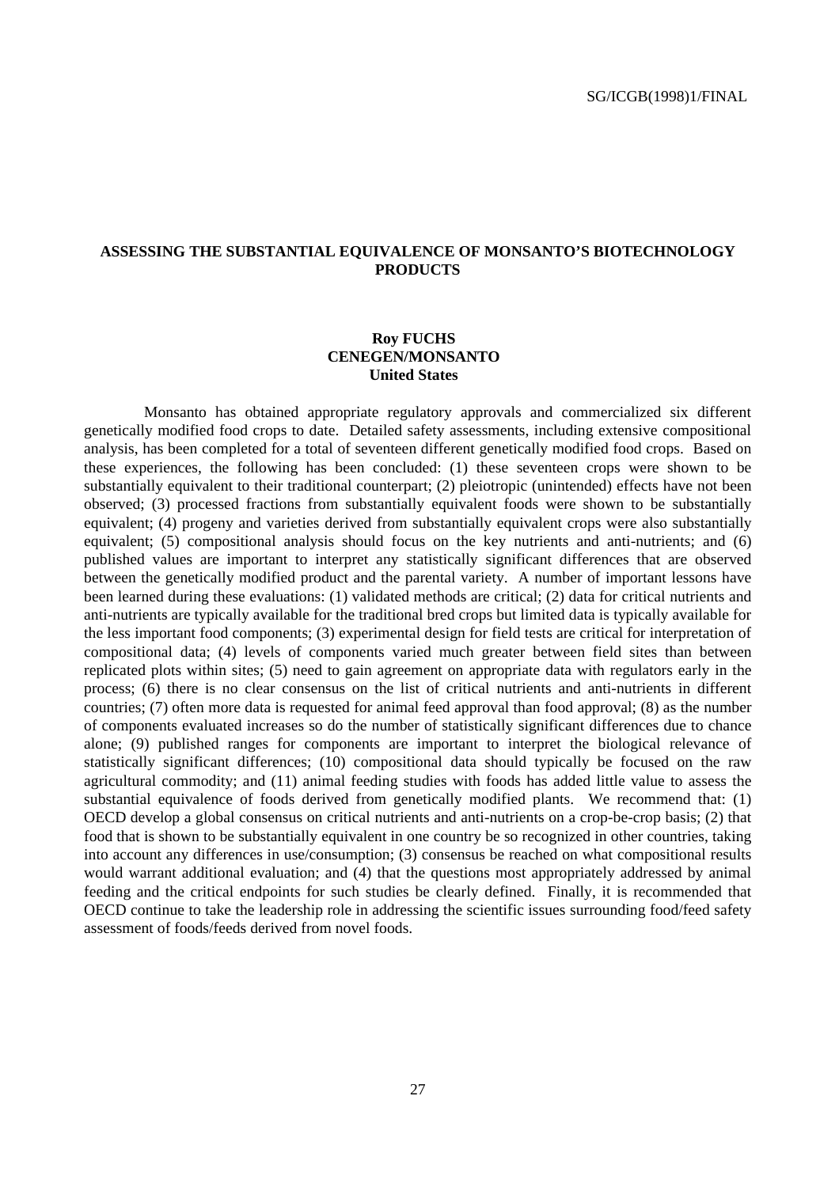## ASSESSING THE SUBSTANTIAL EQUIVALENCE OF MONSANTO'S BIOTECHNOLOGY PRODUCTS

**Roy FUCHS**
**CENEGEN/MONSANTO**
**United States**

Monsanto has obtained appropriate regulatory approvals and commercialized six different genetically modified food crops to date. Detailed safety assessments, including extensive compositional analysis, has been completed for a total of seventeen different genetically modified food crops. Based on these experiences, the following has been concluded: (1) these seventeen crops were shown to be substantially equivalent to their traditional counterpart; (2) pleiotropic (unintended) effects have not been observed; (3) processed fractions from substantially equivalent foods were shown to be substantially equivalent; (4) progeny and varieties derived from substantially equivalent crops were also substantially equivalent; (5) compositional analysis should focus on the key nutrients and anti-nutrients; and (6) published values are important to interpret any statistically significant differences that are observed between the genetically modified product and the parental variety. A number of important lessons have been learned during these evaluations: (1) validated methods are critical; (2) data for critical nutrients and anti-nutrients are typically available for the traditional bred crops but limited data is typically available for the less important food components; (3) experimental design for field tests are critical for interpretation of compositional data; (4) levels of components varied much greater between field sites than between replicated plots within sites; (5) need to gain agreement on appropriate data with regulators early in the process; (6) there is no clear consensus on the list of critical nutrients and anti-nutrients in different countries; (7) often more data is requested for animal feed approval than food approval; (8) as the number of components evaluated increases so do the number of statistically significant differences due to chance alone; (9) published ranges for components are important to interpret the biological relevance of statistically significant differences; (10) compositional data should typically be focused on the raw agricultural commodity; and (11) animal feeding studies with foods has added little value to assess the substantial equivalence of foods derived from genetically modified plants. We recommend that: (1) OECD develop a global consensus on critical nutrients and anti-nutrients on a crop-be-crop basis; (2) that food that is shown to be substantially equivalent in one country be so recognized in other countries, taking into account any differences in use/consumption; (3) consensus be reached on what compositional results would warrant additional evaluation; and (4) that the questions most appropriately addressed by animal feeding and the critical endpoints for such studies be clearly defined. Finally, it is recommended that OECD continue to take the leadership role in addressing the scientific issues surrounding food/feed safety assessment of foods/feeds derived from novel foods.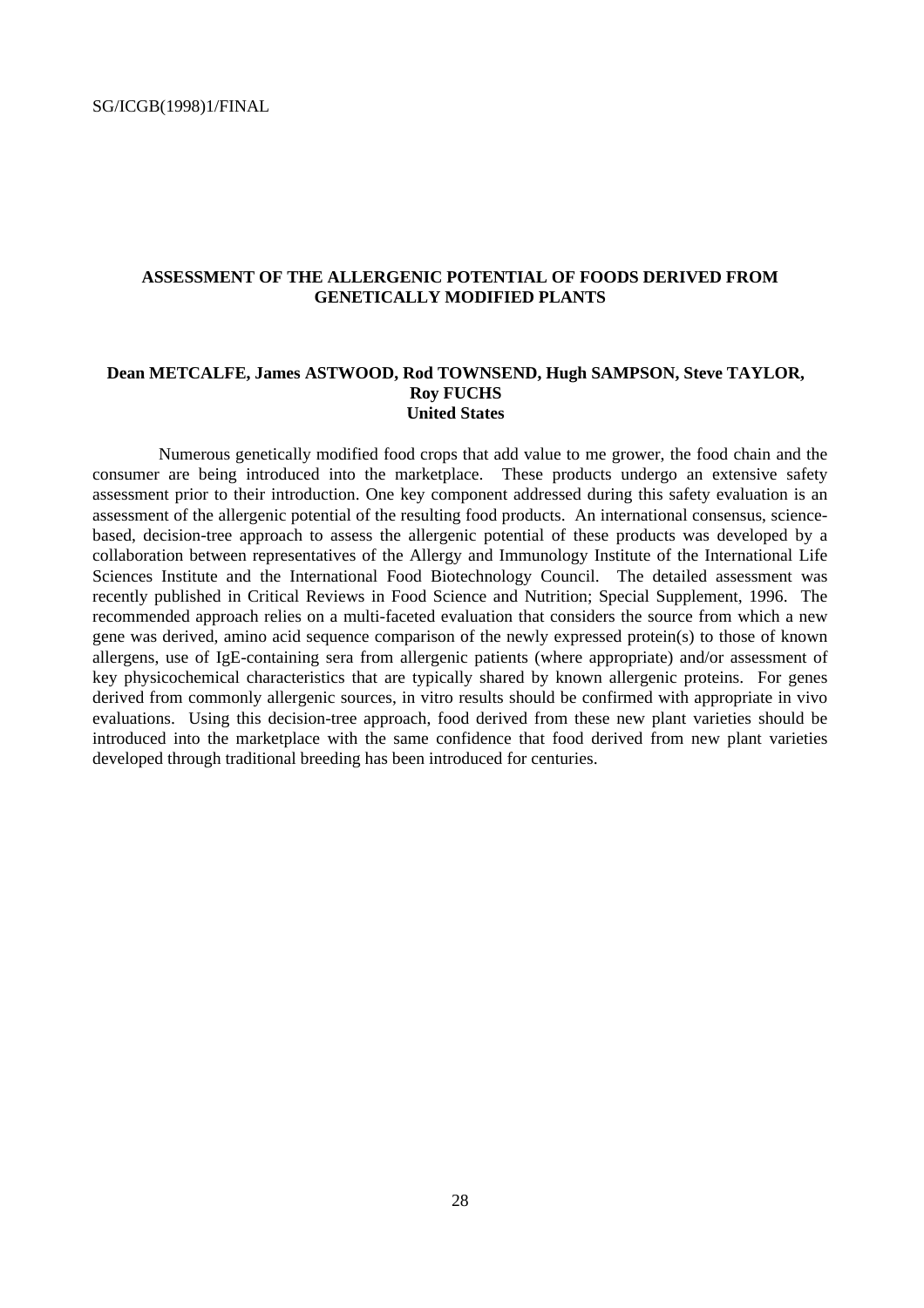## ASSESSMENT OF THE ALLERGENIC POTENTIAL OF FOODS DERIVED FROM GENETICALLY MODIFIED PLANTS

**Dean METCALFE, James ASTWOOD, Rod TOWNSEND, Hugh SAMPSON, Steve TAYLOR, Roy FUCHS**
**United States**

Numerous genetically modified food crops that add value to me grower, the food chain and the consumer are being introduced into the marketplace. These products undergo an extensive safety assessment prior to their introduction. One key component addressed during this safety evaluation is an assessment of the allergenic potential of the resulting food products. An international consensus, science-based, decision-tree approach to assess the allergenic potential of these products was developed by a collaboration between representatives of the Allergy and Immunology Institute of the International Life Sciences Institute and the International Food Biotechnology Council. The detailed assessment was recently published in Critical Reviews in Food Science and Nutrition; Special Supplement, 1996. The recommended approach relies on a multi-faceted evaluation that considers the source from which a new gene was derived, amino acid sequence comparison of the newly expressed protein(s) to those of known allergens, use of IgE-containing sera from allergenic patients (where appropriate) and/or assessment of key physicochemical characteristics that are typically shared by known allergenic proteins. For genes derived from commonly allergenic sources, in vitro results should be confirmed with appropriate in vivo evaluations. Using this decision-tree approach, food derived from these new plant varieties should be introduced into the marketplace with the same confidence that food derived from new plant varieties developed through traditional breeding has been introduced for centuries.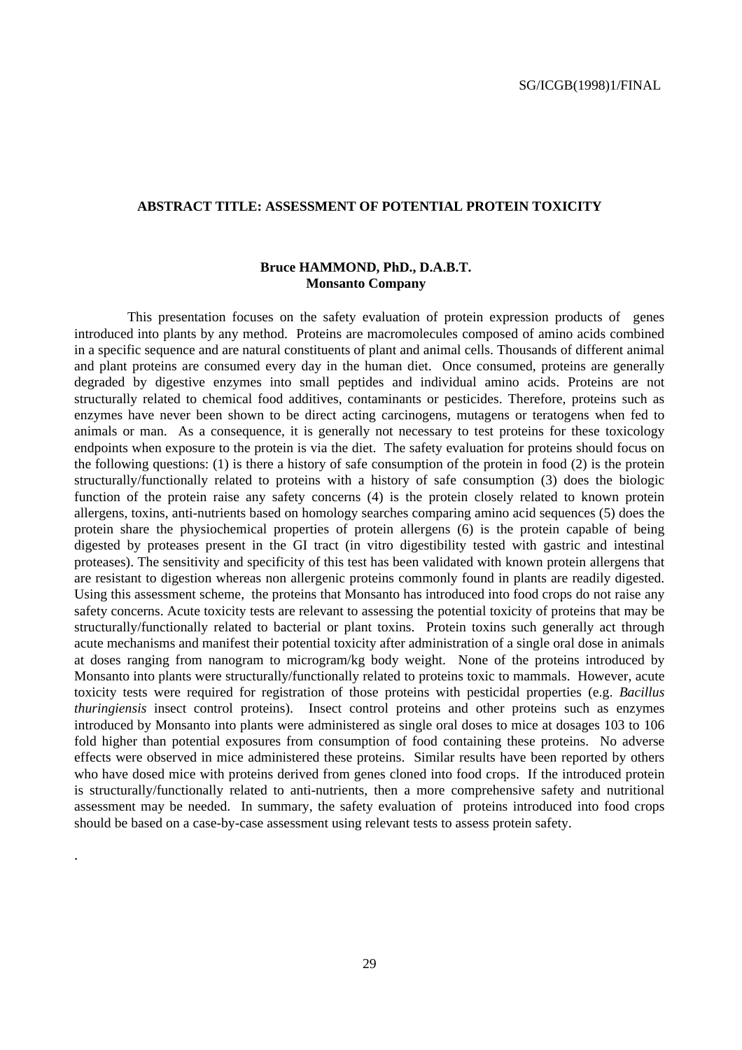**ABSTRACT TITLE: ASSESSMENT OF POTENTIAL PROTEIN TOXICITY**

**Bruce HAMMOND, PhD., D.A.B.T.**
**Monsanto Company**

This presentation focuses on the safety evaluation of protein expression products of genes introduced into plants by any method. Proteins are macromolecules composed of amino acids combined in a specific sequence and are natural constituents of plant and animal cells. Thousands of different animal and plant proteins are consumed every day in the human diet. Once consumed, proteins are generally degraded by digestive enzymes into small peptides and individual amino acids. Proteins are not structurally related to chemical food additives, contaminants or pesticides. Therefore, proteins such as enzymes have never been shown to be direct acting carcinogens, mutagens or teratogens when fed to animals or man. As a consequence, it is generally not necessary to test proteins for these toxicology endpoints when exposure to the protein is via the diet. The safety evaluation for proteins should focus on the following questions: (1) is there a history of safe consumption of the protein in food (2) is the protein structurally/functionally related to proteins with a history of safe consumption (3) does the biologic function of the protein raise any safety concerns (4) is the protein closely related to known protein allergens, toxins, anti-nutrients based on homology searches comparing amino acid sequences (5) does the protein share the physiochemical properties of protein allergens (6) is the protein capable of being digested by proteases present in the GI tract (in vitro digestibility tested with gastric and intestinal proteases). The sensitivity and specificity of this test has been validated with known protein allergens that are resistant to digestion whereas non allergenic proteins commonly found in plants are readily digested. Using this assessment scheme, the proteins that Monsanto has introduced into food crops do not raise any safety concerns. Acute toxicity tests are relevant to assessing the potential toxicity of proteins that may be structurally/functionally related to bacterial or plant toxins. Protein toxins such generally act through acute mechanisms and manifest their potential toxicity after administration of a single oral dose in animals at doses ranging from nanogram to microgram/kg body weight. None of the proteins introduced by Monsanto into plants were structurally/functionally related to proteins toxic to mammals. However, acute toxicity tests were required for registration of those proteins with pesticidal properties (e.g. *Bacillus thuringiensis* insect control proteins). Insect control proteins and other proteins such as enzymes introduced by Monsanto into plants were administered as single oral doses to mice at dosages 103 to 106 fold higher than potential exposures from consumption of food containing these proteins. No adverse effects were observed in mice administered these proteins. Similar results have been reported by others who have dosed mice with proteins derived from genes cloned into food crops. If the introduced protein is structurally/functionally related to anti-nutrients, then a more comprehensive safety and nutritional assessment may be needed. In summary, the safety evaluation of proteins introduced into food crops should be based on a case-by-case assessment using relevant tests to assess protein safety.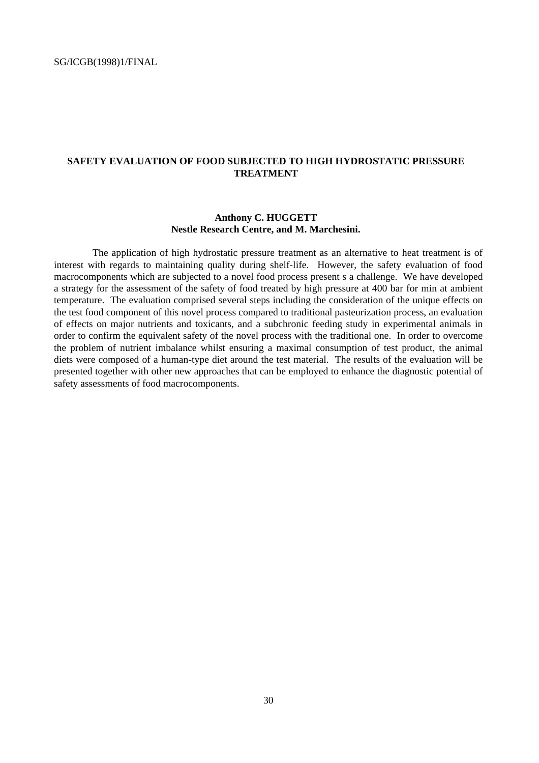## SAFETY EVALUATION OF FOOD SUBJECTED TO HIGH HYDROSTATIC PRESSURE TREATMENT

**Anthony C. HUGGETT**
**Nestle Research Centre, and M. Marchesini.**

The application of high hydrostatic pressure treatment as an alternative to heat treatment is of interest with regards to maintaining quality during shelf-life. However, the safety evaluation of food macrocomponents which are subjected to a novel food process present s a challenge. We have developed a strategy for the assessment of the safety of food treated by high pressure at 400 bar for min at ambient temperature. The evaluation comprised several steps including the consideration of the unique effects on the test food component of this novel process compared to traditional pasteurization process, an evaluation of effects on major nutrients and toxicants, and a subchronic feeding study in experimental animals in order to confirm the equivalent safety of the novel process with the traditional one. In order to overcome the problem of nutrient imbalance whilst ensuring a maximal consumption of test product, the animal diets were composed of a human-type diet around the test material. The results of the evaluation will be presented together with other new approaches that can be employed to enhance the diagnostic potential of safety assessments of food macrocomponents.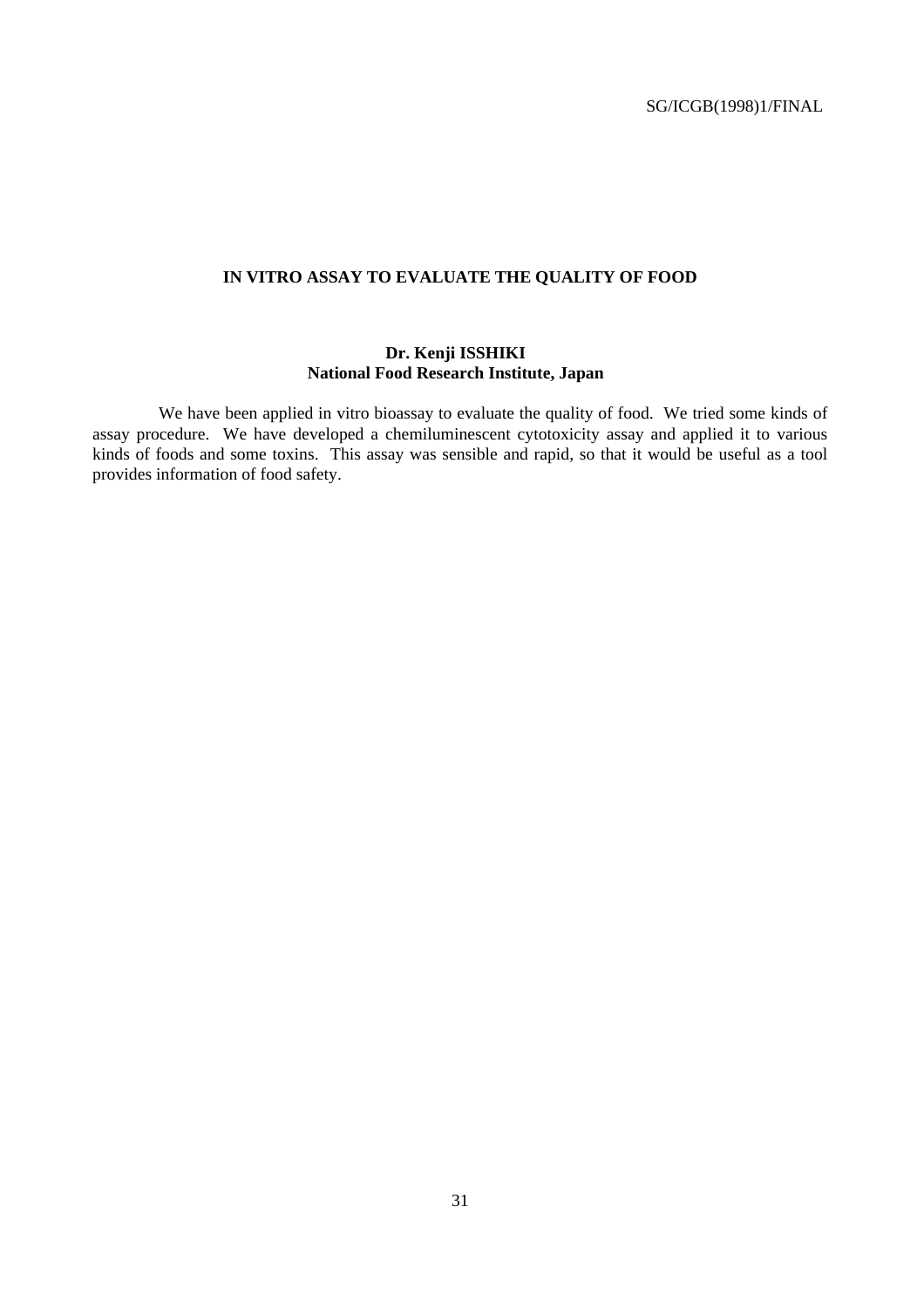## IN VITRO ASSAY TO EVALUATE THE QUALITY OF FOOD

**Dr. Kenji ISSHIKI**
**National Food Research Institute, Japan**

We have been applied in vitro bioassay to evaluate the quality of food. We tried some kinds of assay procedure. We have developed a chemiluminescent cytotoxicity assay and applied it to various kinds of foods and some toxins. This assay was sensible and rapid, so that it would be useful as a tool provides information of food safety.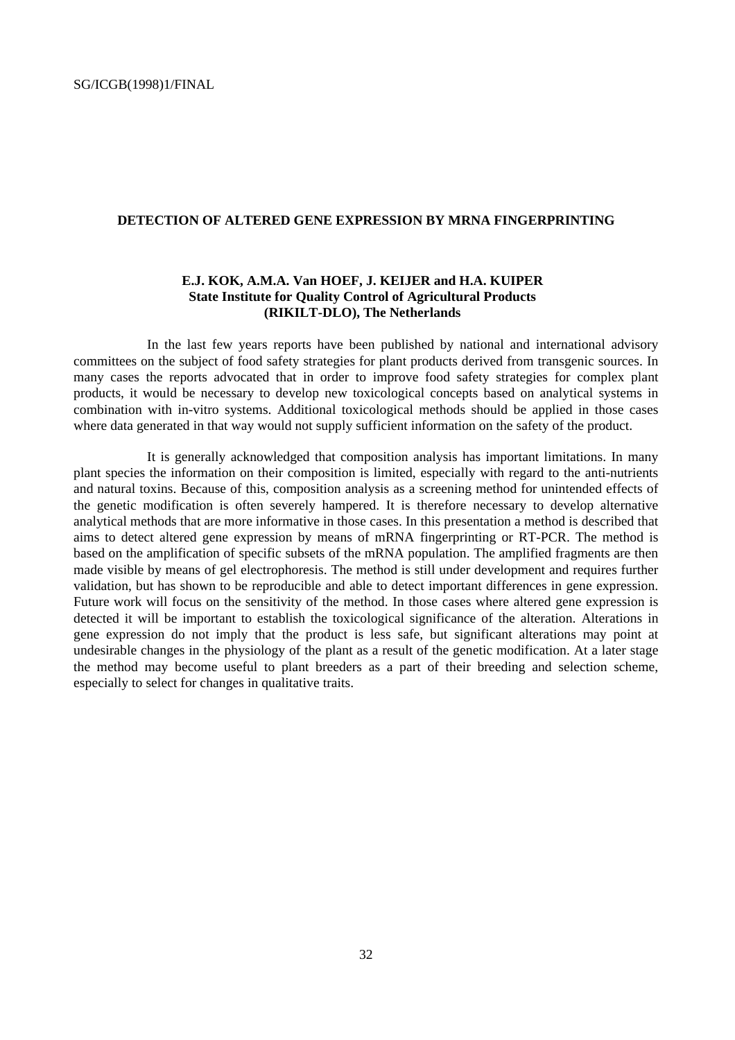## DETECTION OF ALTERED GENE EXPRESSION BY MRNA FINGERPRINTING

**E.J. KOK, A.M.A. Van HOEF, J. KEIJER and H.A. KUIPER**
**State Institute for Quality Control of Agricultural Products**
**(RIKILT-DLO), The Netherlands**

In the last few years reports have been published by national and international advisory committees on the subject of food safety strategies for plant products derived from transgenic sources. In many cases the reports advocated that in order to improve food safety strategies for complex plant products, it would be necessary to develop new toxicological concepts based on analytical systems in combination with in-vitro systems. Additional toxicological methods should be applied in those cases where data generated in that way would not supply sufficient information on the safety of the product.

It is generally acknowledged that composition analysis has important limitations. In many plant species the information on their composition is limited, especially with regard to the anti-nutrients and natural toxins. Because of this, composition analysis as a screening method for unintended effects of the genetic modification is often severely hampered. It is therefore necessary to develop alternative analytical methods that are more informative in those cases. In this presentation a method is described that aims to detect altered gene expression by means of mRNA fingerprinting or RT-PCR. The method is based on the amplification of specific subsets of the mRNA population. The amplified fragments are then made visible by means of gel electrophoresis. The method is still under development and requires further validation, but has shown to be reproducible and able to detect important differences in gene expression. Future work will focus on the sensitivity of the method. In those cases where altered gene expression is detected it will be important to establish the toxicological significance of the alteration. Alterations in gene expression do not imply that the product is less safe, but significant alterations may point at undesirable changes in the physiology of the plant as a result of the genetic modification. At a later stage the method may become useful to plant breeders as a part of their breeding and selection scheme, especially to select for changes in qualitative traits.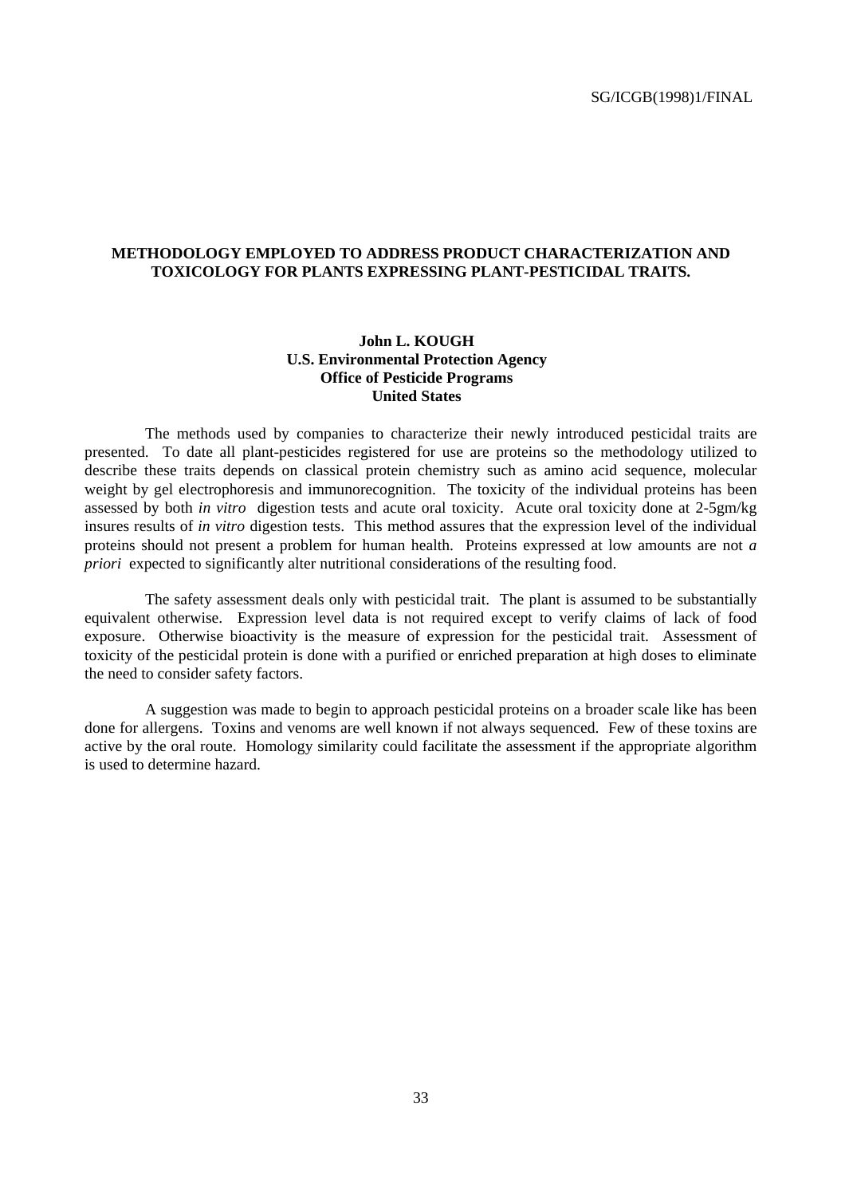## METHODOLOGY EMPLOYED TO ADDRESS PRODUCT CHARACTERIZATION AND TOXICOLOGY FOR PLANTS EXPRESSING PLANT-PESTICIDAL TRAITS.

**John L. KOUGH**
**U.S. Environmental Protection Agency**
**Office of Pesticide Programs**
**United States**

The methods used by companies to characterize their newly introduced pesticidal traits are presented. To date all plant-pesticides registered for use are proteins so the methodology utilized to describe these traits depends on classical protein chemistry such as amino acid sequence, molecular weight by gel electrophoresis and immunorecognition. The toxicity of the individual proteins has been assessed by both *in vitro* digestion tests and acute oral toxicity. Acute oral toxicity done at 2-5gm/kg insures results of *in vitro* digestion tests. This method assures that the expression level of the individual proteins should not present a problem for human health. Proteins expressed at low amounts are not *a priori* expected to significantly alter nutritional considerations of the resulting food.

The safety assessment deals only with pesticidal trait. The plant is assumed to be substantially equivalent otherwise. Expression level data is not required except to verify claims of lack of food exposure. Otherwise bioactivity is the measure of expression for the pesticidal trait. Assessment of toxicity of the pesticidal protein is done with a purified or enriched preparation at high doses to eliminate the need to consider safety factors.

A suggestion was made to begin to approach pesticidal proteins on a broader scale like has been done for allergens. Toxins and venoms are well known if not always sequenced. Few of these toxins are active by the oral route. Homology similarity could facilitate the assessment if the appropriate algorithm is used to determine hazard.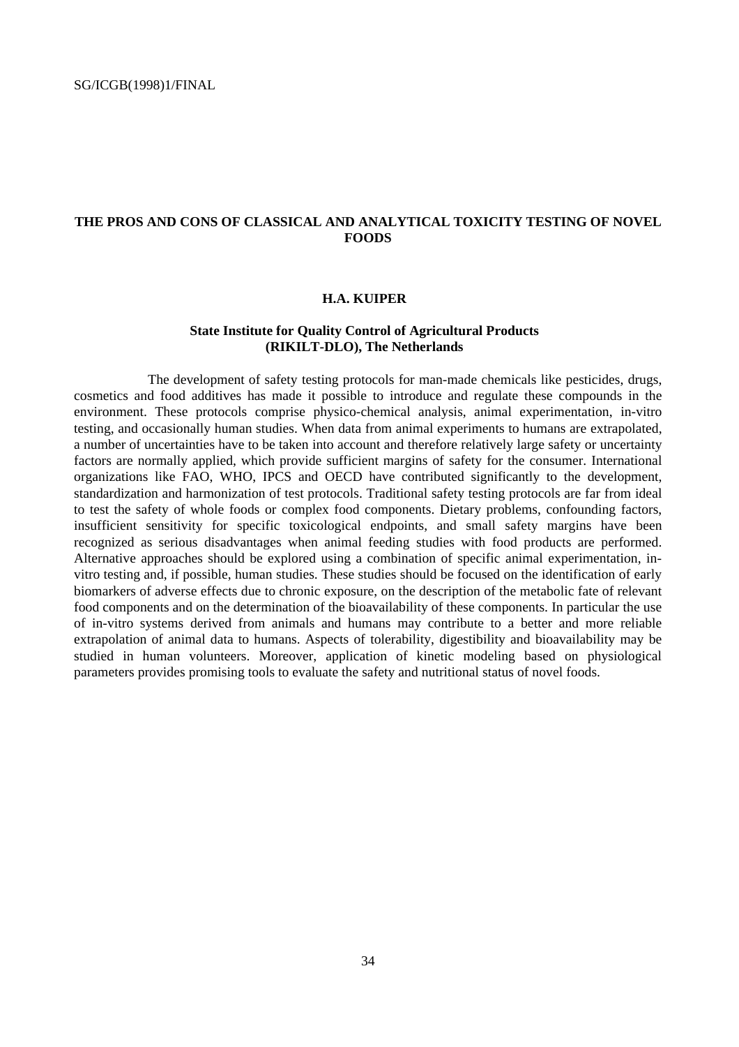## THE PROS AND CONS OF CLASSICAL AND ANALYTICAL TOXICITY TESTING OF NOVEL FOODS

**H.A. KUIPER**

**State Institute for Quality Control of Agricultural Products (RIKILT-DLO), The Netherlands**

The development of safety testing protocols for man-made chemicals like pesticides, drugs, cosmetics and food additives has made it possible to introduce and regulate these compounds in the environment. These protocols comprise physico-chemical analysis, animal experimentation, in-vitro testing, and occasionally human studies. When data from animal experiments to humans are extrapolated, a number of uncertainties have to be taken into account and therefore relatively large safety or uncertainty factors are normally applied, which provide sufficient margins of safety for the consumer. International organizations like FAO, WHO, IPCS and OECD have contributed significantly to the development, standardization and harmonization of test protocols. Traditional safety testing protocols are far from ideal to test the safety of whole foods or complex food components. Dietary problems, confounding factors, insufficient sensitivity for specific toxicological endpoints, and small safety margins have been recognized as serious disadvantages when animal feeding studies with food products are performed. Alternative approaches should be explored using a combination of specific animal experimentation, in-vitro testing and, if possible, human studies. These studies should be focused on the identification of early biomarkers of adverse effects due to chronic exposure, on the description of the metabolic fate of relevant food components and on the determination of the bioavailability of these components. In particular the use of in-vitro systems derived from animals and humans may contribute to a better and more reliable extrapolation of animal data to humans. Aspects of tolerability, digestibility and bioavailability may be studied in human volunteers. Moreover, application of kinetic modeling based on physiological parameters provides promising tools to evaluate the safety and nutritional status of novel foods.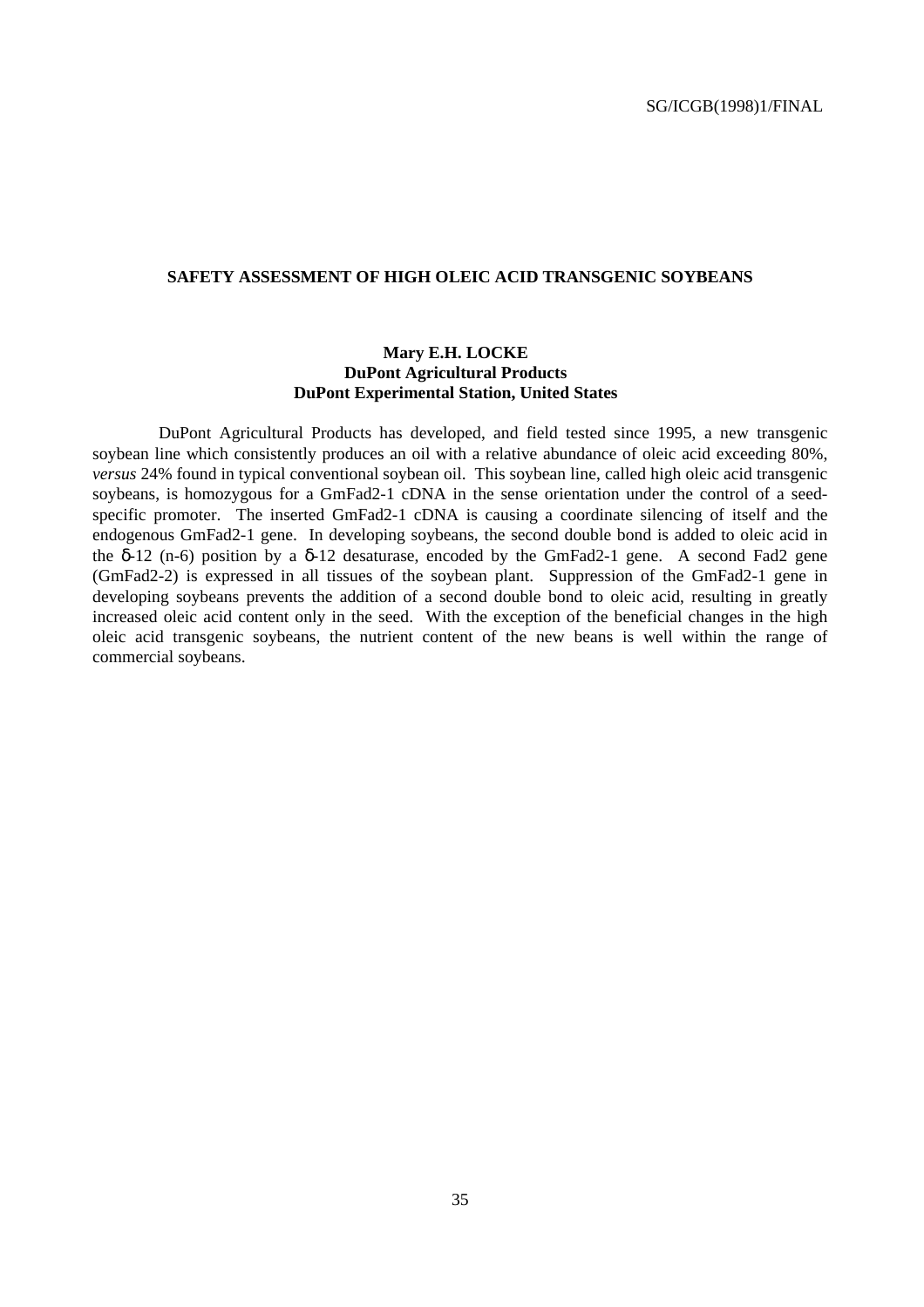## SAFETY ASSESSMENT OF HIGH OLEIC ACID TRANSGENIC SOYBEANS

**Mary E.H. LOCKE**
**DuPont Agricultural Products**
**DuPont Experimental Station, United States**

DuPont Agricultural Products has developed, and field tested since 1995, a new transgenic soybean line which consistently produces an oil with a relative abundance of oleic acid exceeding 80%, *versus* 24% found in typical conventional soybean oil. This soybean line, called high oleic acid transgenic soybeans, is homozygous for a GmFad2-1 cDNA in the sense orientation under the control of a seed-specific promoter. The inserted GmFad2-1 cDNA is causing a coordinate silencing of itself and the endogenous GmFad2-1 gene. In developing soybeans, the second double bond is added to oleic acid in the $\delta$-12 (n-6) position by a $\delta$-12 desaturase, encoded by the GmFad2-1 gene. A second Fad2 gene (GmFad2-2) is expressed in all tissues of the soybean plant. Suppression of the GmFad2-1 gene in developing soybeans prevents the addition of a second double bond to oleic acid, resulting in greatly increased oleic acid content only in the seed. With the exception of the beneficial changes in the high oleic acid transgenic soybeans, the nutrient content of the new beans is well within the range of commercial soybeans.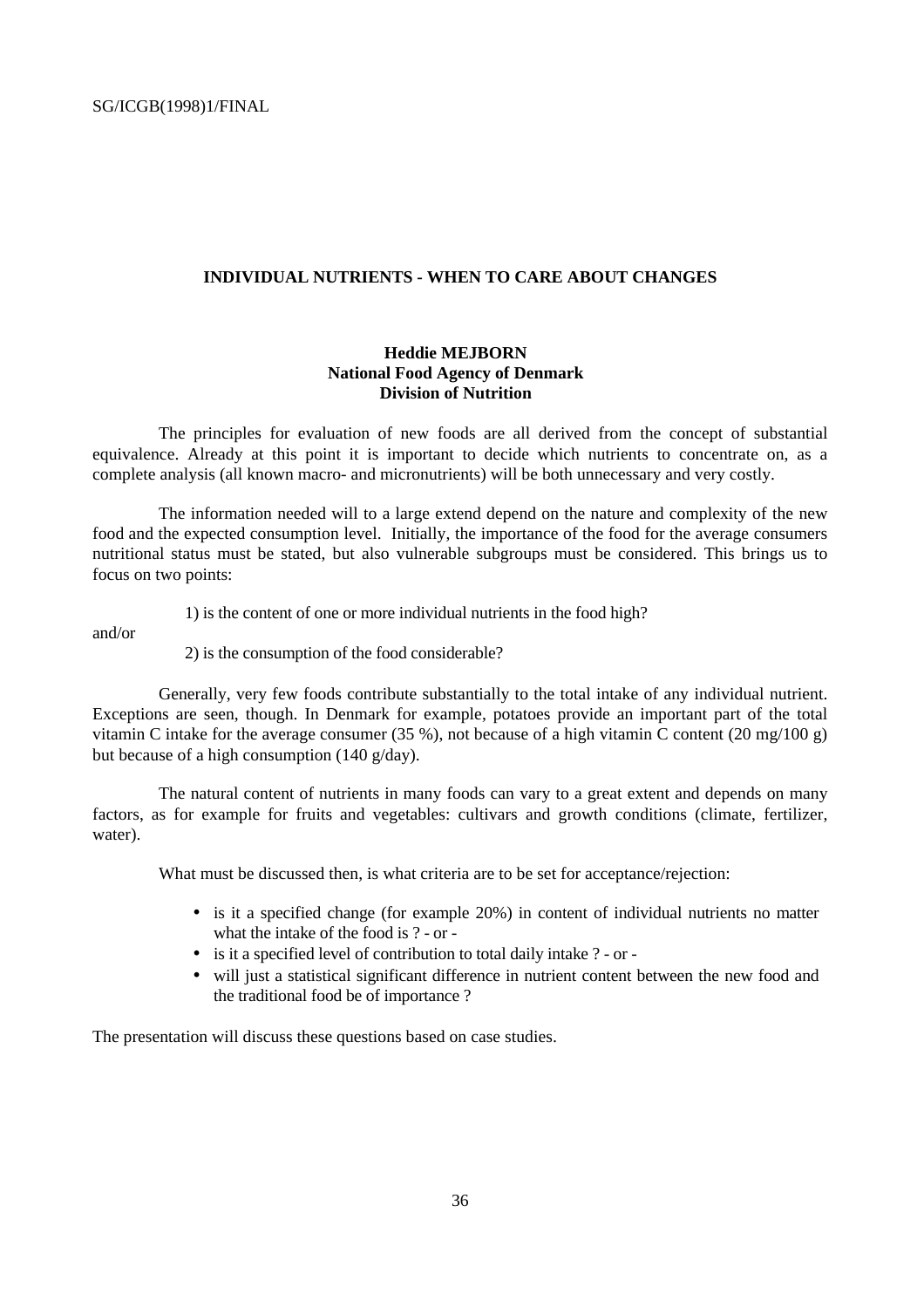## INDIVIDUAL NUTRIENTS - WHEN TO CARE ABOUT CHANGES

**Heddie MEJBORN**
**National Food Agency of Denmark**
**Division of Nutrition**

The principles for evaluation of new foods are all derived from the concept of substantial equivalence. Already at this point it is important to decide which nutrients to concentrate on, as a complete analysis (all known macro- and micronutrients) will be both unnecessary and very costly.

The information needed will to a large extend depend on the nature and complexity of the new food and the expected consumption level. Initially, the importance of the food for the average consumers nutritional status must be stated, but also vulnerable subgroups must be considered. This brings us to focus on two points:

1) is the content of one or more individual nutrients in the food high?

and/or

2) is the consumption of the food considerable?

Generally, very few foods contribute substantially to the total intake of any individual nutrient. Exceptions are seen, though. In Denmark for example, potatoes provide an important part of the total vitamin C intake for the average consumer (35 %), not because of a high vitamin C content (20 mg/100 g) but because of a high consumption (140 g/day).

The natural content of nutrients in many foods can vary to a great extent and depends on many factors, as for example for fruits and vegetables: cultivars and growth conditions (climate, fertilizer, water).

What must be discussed then, is what criteria are to be set for acceptance/rejection:

- is it a specified change (for example 20%) in content of individual nutrients no matter what the intake of the food is ? - or -
- is it a specified level of contribution to total daily intake ? - or -
- will just a statistical significant difference in nutrient content between the new food and the traditional food be of importance ?

The presentation will discuss these questions based on case studies.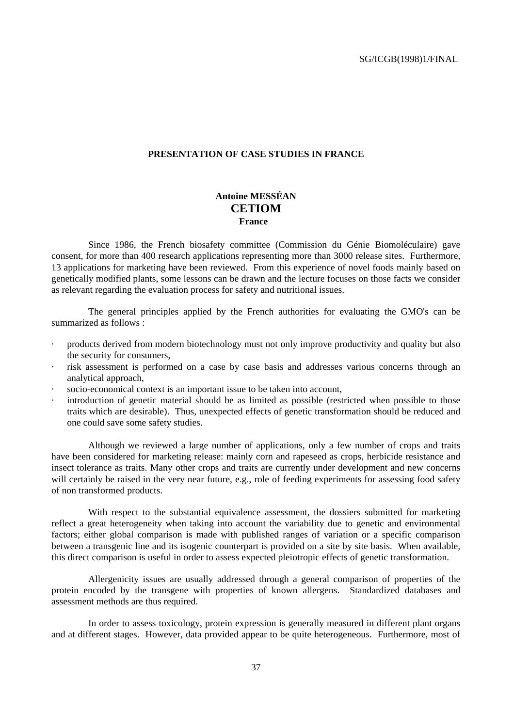## PRESENTATION OF CASE STUDIES IN FRANCE

**Antoine MESSÉAN**
**CETIOM**
**France**

Since 1986, the French biosafety committee (Commission du Génie Biomoléculaire) gave consent, for more than 400 research applications representing more than 3000 release sites. Furthermore, 13 applications for marketing have been reviewed. From this experience of novel foods mainly based on genetically modified plants, some lessons can be drawn and the lecture focuses on those facts we consider as relevant regarding the evaluation process for safety and nutritional issues.

The general principles applied by the French authorities for evaluating the GMO's can be summarized as follows :

- products derived from modern biotechnology must not only improve productivity and quality but also the security for consumers,
- risk assessment is performed on a case by case basis and addresses various concerns through an analytical approach,
- socio-economical context is an important issue to be taken into account,
- introduction of genetic material should be as limited as possible (restricted when possible to those traits which are desirable). Thus, unexpected effects of genetic transformation should be reduced and one could save some safety studies.

Although we reviewed a large number of applications, only a few number of crops and traits have been considered for marketing release: mainly corn and rapeseed as crops, herbicide resistance and insect tolerance as traits. Many other crops and traits are currently under development and new concerns will certainly be raised in the very near future, e.g., role of feeding experiments for assessing food safety of non transformed products.

With respect to the substantial equivalence assessment, the dossiers submitted for marketing reflect a great heterogeneity when taking into account the variability due to genetic and environmental factors; either global comparison is made with published ranges of variation or a specific comparison between a transgenic line and its isogenic counterpart is provided on a site by site basis. When available, this direct comparison is useful in order to assess expected pleiotropic effects of genetic transformation.

Allergenicity issues are usually addressed through a general comparison of properties of the protein encoded by the transgene with properties of known allergens. Standardized databases and assessment methods are thus required.

In order to assess toxicology, protein expression is generally measured in different plant organs and at different stages. However, data provided appear to be quite heterogeneous. Furthermore, most of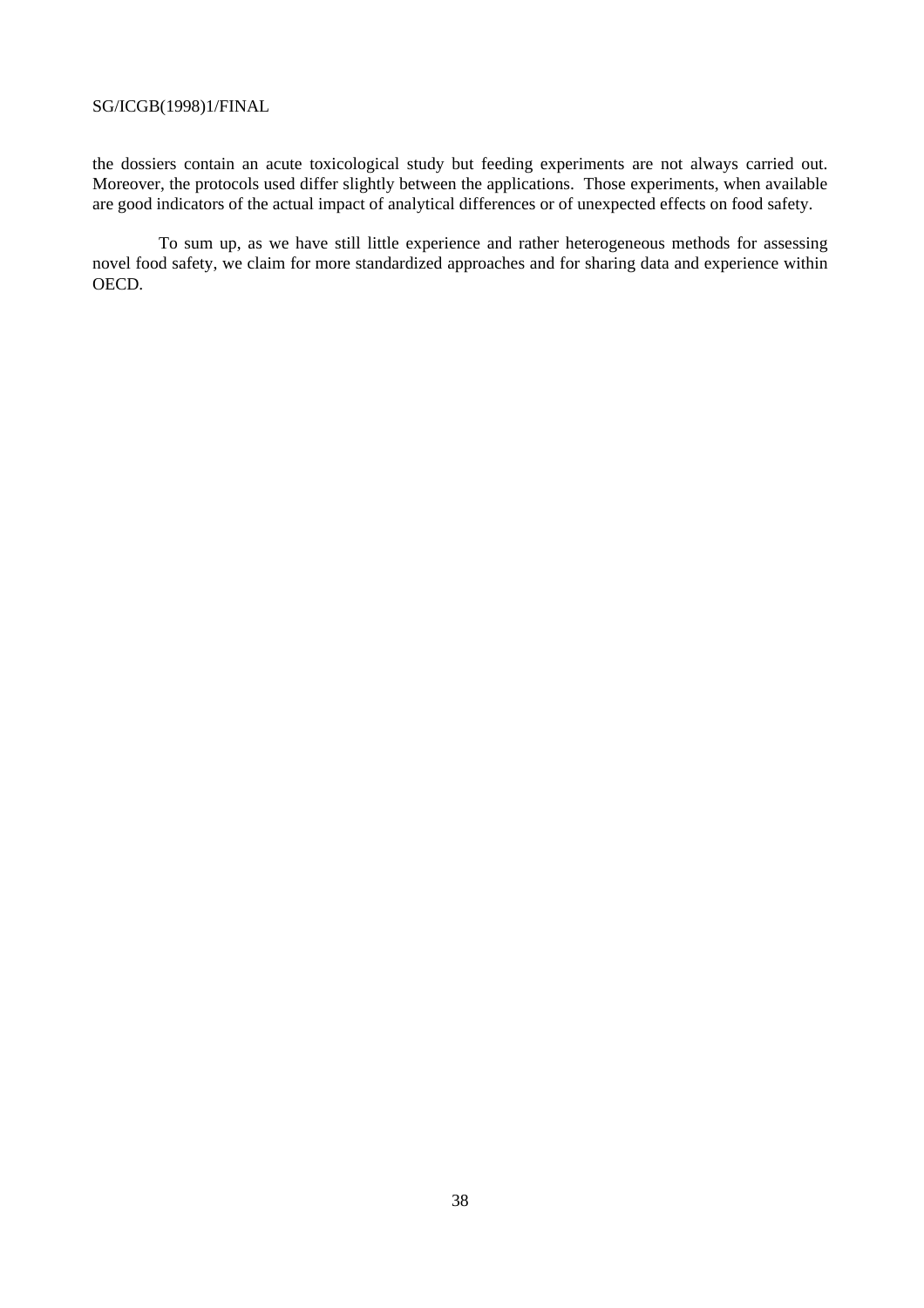the dossiers contain an acute toxicological study but feeding experiments are not always carried out. Moreover, the protocols used differ slightly between the applications. Those experiments, when available are good indicators of the actual impact of analytical differences or of unexpected effects on food safety.

To sum up, as we have still little experience and rather heterogeneous methods for assessing novel food safety, we claim for more standardized approaches and for sharing data and experience within OECD.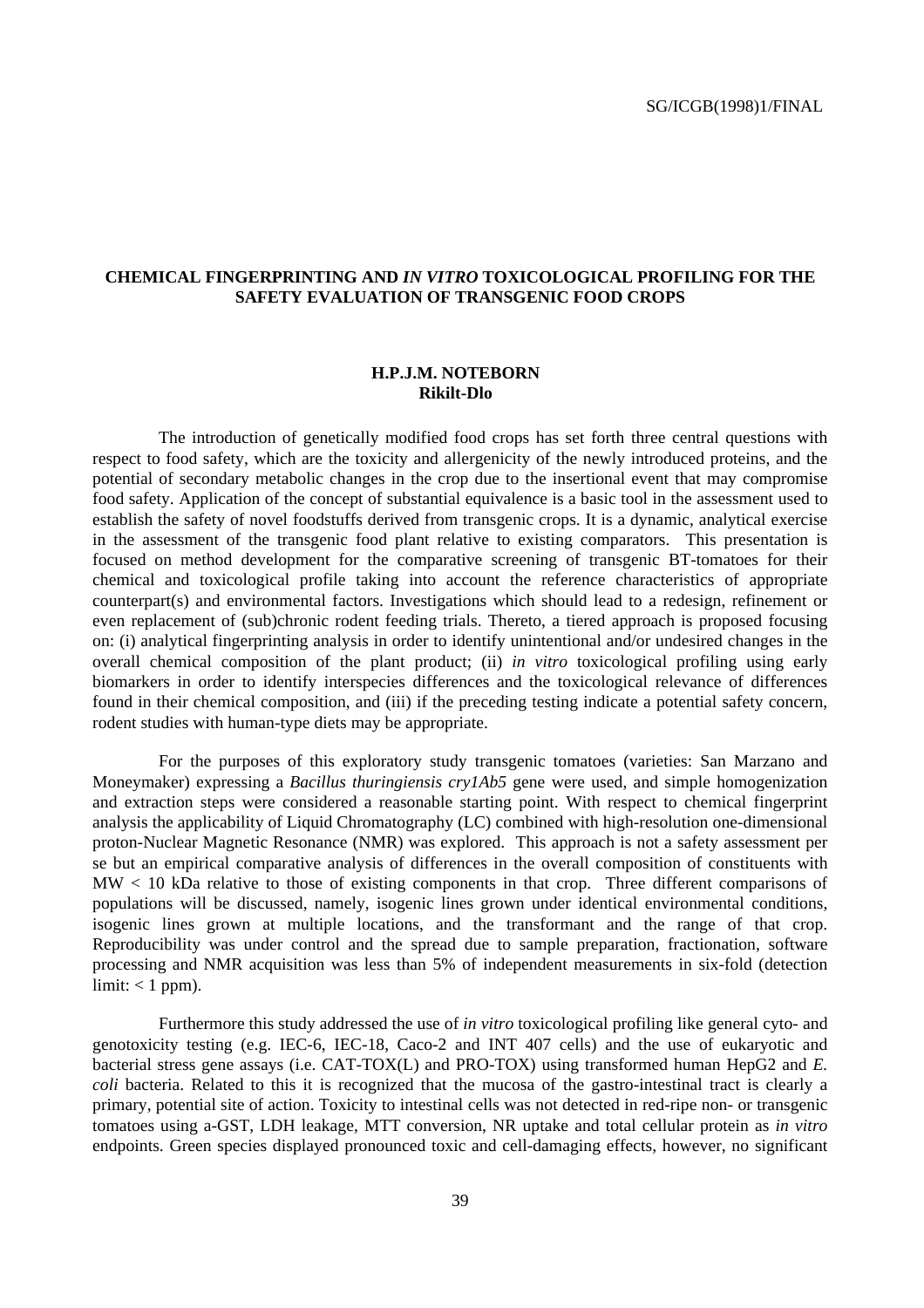## CHEMICAL FINGERPRINTING AND *IN VITRO* TOXICOLOGICAL PROFILING FOR THE SAFETY EVALUATION OF TRANSGENIC FOOD CROPS

**H.P.J.M. NOTEBORN**
**Rikilt-Dlo**

The introduction of genetically modified food crops has set forth three central questions with respect to food safety, which are the toxicity and allergenicity of the newly introduced proteins, and the potential of secondary metabolic changes in the crop due to the insertional event that may compromise food safety. Application of the concept of substantial equivalence is a basic tool in the assessment used to establish the safety of novel foodstuffs derived from transgenic crops. It is a dynamic, analytical exercise in the assessment of the transgenic food plant relative to existing comparators. This presentation is focused on method development for the comparative screening of transgenic BT-tomatoes for their chemical and toxicological profile taking into account the reference characteristics of appropriate counterpart(s) and environmental factors. Investigations which should lead to a redesign, refinement or even replacement of (sub)chronic rodent feeding trials. Thereto, a tiered approach is proposed focusing on: (i) analytical fingerprinting analysis in order to identify unintentional and/or undesired changes in the overall chemical composition of the plant product; (ii) *in vitro* toxicological profiling using early biomarkers in order to identify interspecies differences and the toxicological relevance of differences found in their chemical composition, and (iii) if the preceding testing indicate a potential safety concern, rodent studies with human-type diets may be appropriate.

For the purposes of this exploratory study transgenic tomatoes (varieties: San Marzano and Moneymaker) expressing a *Bacillus thuringiensis cry1Ab5* gene were used, and simple homogenization and extraction steps were considered a reasonable starting point. With respect to chemical fingerprint analysis the applicability of Liquid Chromatography (LC) combined with high-resolution one-dimensional proton-Nuclear Magnetic Resonance (NMR) was explored. This approach is not a safety assessment per se but an empirical comparative analysis of differences in the overall composition of constituents with MW < 10 kDa relative to those of existing components in that crop. Three different comparisons of populations will be discussed, namely, isogenic lines grown under identical environmental conditions, isogenic lines grown at multiple locations, and the transformant and the range of that crop. Reproducibility was under control and the spread due to sample preparation, fractionation, software processing and NMR acquisition was less than 5% of independent measurements in six-fold (detection limit: < 1 ppm).

Furthermore this study addressed the use of *in vitro* toxicological profiling like general cyto- and genotoxicity testing (e.g. IEC-6, IEC-18, Caco-2 and INT 407 cells) and the use of eukaryotic and bacterial stress gene assays (i.e. CAT-TOX(L) and PRO-TOX) using transformed human HepG2 and *E. coli* bacteria. Related to this it is recognized that the mucosa of the gastro-intestinal tract is clearly a primary, potential site of action. Toxicity to intestinal cells was not detected in red-ripe non- or transgenic tomatoes using a-GST, LDH leakage, MTT conversion, NR uptake and total cellular protein as *in vitro* endpoints. Green species displayed pronounced toxic and cell-damaging effects, however, no significant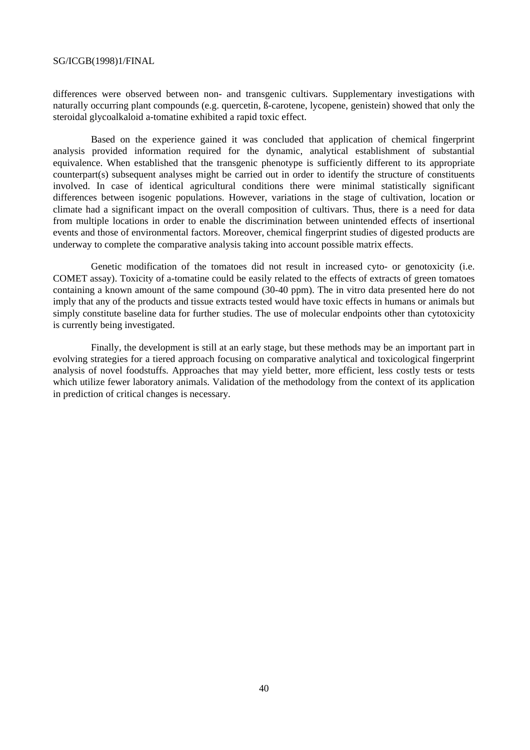differences were observed between non- and transgenic cultivars. Supplementary investigations with naturally occurring plant compounds (e.g. quercetin, ß-carotene, lycopene, genistein) showed that only the steroidal glycoalkaloid a-tomatine exhibited a rapid toxic effect.

Based on the experience gained it was concluded that application of chemical fingerprint analysis provided information required for the dynamic, analytical establishment of substantial equivalence. When established that the transgenic phenotype is sufficiently different to its appropriate counterpart(s) subsequent analyses might be carried out in order to identify the structure of constituents involved. In case of identical agricultural conditions there were minimal statistically significant differences between isogenic populations. However, variations in the stage of cultivation, location or climate had a significant impact on the overall composition of cultivars. Thus, there is a need for data from multiple locations in order to enable the discrimination between unintended effects of insertional events and those of environmental factors. Moreover, chemical fingerprint studies of digested products are underway to complete the comparative analysis taking into account possible matrix effects.

Genetic modification of the tomatoes did not result in increased cyto- or genotoxicity (i.e. COMET assay). Toxicity of a-tomatine could be easily related to the effects of extracts of green tomatoes containing a known amount of the same compound (30-40 ppm). The in vitro data presented here do not imply that any of the products and tissue extracts tested would have toxic effects in humans or animals but simply constitute baseline data for further studies. The use of molecular endpoints other than cytotoxicity is currently being investigated.

Finally, the development is still at an early stage, but these methods may be an important part in evolving strategies for a tiered approach focusing on comparative analytical and toxicological fingerprint analysis of novel foodstuffs. Approaches that may yield better, more efficient, less costly tests or tests which utilize fewer laboratory animals. Validation of the methodology from the context of its application in prediction of critical changes is necessary.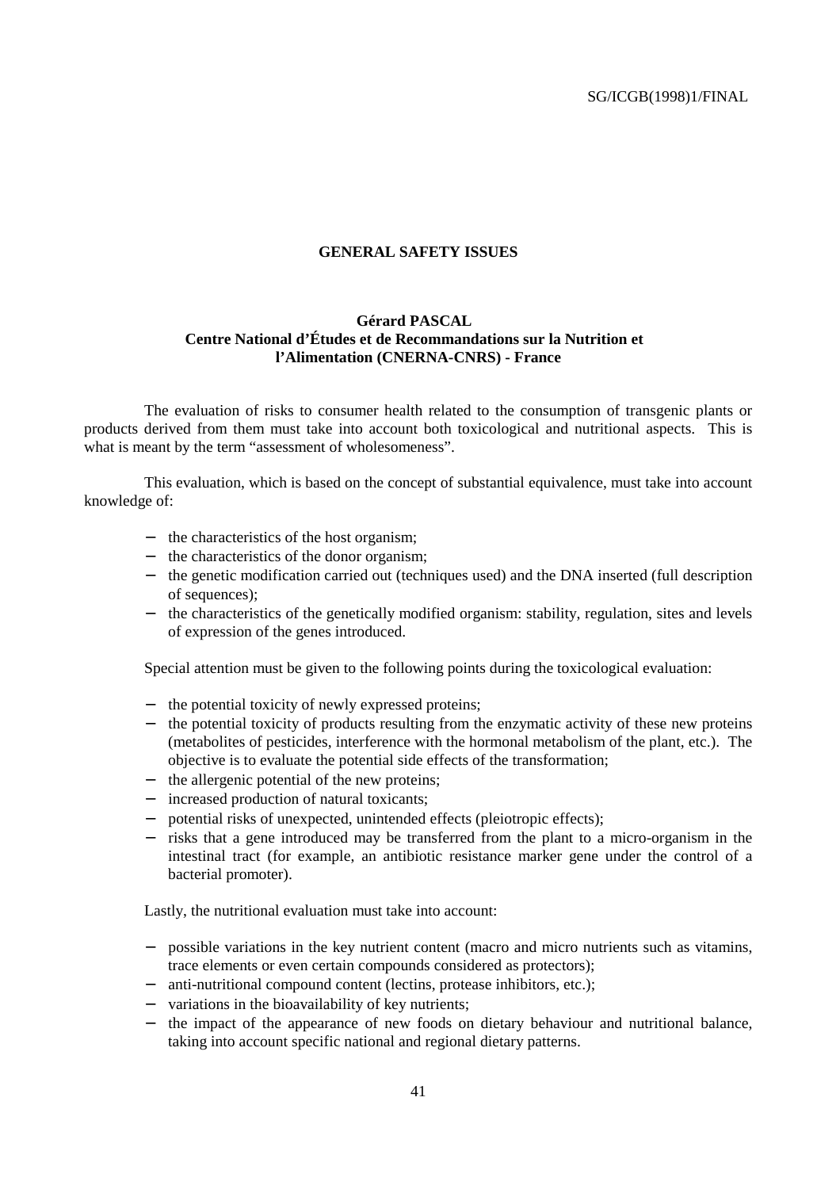## GENERAL SAFETY ISSUES

**Gérard PASCAL**
**Centre National d'Études et de Recommandations sur la Nutrition et l'Alimentation (CNERNA-CNRS) - France**

The evaluation of risks to consumer health related to the consumption of transgenic plants or products derived from them must take into account both toxicological and nutritional aspects. This is what is meant by the term "assessment of wholesomeness".

This evaluation, which is based on the concept of substantial equivalence, must take into account knowledge of:

- the characteristics of the host organism;
- the characteristics of the donor organism;
- the genetic modification carried out (techniques used) and the DNA inserted (full description of sequences);
- the characteristics of the genetically modified organism: stability, regulation, sites and levels of expression of the genes introduced.

Special attention must be given to the following points during the toxicological evaluation:

- the potential toxicity of newly expressed proteins;
- the potential toxicity of products resulting from the enzymatic activity of these new proteins (metabolites of pesticides, interference with the hormonal metabolism of the plant, etc.). The objective is to evaluate the potential side effects of the transformation;
- the allergenic potential of the new proteins;
- increased production of natural toxicants;
- potential risks of unexpected, unintended effects (pleiotropic effects);
- risks that a gene introduced may be transferred from the plant to a micro-organism in the intestinal tract (for example, an antibiotic resistance marker gene under the control of a bacterial promoter).

Lastly, the nutritional evaluation must take into account:

- possible variations in the key nutrient content (macro and micro nutrients such as vitamins, trace elements or even certain compounds considered as protectors);
- anti-nutritional compound content (lectins, protease inhibitors, etc.);
- variations in the bioavailability of key nutrients;
- the impact of the appearance of new foods on dietary behaviour and nutritional balance, taking into account specific national and regional dietary patterns.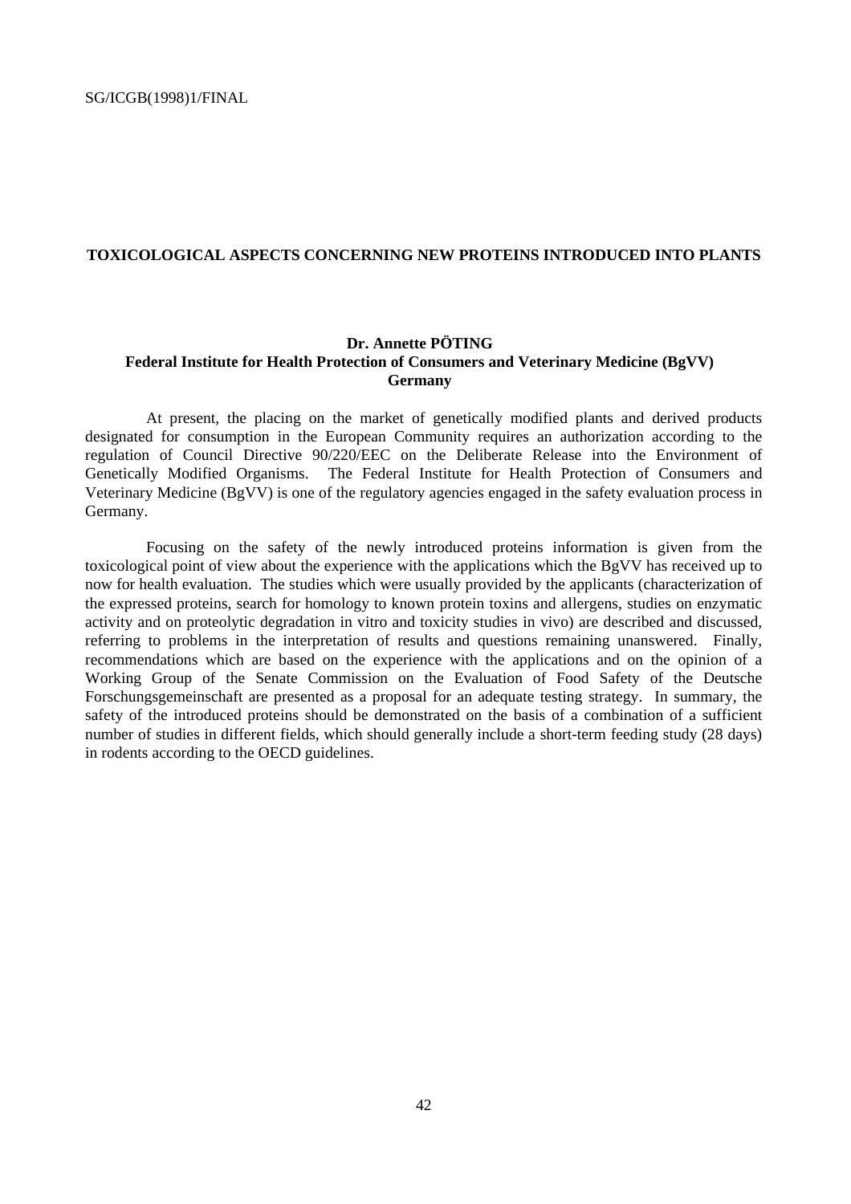## TOXICOLOGICAL ASPECTS CONCERNING NEW PROTEINS INTRODUCED INTO PLANTS

**Dr. Annette PÖTING**
**Federal Institute for Health Protection of Consumers and Veterinary Medicine (BgVV)**
**Germany**

At present, the placing on the market of genetically modified plants and derived products designated for consumption in the European Community requires an authorization according to the regulation of Council Directive 90/220/EEC on the Deliberate Release into the Environment of Genetically Modified Organisms. The Federal Institute for Health Protection of Consumers and Veterinary Medicine (BgVV) is one of the regulatory agencies engaged in the safety evaluation process in Germany.

Focusing on the safety of the newly introduced proteins information is given from the toxicological point of view about the experience with the applications which the BgVV has received up to now for health evaluation. The studies which were usually provided by the applicants (characterization of the expressed proteins, search for homology to known protein toxins and allergens, studies on enzymatic activity and on proteolytic degradation in vitro and toxicity studies in vivo) are described and discussed, referring to problems in the interpretation of results and questions remaining unanswered. Finally, recommendations which are based on the experience with the applications and on the opinion of a Working Group of the Senate Commission on the Evaluation of Food Safety of the Deutsche Forschungsgemeinschaft are presented as a proposal for an adequate testing strategy. In summary, the safety of the introduced proteins should be demonstrated on the basis of a combination of a sufficient number of studies in different fields, which should generally include a short-term feeding study (28 days) in rodents according to the OECD guidelines.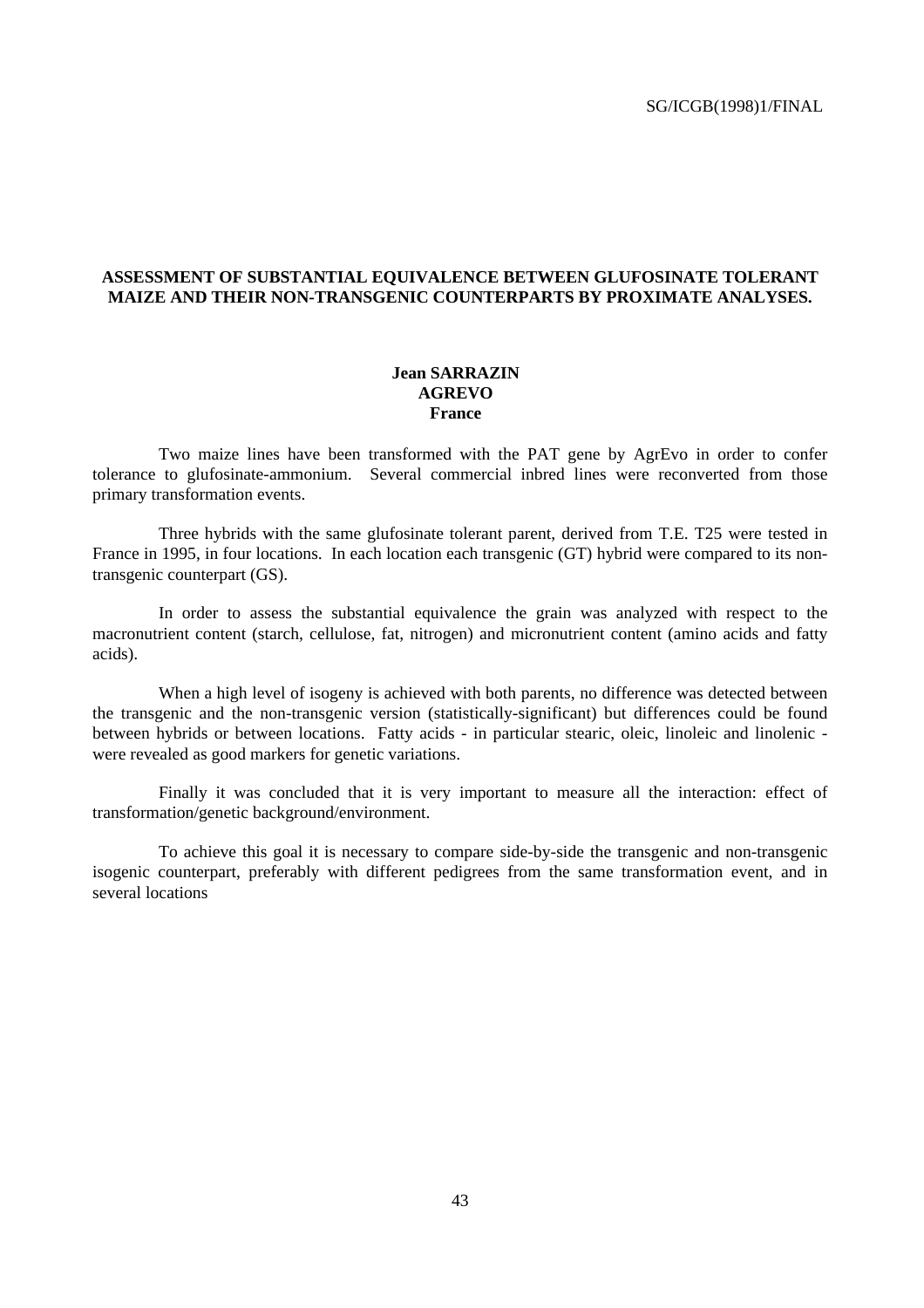## ASSESSMENT OF SUBSTANTIAL EQUIVALENCE BETWEEN GLUFOSINATE TOLERANT MAIZE AND THEIR NON-TRANSGENIC COUNTERPARTS BY PROXIMATE ANALYSES.

**Jean SARRAZIN**
**AGREVO**
**France**

Two maize lines have been transformed with the PAT gene by AgrEvo in order to confer tolerance to glufosinate-ammonium. Several commercial inbred lines were reconverted from those primary transformation events.

Three hybrids with the same glufosinate tolerant parent, derived from T.E. T25 were tested in France in 1995, in four locations. In each location each transgenic (GT) hybrid were compared to its non-transgenic counterpart (GS).

In order to assess the substantial equivalence the grain was analyzed with respect to the macronutrient content (starch, cellulose, fat, nitrogen) and micronutrient content (amino acids and fatty acids).

When a high level of isogeny is achieved with both parents, no difference was detected between the transgenic and the non-transgenic version (statistically-significant) but differences could be found between hybrids or between locations. Fatty acids - in particular stearic, oleic, linoleic and linolenic - were revealed as good markers for genetic variations.

Finally it was concluded that it is very important to measure all the interaction: effect of transformation/genetic background/environment.

To achieve this goal it is necessary to compare side-by-side the transgenic and non-transgenic isogenic counterpart, preferably with different pedigrees from the same transformation event, and in several locations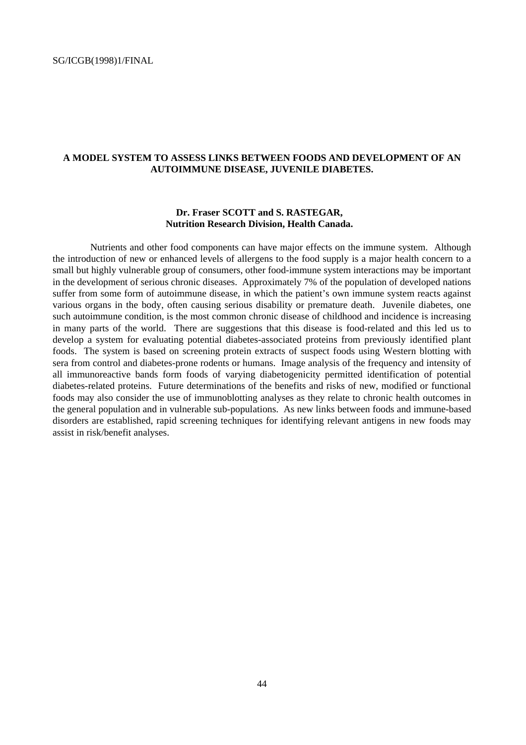## A MODEL SYSTEM TO ASSESS LINKS BETWEEN FOODS AND DEVELOPMENT OF AN AUTOIMMUNE DISEASE, JUVENILE DIABETES.

**Dr. Fraser SCOTT and S. RASTEGAR,**
**Nutrition Research Division, Health Canada.**

Nutrients and other food components can have major effects on the immune system. Although the introduction of new or enhanced levels of allergens to the food supply is a major health concern to a small but highly vulnerable group of consumers, other food-immune system interactions may be important in the development of serious chronic diseases. Approximately 7% of the population of developed nations suffer from some form of autoimmune disease, in which the patient's own immune system reacts against various organs in the body, often causing serious disability or premature death. Juvenile diabetes, one such autoimmune condition, is the most common chronic disease of childhood and incidence is increasing in many parts of the world. There are suggestions that this disease is food-related and this led us to develop a system for evaluating potential diabetes-associated proteins from previously identified plant foods. The system is based on screening protein extracts of suspect foods using Western blotting with sera from control and diabetes-prone rodents or humans. Image analysis of the frequency and intensity of all immunoreactive bands form foods of varying diabetogenicity permitted identification of potential diabetes-related proteins. Future determinations of the benefits and risks of new, modified or functional foods may also consider the use of immunoblotting analyses as they relate to chronic health outcomes in the general population and in vulnerable sub-populations. As new links between foods and immune-based disorders are established, rapid screening techniques for identifying relevant antigens in new foods may assist in risk/benefit analyses.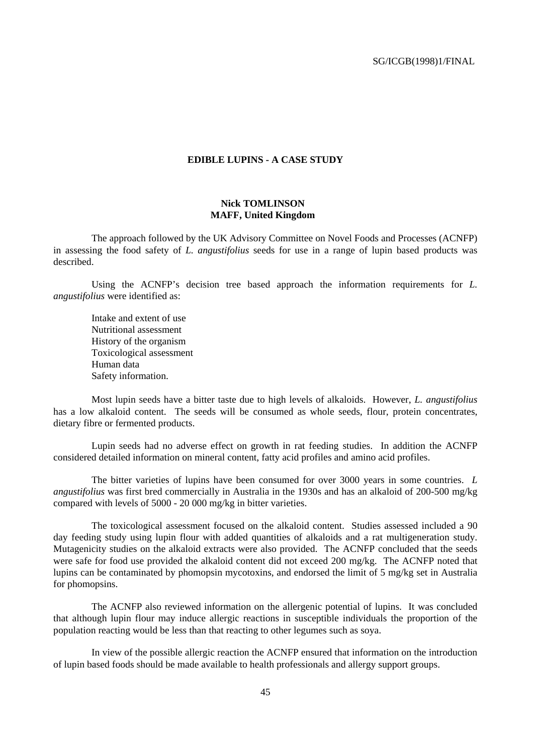# EDIBLE LUPINS - A CASE STUDY

**Nick TOMLINSON**
**MAFF, United Kingdom**

The approach followed by the UK Advisory Committee on Novel Foods and Processes (ACNFP) in assessing the food safety of *L. angustifolius* seeds for use in a range of lupin based products was described.

Using the ACNFP's decision tree based approach the information requirements for *L. angustifolius* were identified as:

Intake and extent of use
Nutritional assessment
History of the organism
Toxicological assessment
Human data
Safety information.

Most lupin seeds have a bitter taste due to high levels of alkaloids. However, *L. angustifolius* has a low alkaloid content. The seeds will be consumed as whole seeds, flour, protein concentrates, dietary fibre or fermented products.

Lupin seeds had no adverse effect on growth in rat feeding studies. In addition the ACNFP considered detailed information on mineral content, fatty acid profiles and amino acid profiles.

The bitter varieties of lupins have been consumed for over 3000 years in some countries. *L angustifolius* was first bred commercially in Australia in the 1930s and has an alkaloid of 200-500 mg/kg compared with levels of 5000 - 20 000 mg/kg in bitter varieties.

The toxicological assessment focused on the alkaloid content. Studies assessed included a 90 day feeding study using lupin flour with added quantities of alkaloids and a rat multigeneration study. Mutagenicity studies on the alkaloid extracts were also provided. The ACNFP concluded that the seeds were safe for food use provided the alkaloid content did not exceed 200 mg/kg. The ACNFP noted that lupins can be contaminated by phomopsin mycotoxins, and endorsed the limit of 5 mg/kg set in Australia for phomopsins.

The ACNFP also reviewed information on the allergenic potential of lupins. It was concluded that although lupin flour may induce allergic reactions in susceptible individuals the proportion of the population reacting would be less than that reacting to other legumes such as soya.

In view of the possible allergic reaction the ACNFP ensured that information on the introduction of lupin based foods should be made available to health professionals and allergy support groups.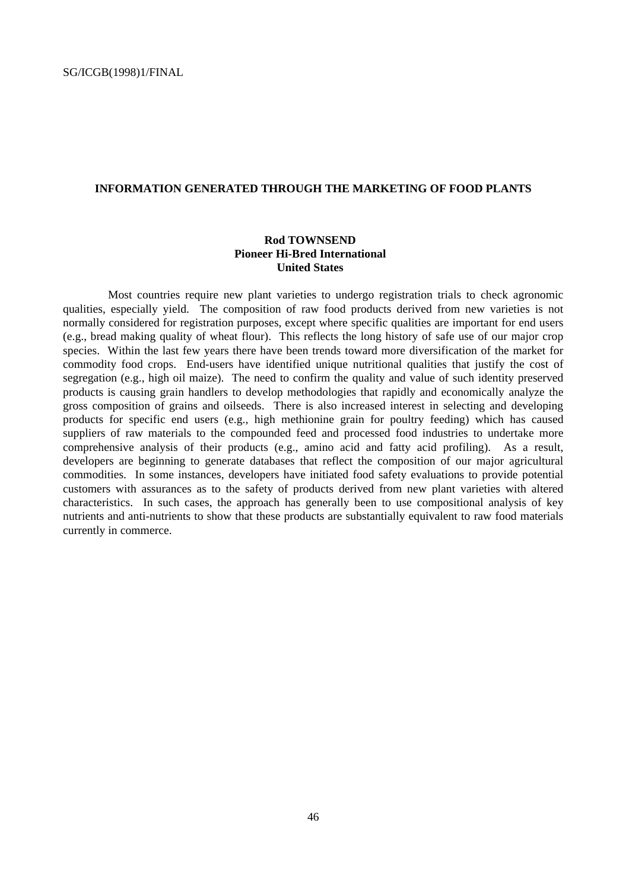## INFORMATION GENERATED THROUGH THE MARKETING OF FOOD PLANTS

**Rod TOWNSEND**
**Pioneer Hi-Bred International**
**United States**

Most countries require new plant varieties to undergo registration trials to check agronomic qualities, especially yield. The composition of raw food products derived from new varieties is not normally considered for registration purposes, except where specific qualities are important for end users (e.g., bread making quality of wheat flour). This reflects the long history of safe use of our major crop species. Within the last few years there have been trends toward more diversification of the market for commodity food crops. End-users have identified unique nutritional qualities that justify the cost of segregation (e.g., high oil maize). The need to confirm the quality and value of such identity preserved products is causing grain handlers to develop methodologies that rapidly and economically analyze the gross composition of grains and oilseeds. There is also increased interest in selecting and developing products for specific end users (e.g., high methionine grain for poultry feeding) which has caused suppliers of raw materials to the compounded feed and processed food industries to undertake more comprehensive analysis of their products (e.g., amino acid and fatty acid profiling). As a result, developers are beginning to generate databases that reflect the composition of our major agricultural commodities. In some instances, developers have initiated food safety evaluations to provide potential customers with assurances as to the safety of products derived from new plant varieties with altered characteristics. In such cases, the approach has generally been to use compositional analysis of key nutrients and anti-nutrients to show that these products are substantially equivalent to raw food materials currently in commerce.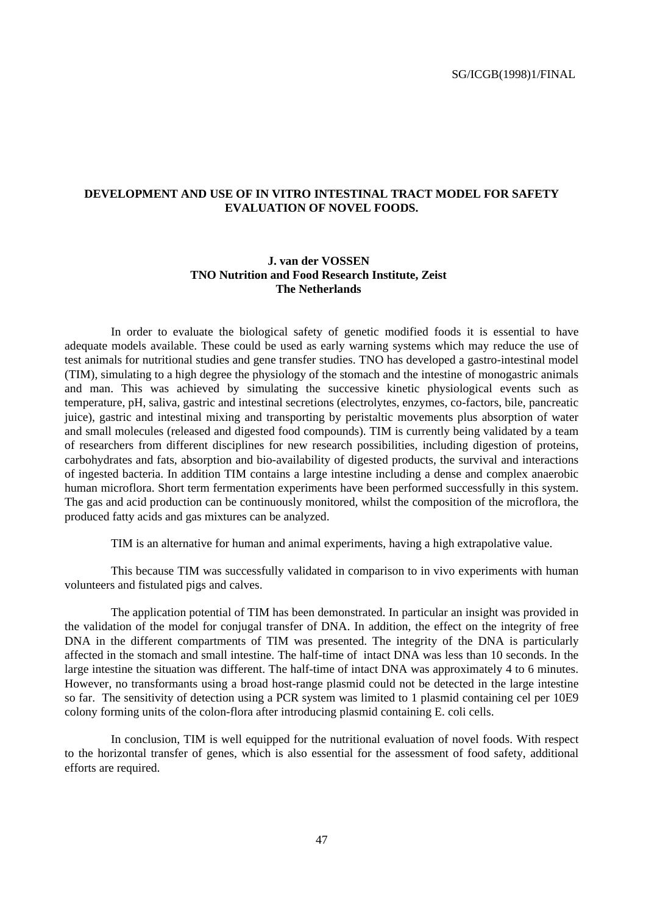## DEVELOPMENT AND USE OF IN VITRO INTESTINAL TRACT MODEL FOR SAFETY EVALUATION OF NOVEL FOODS.

**J. van der VOSSEN**
**TNO Nutrition and Food Research Institute, Zeist**
**The Netherlands**

In order to evaluate the biological safety of genetic modified foods it is essential to have adequate models available. These could be used as early warning systems which may reduce the use of test animals for nutritional studies and gene transfer studies. TNO has developed a gastro-intestinal model (TIM), simulating to a high degree the physiology of the stomach and the intestine of monogastric animals and man. This was achieved by simulating the successive kinetic physiological events such as temperature, pH, saliva, gastric and intestinal secretions (electrolytes, enzymes, co-factors, bile, pancreatic juice), gastric and intestinal mixing and transporting by peristaltic movements plus absorption of water and small molecules (released and digested food compounds). TIM is currently being validated by a team of researchers from different disciplines for new research possibilities, including digestion of proteins, carbohydrates and fats, absorption and bio-availability of digested products, the survival and interactions of ingested bacteria. In addition TIM contains a large intestine including a dense and complex anaerobic human microflora. Short term fermentation experiments have been performed successfully in this system. The gas and acid production can be continuously monitored, whilst the composition of the microflora, the produced fatty acids and gas mixtures can be analyzed.

TIM is an alternative for human and animal experiments, having a high extrapolative value.

This because TIM was successfully validated in comparison to in vivo experiments with human volunteers and fistulated pigs and calves.

The application potential of TIM has been demonstrated. In particular an insight was provided in the validation of the model for conjugal transfer of DNA. In addition, the effect on the integrity of free DNA in the different compartments of TIM was presented. The integrity of the DNA is particularly affected in the stomach and small intestine. The half-time of intact DNA was less than 10 seconds. In the large intestine the situation was different. The half-time of intact DNA was approximately 4 to 6 minutes. However, no transformants using a broad host-range plasmid could not be detected in the large intestine so far. The sensitivity of detection using a PCR system was limited to 1 plasmid containing cel per 10E9 colony forming units of the colon-flora after introducing plasmid containing E. coli cells.

In conclusion, TIM is well equipped for the nutritional evaluation of novel foods. With respect to the horizontal transfer of genes, which is also essential for the assessment of food safety, additional efforts are required.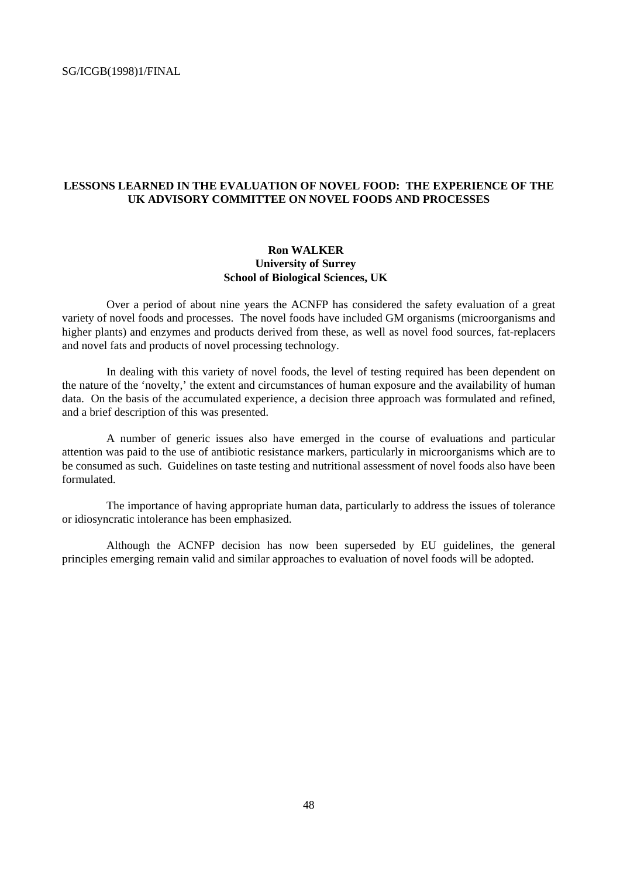## LESSONS LEARNED IN THE EVALUATION OF NOVEL FOOD: THE EXPERIENCE OF THE UK ADVISORY COMMITTEE ON NOVEL FOODS AND PROCESSES

**Ron WALKER**
**University of Surrey**
**School of Biological Sciences, UK**

Over a period of about nine years the ACNFP has considered the safety evaluation of a great variety of novel foods and processes. The novel foods have included GM organisms (microorganisms and higher plants) and enzymes and products derived from these, as well as novel food sources, fat-replacers and novel fats and products of novel processing technology.

In dealing with this variety of novel foods, the level of testing required has been dependent on the nature of the 'novelty,' the extent and circumstances of human exposure and the availability of human data. On the basis of the accumulated experience, a decision three approach was formulated and refined, and a brief description of this was presented.

A number of generic issues also have emerged in the course of evaluations and particular attention was paid to the use of antibiotic resistance markers, particularly in microorganisms which are to be consumed as such. Guidelines on taste testing and nutritional assessment of novel foods also have been formulated.

The importance of having appropriate human data, particularly to address the issues of tolerance or idiosyncratic intolerance has been emphasized.

Although the ACNFP decision has now been superseded by EU guidelines, the general principles emerging remain valid and similar approaches to evaluation of novel foods will be adopted.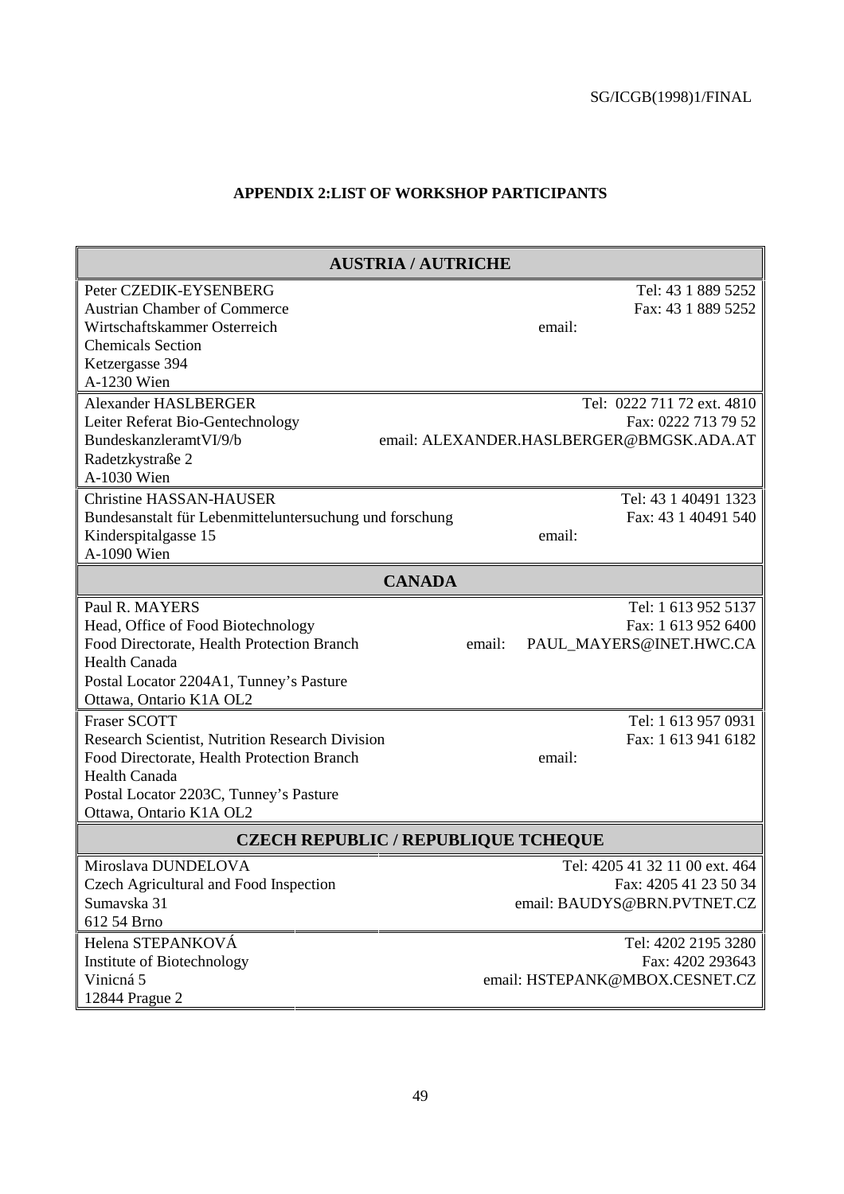**APPENDIX 2:LIST OF WORKSHOP PARTICIPANTS**

| **AUSTRIA / AUTRICHE** | |
|---|---|
| Peter CZEDIK-EYSENBERG<br>Austrian Chamber of Commerce<br>Wirtschaftskammer Osterreich<br>Chemicals Section<br>Ketzergasse 394<br>A-1230 Wien | Tel: 43 1 889 5252<br>Fax: 43 1 889 5252<br>email: |
| Alexander HASLBERGER<br>Leiter Referat Bio-Gentechnology<br>BundeskanzleramtVI/9/b<br>Radetzkystraße 2<br>A-1030 Wien | Tel: 0222 711 72 ext. 4810<br>Fax: 0222 713 79 52<br>email: ALEXANDER.HASLBERGER@BMGSK.ADA.AT |
| Christine HASSAN-HAUSER<br>Bundesanstalt für Lebenmitteluntersuchung und forschung<br>Kinderspitalgasse 15<br>A-1090 Wien | Tel: 43 1 40491 1323<br>Fax: 43 1 40491 540<br>email: |
| **CANADA** | |
| Paul R. MAYERS<br>Head, Office of Food Biotechnology<br>Food Directorate, Health Protection Branch<br>Health Canada<br>Postal Locator 2204A1, Tunney's Pasture<br>Ottawa, Ontario K1A OL2 | Tel: 1 613 952 5137<br>Fax: 1 613 952 6400<br>email: PAUL_MAYERS@INET.HWC.CA |
| Fraser SCOTT<br>Research Scientist, Nutrition Research Division<br>Food Directorate, Health Protection Branch<br>Health Canada<br>Postal Locator 2203C, Tunney's Pasture<br>Ottawa, Ontario K1A OL2 | Tel: 1 613 957 0931<br>Fax: 1 613 941 6182<br>email: |
| **CZECH REPUBLIC / REPUBLIQUE TCHEQUE** | |
| Miroslava DUNDELOVA<br>Czech Agricultural and Food Inspection<br>Sumavska 31<br>612 54 Brno | Tel: 4205 41 32 11 00 ext. 464<br>Fax: 4205 41 23 50 34<br>email: BAUDYS@BRN.PVTNET.CZ |
| Helena STEPANKOVÁ<br>Institute of Biotechnology<br>Vinicná 5<br>12844 Prague 2 | Tel: 4202 2195 3280<br>Fax: 4202 293643<br>email: HSTEPANK@MBOX.CESNET.CZ |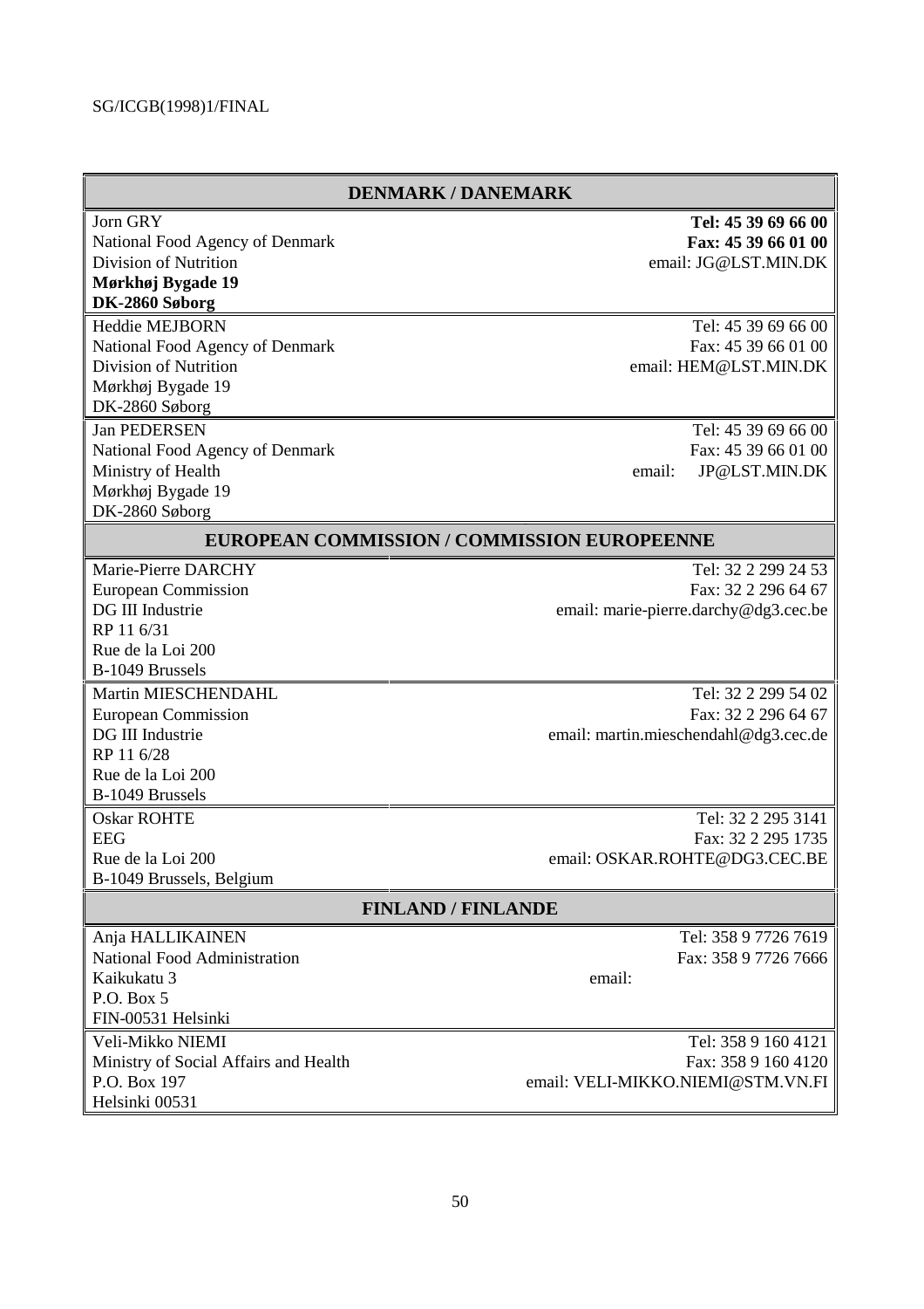## DENMARK / DANEMARK

| | |
|---|---|
| Jorn GRY<br>National Food Agency of Denmark<br>Division of Nutrition<br>**Mørkhøj Bygade 19**<br>**DK-2860 Søborg** | **Tel: 45 39 69 66 00**<br>**Fax: 45 39 66 01 00**<br>email: JG@LST.MIN.DK |
| Heddie MEJBORN<br>National Food Agency of Denmark<br>Division of Nutrition<br>Mørkhøj Bygade 19<br>DK-2860 Søborg | Tel: 45 39 69 66 00<br>Fax: 45 39 66 01 00<br>email: HEM@LST.MIN.DK |
| Jan PEDERSEN<br>National Food Agency of Denmark<br>Ministry of Health<br>Mørkhøj Bygade 19<br>DK-2860 Søborg | Tel: 45 39 69 66 00<br>Fax: 45 39 66 01 00<br>email: JP@LST.MIN.DK |

## EUROPEAN COMMISSION / COMMISSION EUROPEENNE

| | |
|---|---|
| Marie-Pierre DARCHY<br>European Commission<br>DG III Industrie<br>RP 11 6/31<br>Rue de la Loi 200<br>B-1049 Brussels | Tel: 32 2 299 24 53<br>Fax: 32 2 296 64 67<br>email: marie-pierre.darchy@dg3.cec.be |
| Martin MIESCHENDAHL<br>European Commission<br>DG III Industrie<br>RP 11 6/28<br>Rue de la Loi 200<br>B-1049 Brussels | Tel: 32 2 299 54 02<br>Fax: 32 2 296 64 67<br>email: martin.mieschendahl@dg3.cec.de |
| Oskar ROHTE<br>EEG<br>Rue de la Loi 200<br>B-1049 Brussels, Belgium | Tel: 32 2 295 3141<br>Fax: 32 2 295 1735<br>email: OSKAR.ROHTE@DG3.CEC.BE |

## FINLAND / FINLANDE

| | |
|---|---|
| Anja HALLIKAINEN<br>National Food Administration<br>Kaikukatu 3<br>P.O. Box 5<br>FIN-00531 Helsinki | Tel: 358 9 7726 7619<br>Fax: 358 9 7726 7666<br>email: |
| Veli-Mikko NIEMI<br>Ministry of Social Affairs and Health<br>P.O. Box 197<br>Helsinki 00531 | Tel: 358 9 160 4121<br>Fax: 358 9 160 4120<br>email: VELI-MIKKO.NIEMI@STM.VN.FI |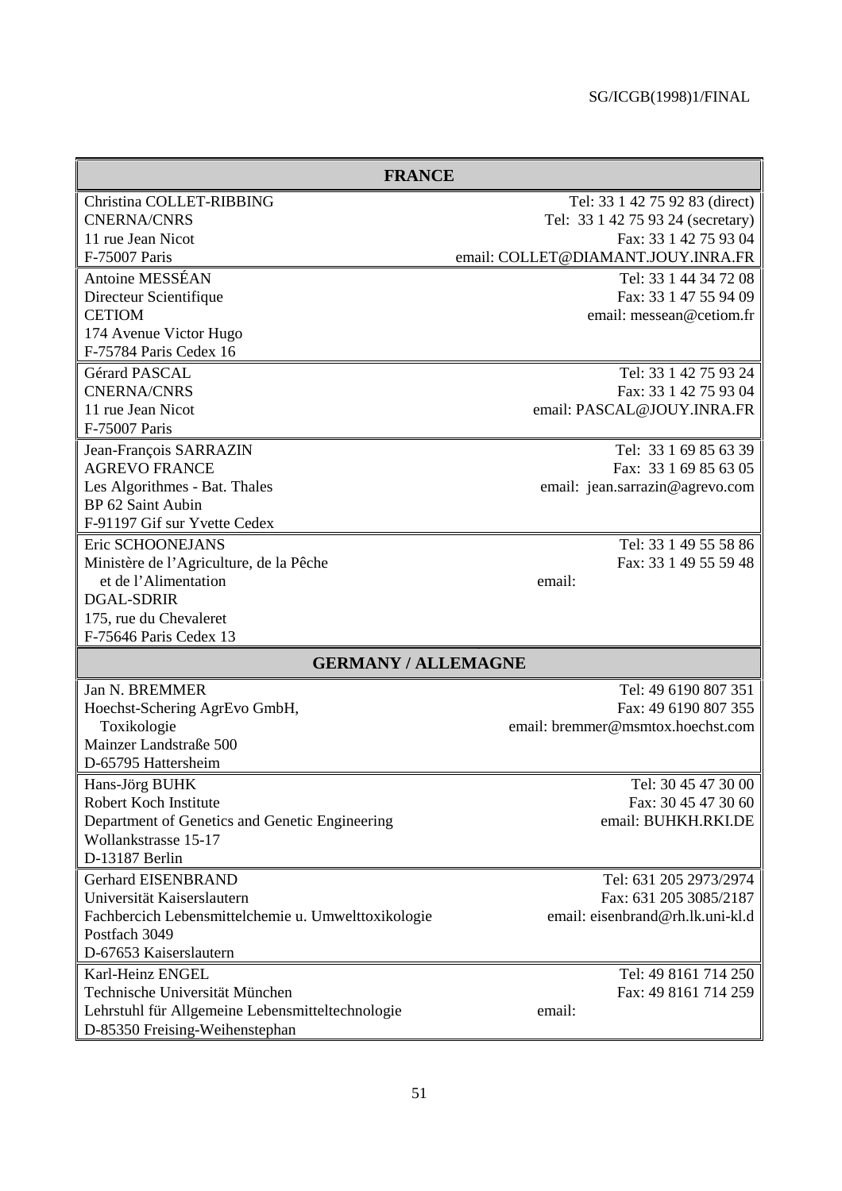| FRANCE | |
|---|---|
| Christina COLLET-RIBBING<br>CNERNA/CNRS<br>11 rue Jean Nicot<br>F-75007 Paris | Tel: 33 1 42 75 92 83 (direct)<br>Tel: 33 1 42 75 93 24 (secretary)<br>Fax: 33 1 42 75 93 04<br>email: COLLET@DIAMANT.JOUY.INRA.FR |
| Antoine MESSÉAN<br>Directeur Scientifique<br>CETIOM<br>174 Avenue Victor Hugo<br>F-75784 Paris Cedex 16 | Tel: 33 1 44 34 72 08<br>Fax: 33 1 47 55 94 09<br>email: messean@cetiom.fr |
| Gérard PASCAL<br>CNERNA/CNRS<br>11 rue Jean Nicot<br>F-75007 Paris | Tel: 33 1 42 75 93 24<br>Fax: 33 1 42 75 93 04<br>email: PASCAL@JOUY.INRA.FR |
| Jean-François SARRAZIN<br>AGREVO FRANCE<br>Les Algorithmes - Bat. Thales<br>BP 62 Saint Aubin<br>F-91197 Gif sur Yvette Cedex | Tel: 33 1 69 85 63 39<br>Fax: 33 1 69 85 63 05<br>email: jean.sarrazin@agrevo.com |
| Eric SCHOONEJANS<br>Ministère de l'Agriculture, de la Pêche et de l'Alimentation<br>DGAL-SDRIR<br>175, rue du Chevaleret<br>F-75646 Paris Cedex 13 | Tel: 33 1 49 55 58 86<br>Fax: 33 1 49 55 59 48<br>email: |
| **GERMANY / ALLEMAGNE** | |
| Jan N. BREMMER<br>Hoechst-Schering AgrEvo GmbH, Toxikologie<br>Mainzer Landstraße 500<br>D-65795 Hattersheim | Tel: 49 6190 807 351<br>Fax: 49 6190 807 355<br>email: bremmer@msmtox.hoechst.com |
| Hans-Jörg BUHK<br>Robert Koch Institute<br>Department of Genetics and Genetic Engineering<br>Wollankstrasse 15-17<br>D-13187 Berlin | Tel: 30 45 47 30 00<br>Fax: 30 45 47 30 60<br>email: BUHKH.RKI.DE |
| Gerhard EISENBRAND<br>Universität Kaiserslautern<br>Fachbercich Lebensmittelchemie u. Umwelttoxikologie<br>Postfach 3049<br>D-67653 Kaiserslautern | Tel: 631 205 2973/2974<br>Fax: 631 205 3085/2187<br>email: eisenbrand@rh.lk.uni-kl.d |
| Karl-Heinz ENGEL<br>Technische Universität München<br>Lehrstuhl für Allgemeine Lebensmitteltechnologie<br>D-85350 Freising-Weihenstephan | Tel: 49 8161 714 250<br>Fax: 49 8161 714 259<br>email: |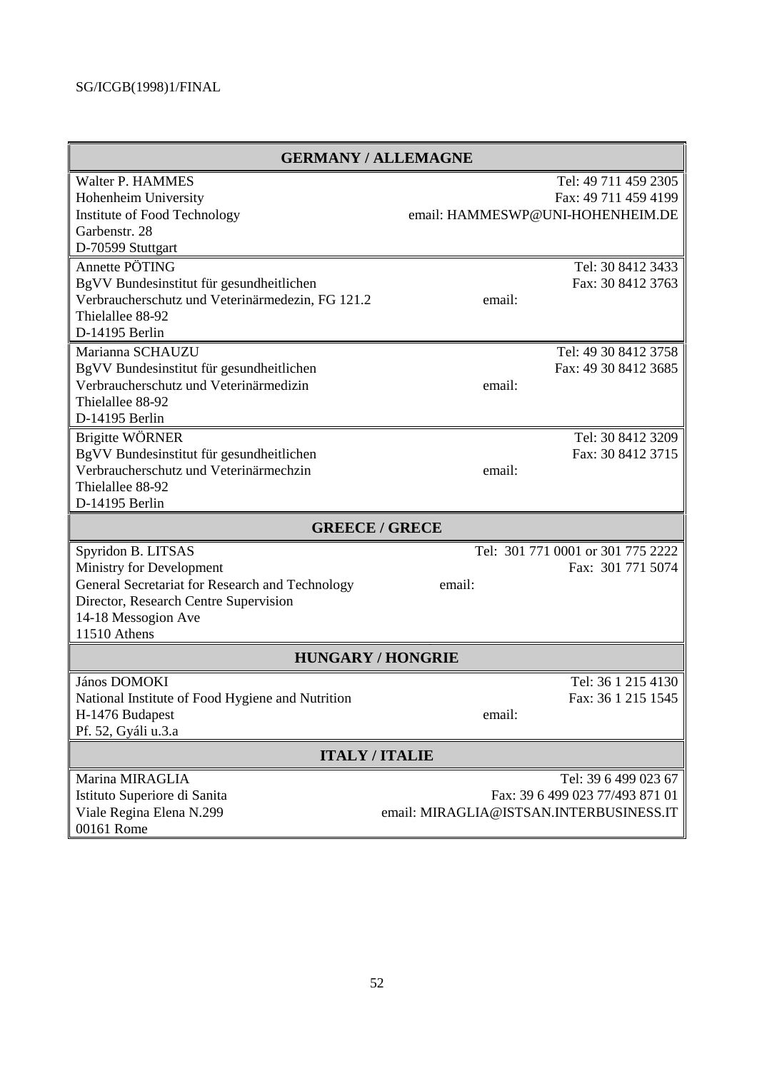| GERMANY / ALLEMAGNE | |
|---|---|
| Walter P. HAMMES<br>Hohenheim University<br>Institute of Food Technology<br>Garbenstr. 28<br>D-70599 Stuttgart | Tel: 49 711 459 2305<br>Fax: 49 711 459 4199<br>email: HAMMESWP@UNI-HOHENHEIM.DE |
| Annette PÖTING<br>BgVV Bundesinstitut für gesundheitlichen<br>Verbraucherschutz und Veterinärmedezin, FG 121.2<br>Thielallee 88-92<br>D-14195 Berlin | Tel: 30 8412 3433<br>Fax: 30 8412 3763<br>email: |
| Marianna SCHAUZU<br>BgVV Bundesinstitut für gesundheitlichen<br>Verbraucherschutz und Veterinärmedizin<br>Thielallee 88-92<br>D-14195 Berlin | Tel: 49 30 8412 3758<br>Fax: 49 30 8412 3685<br>email: |
| Brigitte WÖRNER<br>BgVV Bundesinstitut für gesundheitlichen<br>Verbraucherschutz und Veterinärmechzin<br>Thielallee 88-92<br>D-14195 Berlin | Tel: 30 8412 3209<br>Fax: 30 8412 3715<br>email: |
| **GREECE / GRECE** | |
| Spyridon B. LITSAS<br>Ministry for Development<br>General Secretariat for Research and Technology<br>Director, Research Centre Supervision<br>14-18 Messogion Ave<br>11510 Athens | Tel: 301 771 0001 or 301 775 2222<br>Fax: 301 771 5074<br>email: |
| **HUNGARY / HONGRIE** | |
| János DOMOKI<br>National Institute of Food Hygiene and Nutrition<br>H-1476 Budapest<br>Pf. 52, Gyáli u.3.a | Tel: 36 1 215 4130<br>Fax: 36 1 215 1545<br>email: |
| **ITALY / ITALIE** | |
| Marina MIRAGLIA<br>Istituto Superiore di Sanita<br>Viale Regina Elena N.299<br>00161 Rome | Tel: 39 6 499 023 67<br>Fax: 39 6 499 023 77/493 871 01<br>email: MIRAGLIA@ISTSAN.INTERBUSINESS.IT |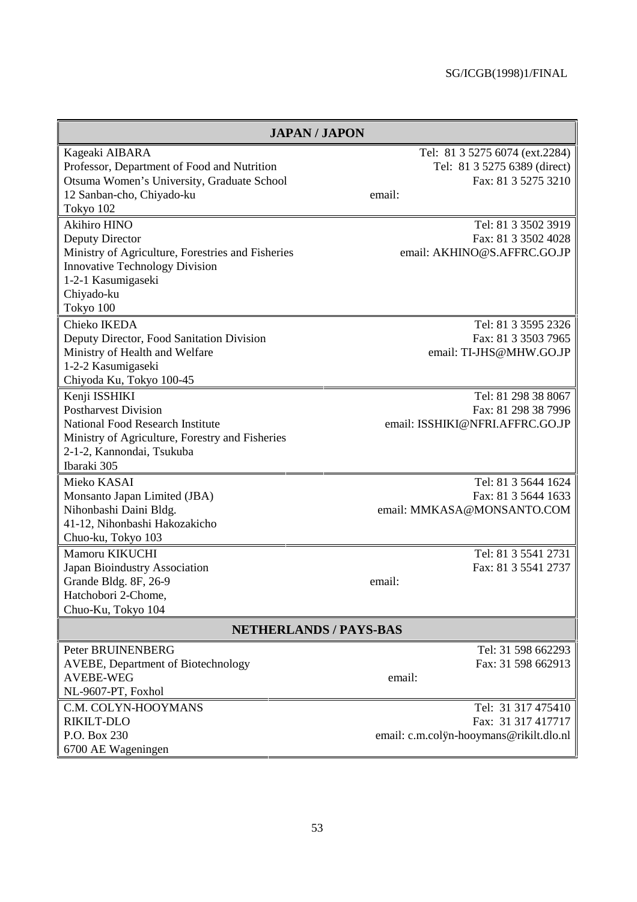| JAPAN / JAPON | |
|---|---|
| Kageaki AIBARA<br>Professor, Department of Food and Nutrition<br>Otsuma Women's University, Graduate School<br>12 Sanban-cho, Chiyado-ku<br>Tokyo 102 | Tel: 81 3 5275 6074 (ext.2284)<br>Tel: 81 3 5275 6389 (direct)<br>Fax: 81 3 5275 3210<br>email: |
| Akihiro HINO<br>Deputy Director<br>Ministry of Agriculture, Forestries and Fisheries<br>Innovative Technology Division<br>1-2-1 Kasumigaseki<br>Chiyado-ku<br>Tokyo 100 | Tel: 81 3 3502 3919<br>Fax: 81 3 3502 4028<br>email: AKHINO@S.AFFRC.GO.JP |
| Chieko IKEDA<br>Deputy Director, Food Sanitation Division<br>Ministry of Health and Welfare<br>1-2-2 Kasumigaseki<br>Chiyoda Ku, Tokyo 100-45 | Tel: 81 3 3595 2326<br>Fax: 81 3 3503 7965<br>email: TI-JHS@MHW.GO.JP |
| Kenji ISSHIKI<br>Postharvest Division<br>National Food Research Institute<br>Ministry of Agriculture, Forestry and Fisheries<br>2-1-2, Kannondai, Tsukuba<br>Ibaraki 305 | Tel: 81 298 38 8067<br>Fax: 81 298 38 7996<br>email: ISSHIKI@NFRI.AFFRC.GO.JP |
| Mieko KASAI<br>Monsanto Japan Limited (JBA)<br>Nihonbashi Daini Bldg.<br>41-12, Nihonbashi Hakozakicho<br>Chuo-ku, Tokyo 103 | Tel: 81 3 5644 1624<br>Fax: 81 3 5644 1633<br>email: MMKASA@MONSANTO.COM |
| Mamoru KIKUCHI<br>Japan Bioindustry Association<br>Grande Bldg. 8F, 26-9<br>Hatchobori 2-Chome,<br>Chuo-Ku, Tokyo 104 | Tel: 81 3 5541 2731<br>Fax: 81 3 5541 2737<br>email: |
| **NETHERLANDS / PAYS-BAS** | |
| Peter BRUINENBERG<br>AVEBE, Department of Biotechnology<br>AVEBE-WEG<br>NL-9607-PT, Foxhol | Tel: 31 598 662293<br>Fax: 31 598 662913<br>email: |
| C.M. COLYN-HOOYMANS<br>RIKILT-DLO<br>P.O. Box 230<br>6700 AE Wageningen | Tel: 31 317 475410<br>Fax: 31 317 417717<br>email: c.m.colÿn-hooymans@rikilt.dlo.nl |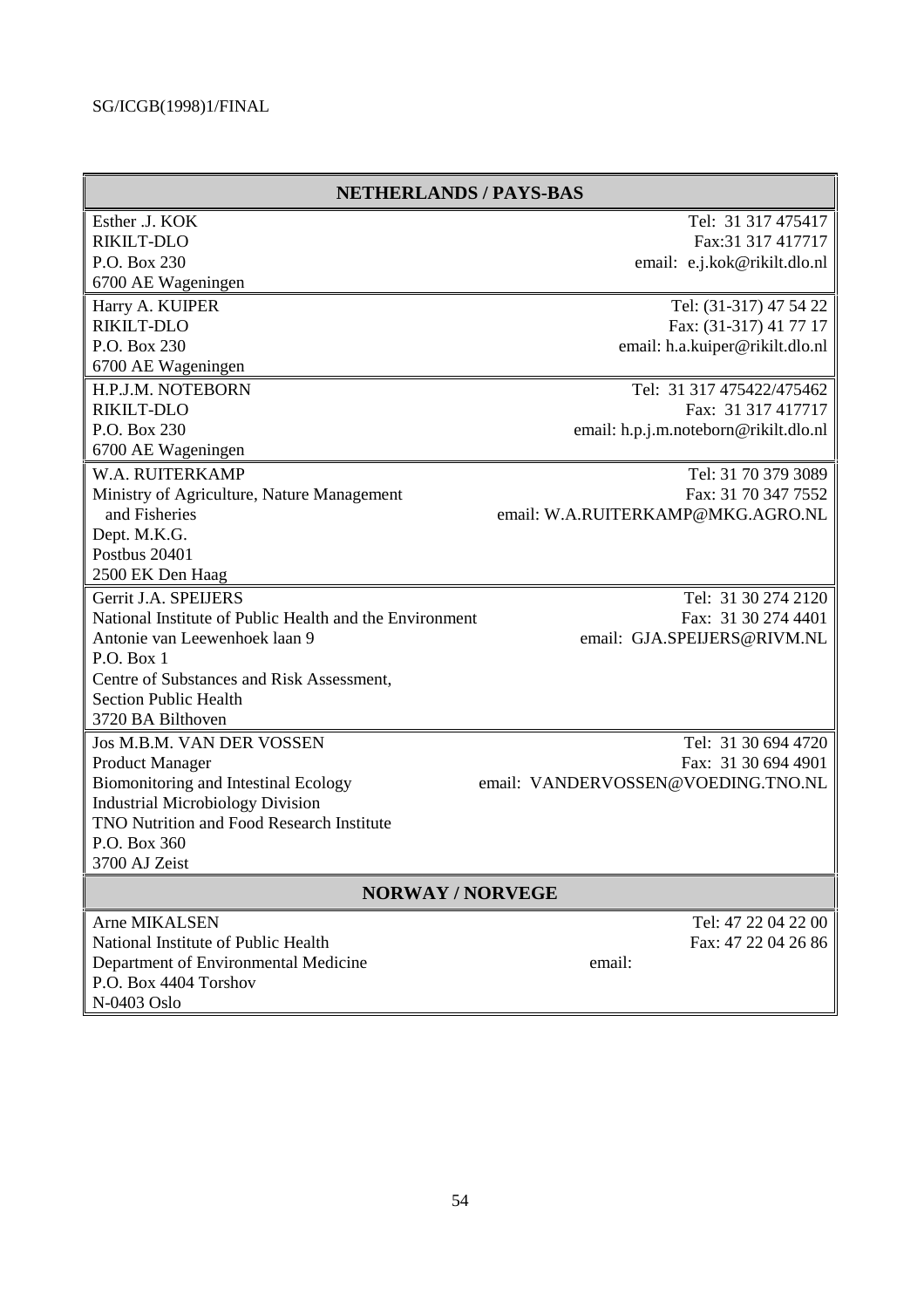| NETHERLANDS / PAYS-BAS | |
|---|---|
| Esther .J. KOK<br>RIKILT-DLO<br>P.O. Box 230<br>6700 AE Wageningen | Tel: 31 317 475417<br>Fax:31 317 417717<br>email: e.j.kok@rikilt.dlo.nl |
| Harry A. KUIPER<br>RIKILT-DLO<br>P.O. Box 230<br>6700 AE Wageningen | Tel: (31-317) 47 54 22<br>Fax: (31-317) 41 77 17<br>email: h.a.kuiper@rikilt.dlo.nl |
| H.P.J.M. NOTEBORN<br>RIKILT-DLO<br>P.O. Box 230<br>6700 AE Wageningen | Tel: 31 317 475422/475462<br>Fax: 31 317 417717<br>email: h.p.j.m.noteborn@rikilt.dlo.nl |
| W.A. RUITERKAMP<br>Ministry of Agriculture, Nature Management and Fisheries<br>Dept. M.K.G.<br>Postbus 20401<br>2500 EK Den Haag | Tel: 31 70 379 3089<br>Fax: 31 70 347 7552<br>email: W.A.RUITERKAMP@MKG.AGRO.NL |
| Gerrit J.A. SPEIJERS<br>National Institute of Public Health and the Environment<br>Antonie van Leewenhoek laan 9<br>P.O. Box 1<br>Centre of Substances and Risk Assessment,<br>Section Public Health<br>3720 BA Bilthoven | Tel: 31 30 274 2120<br>Fax: 31 30 274 4401<br>email: GJA.SPEIJERS@RIVM.NL |
| Jos M.B.M. VAN DER VOSSEN<br>Product Manager<br>Biomonitoring and Intestinal Ecology<br>Industrial Microbiology Division<br>TNO Nutrition and Food Research Institute<br>P.O. Box 360<br>3700 AJ Zeist | Tel: 31 30 694 4720<br>Fax: 31 30 694 4901<br>email: VANDERVOSSEN@VOEDING.TNO.NL |
| **NORWAY / NORVEGE** | |
| Arne MIKALSEN<br>National Institute of Public Health<br>Department of Environmental Medicine<br>P.O. Box 4404 Torshov<br>N-0403 Oslo | Tel: 47 22 04 22 00<br>Fax: 47 22 04 26 86<br>email: |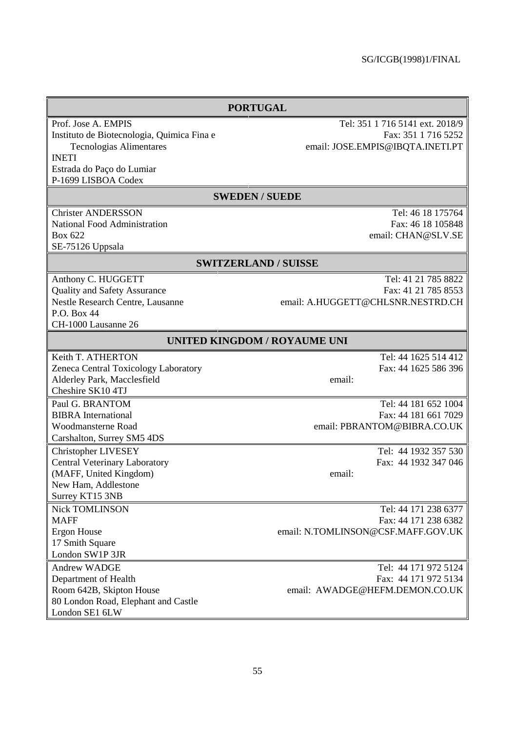| PORTUGAL | |
|---|---|
| Prof. Jose A. EMPIS<br>Instituto de Biotecnologia, Quimica Fina e Tecnologias Alimentares<br>INETI<br>Estrada do Paço do Lumiar<br>P-1699 LISBOA Codex | Tel: 351 1 716 5141 ext. 2018/9<br>Fax: 351 1 716 5252<br>email: JOSE.EMPIS@IBQTA.INETI.PT |
| **SWEDEN / SUEDE** | |
| Christer ANDERSSON<br>National Food Administration<br>Box 622<br>SE-75126 Uppsala | Tel: 46 18 175764<br>Fax: 46 18 105848<br>email: CHAN@SLV.SE |
| **SWITZERLAND / SUISSE** | |
| Anthony C. HUGGETT<br>Quality and Safety Assurance<br>Nestle Research Centre, Lausanne<br>P.O. Box 44<br>CH-1000 Lausanne 26 | Tel: 41 21 785 8822<br>Fax: 41 21 785 8553<br>email: A.HUGGETT@CHLSNR.NESTRD.CH |
| **UNITED KINGDOM / ROYAUME UNI** | |
| Keith T. ATHERTON<br>Zeneca Central Toxicology Laboratory<br>Alderley Park, Macclesfield<br>Cheshire SK10 4TJ | Tel: 44 1625 514 412<br>Fax: 44 1625 586 396<br>email: |
| Paul G. BRANTOM<br>BIBRA International<br>Woodmansterne Road<br>Carshalton, Surrey SM5 4DS | Tel: 44 181 652 1004<br>Fax: 44 181 661 7029<br>email: PBRANTOM@BIBRA.CO.UK |
| Christopher LIVESEY<br>Central Veterinary Laboratory<br>(MAFF, United Kingdom)<br>New Ham, Addlestone<br>Surrey KT15 3NB | Tel: 44 1932 357 530<br>Fax: 44 1932 347 046<br>email: |
| Nick TOMLINSON<br>MAFF<br>Ergon House<br>17 Smith Square<br>London SW1P 3JR | Tel: 44 171 238 6377<br>Fax: 44 171 238 6382<br>email: N.TOMLINSON@CSF.MAFF.GOV.UK |
| Andrew WADGE<br>Department of Health<br>Room 642B, Skipton House<br>80 London Road, Elephant and Castle<br>London SE1 6LW | Tel: 44 171 972 5124<br>Fax: 44 171 972 5134<br>email: AWADGE@HEFM.DEMON.CO.UK |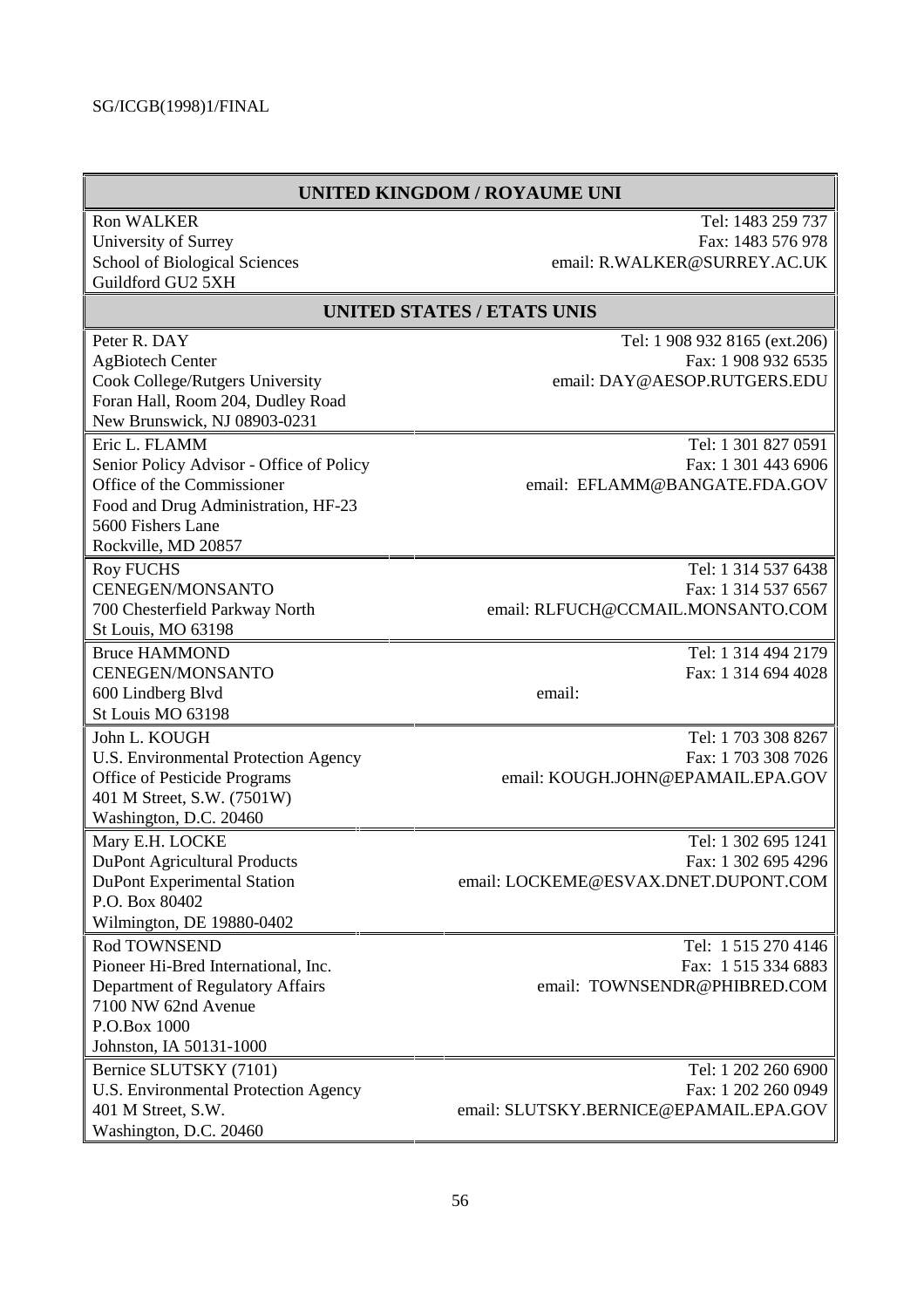## UNITED KINGDOM / ROYAUME UNI

| | |
|---|---|
| Ron WALKER<br>University of Surrey<br>School of Biological Sciences<br>Guildford GU2 5XH | Tel: 1483 259 737<br>Fax: 1483 576 978<br>email: R.WALKER@SURREY.AC.UK |

## UNITED STATES / ETATS UNIS

| | |
|---|---|
| Peter R. DAY<br>AgBiotech Center<br>Cook College/Rutgers University<br>Foran Hall, Room 204, Dudley Road<br>New Brunswick, NJ 08903-0231 | Tel: 1 908 932 8165 (ext.206)<br>Fax: 1 908 932 6535<br>email: DAY@AESOP.RUTGERS.EDU |
| Eric L. FLAMM<br>Senior Policy Advisor - Office of Policy<br>Office of the Commissioner<br>Food and Drug Administration, HF-23<br>5600 Fishers Lane<br>Rockville, MD 20857 | Tel: 1 301 827 0591<br>Fax: 1 301 443 6906<br>email: EFLAMM@BANGATE.FDA.GOV |
| Roy FUCHS<br>CENEGEN/MONSANTO<br>700 Chesterfield Parkway North<br>St Louis, MO 63198 | Tel: 1 314 537 6438<br>Fax: 1 314 537 6567<br>email: RLFUCH@CCMAIL.MONSANTO.COM |
| Bruce HAMMOND<br>CENEGEN/MONSANTO<br>600 Lindberg Blvd<br>St Louis MO 63198 | Tel: 1 314 494 2179<br>Fax: 1 314 694 4028<br>email: |
| John L. KOUGH<br>U.S. Environmental Protection Agency<br>Office of Pesticide Programs<br>401 M Street, S.W. (7501W)<br>Washington, D.C. 20460 | Tel: 1 703 308 8267<br>Fax: 1 703 308 7026<br>email: KOUGH.JOHN@EPAMAIL.EPA.GOV |
| Mary E.H. LOCKE<br>DuPont Agricultural Products<br>DuPont Experimental Station<br>P.O. Box 80402<br>Wilmington, DE 19880-0402 | Tel: 1 302 695 1241<br>Fax: 1 302 695 4296<br>email: LOCKEME@ESVAX.DNET.DUPONT.COM |
| Rod TOWNSEND<br>Pioneer Hi-Bred International, Inc.<br>Department of Regulatory Affairs<br>7100 NW 62nd Avenue<br>P.O.Box 1000<br>Johnston, IA 50131-1000 | Tel: 1 515 270 4146<br>Fax: 1 515 334 6883<br>email: TOWNSENDR@PHIBRED.COM |
| Bernice SLUTSKY (7101)<br>U.S. Environmental Protection Agency<br>401 M Street, S.W.<br>Washington, D.C. 20460 | Tel: 1 202 260 6900<br>Fax: 1 202 260 0949<br>email: SLUTSKY.BERNICE@EPAMAIL.EPA.GOV |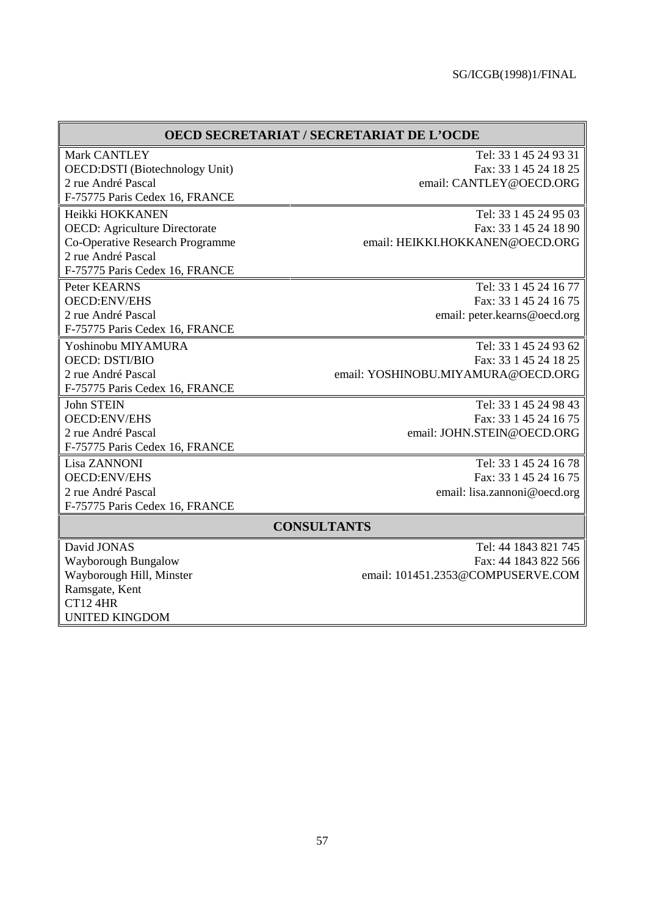| OECD SECRETARIAT / SECRETARIAT DE L'OCDE | |
|---|---|
| Mark CANTLEY<br>OECD:DSTI (Biotechnology Unit)<br>2 rue André Pascal<br>F-75775 Paris Cedex 16, FRANCE | Tel: 33 1 45 24 93 31<br>Fax: 33 1 45 24 18 25<br>email: CANTLEY@OECD.ORG |
| Heikki HOKKANEN<br>OECD: Agriculture Directorate<br>Co-Operative Research Programme<br>2 rue André Pascal<br>F-75775 Paris Cedex 16, FRANCE | Tel: 33 1 45 24 95 03<br>Fax: 33 1 45 24 18 90<br>email: HEIKKI.HOKKANEN@OECD.ORG |
| Peter KEARNS<br>OECD:ENV/EHS<br>2 rue André Pascal<br>F-75775 Paris Cedex 16, FRANCE | Tel: 33 1 45 24 16 77<br>Fax: 33 1 45 24 16 75<br>email: peter.kearns@oecd.org |
| Yoshinobu MIYAMURA<br>OECD: DSTI/BIO<br>2 rue André Pascal<br>F-75775 Paris Cedex 16, FRANCE | Tel: 33 1 45 24 93 62<br>Fax: 33 1 45 24 18 25<br>email: YOSHINOBU.MIYAMURA@OECD.ORG |
| John STEIN<br>OECD:ENV/EHS<br>2 rue André Pascal<br>F-75775 Paris Cedex 16, FRANCE | Tel: 33 1 45 24 98 43<br>Fax: 33 1 45 24 16 75<br>email: JOHN.STEIN@OECD.ORG |
| Lisa ZANNONI<br>OECD:ENV/EHS<br>2 rue André Pascal<br>F-75775 Paris Cedex 16, FRANCE | Tel: 33 1 45 24 16 78<br>Fax: 33 1 45 24 16 75<br>email: lisa.zannoni@oecd.org |
| **CONSULTANTS** | |
| David JONAS<br>Wayborough Bungalow<br>Wayborough Hill, Minster<br>Ramsgate, Kent<br>CT12 4HR<br>UNITED KINGDOM | Tel: 44 1843 821 745<br>Fax: 44 1843 822 566<br>email: 101451.2353@COMPUSERVE.COM |